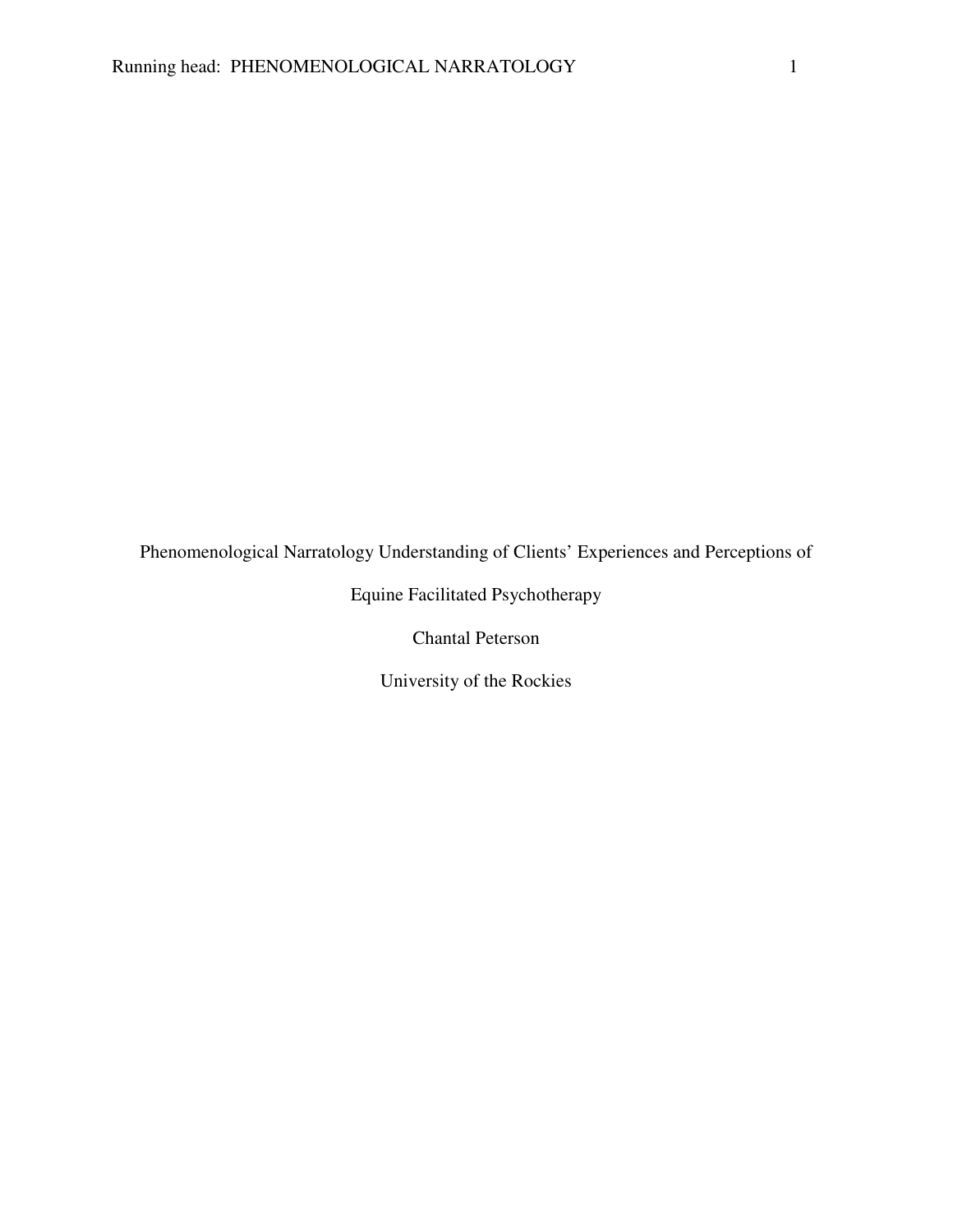# Phenomenological Narratology Understanding of Clients' Experiences and Perceptions of Equine Facilitated Psychotherapy

Chantal Peterson

University of the Rockies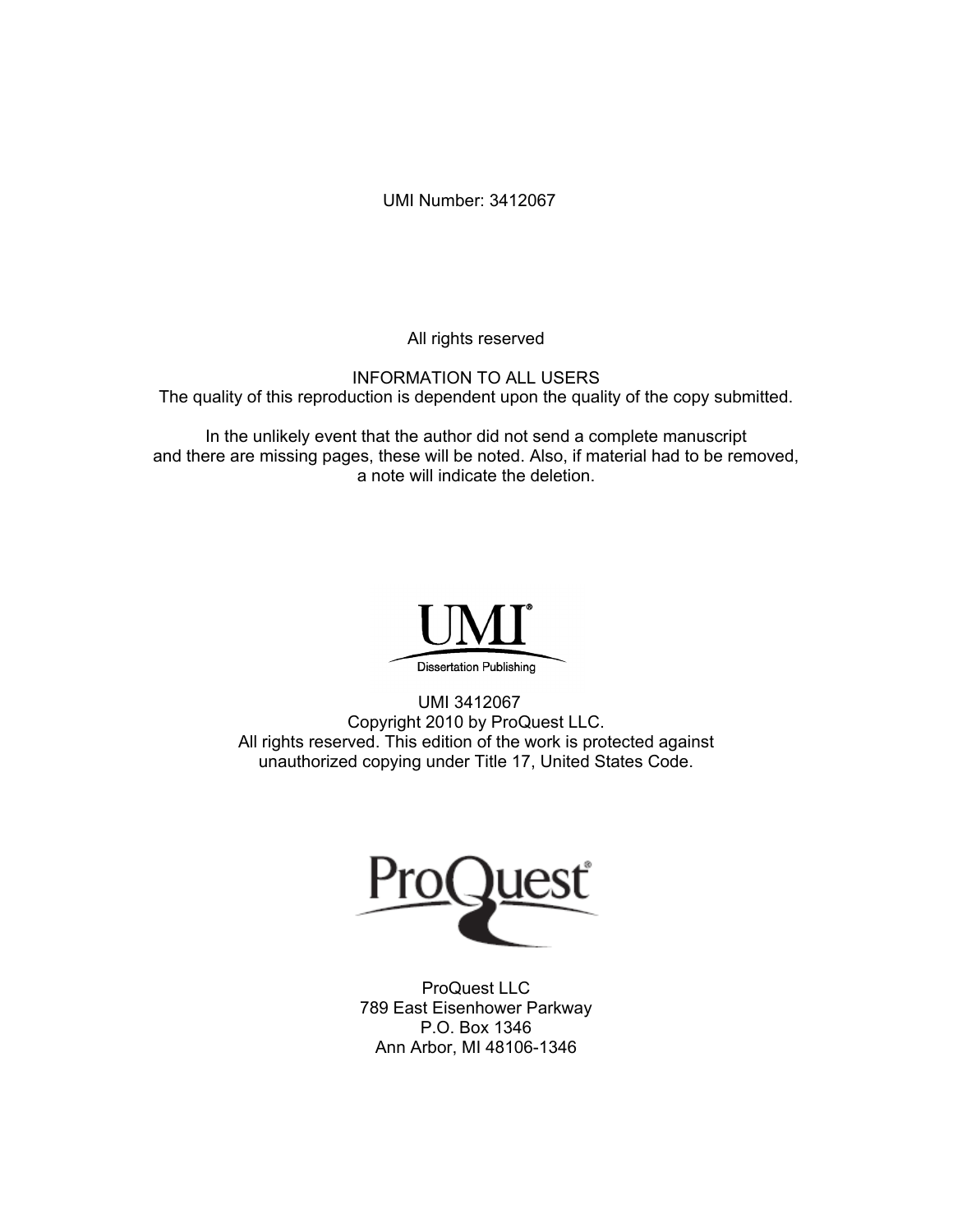UMI Number: 3412067

All rights reserved

INFORMATION TO ALL USERS
The quality of this reproduction is dependent upon the quality of the copy submitted.

In the unlikely event that the author did not send a complete manuscript and there are missing pages, these will be noted. Also, if material had to be removed, a note will indicate the deletion.

UMI®
Dissertation Publishing

UMI 3412067
Copyright 2010 by ProQuest LLC.
All rights reserved. This edition of the work is protected against unauthorized copying under Title 17, United States Code.

ProQuest®

ProQuest LLC
789 East Eisenhower Parkway
P.O. Box 1346
Ann Arbor, MI 48106-1346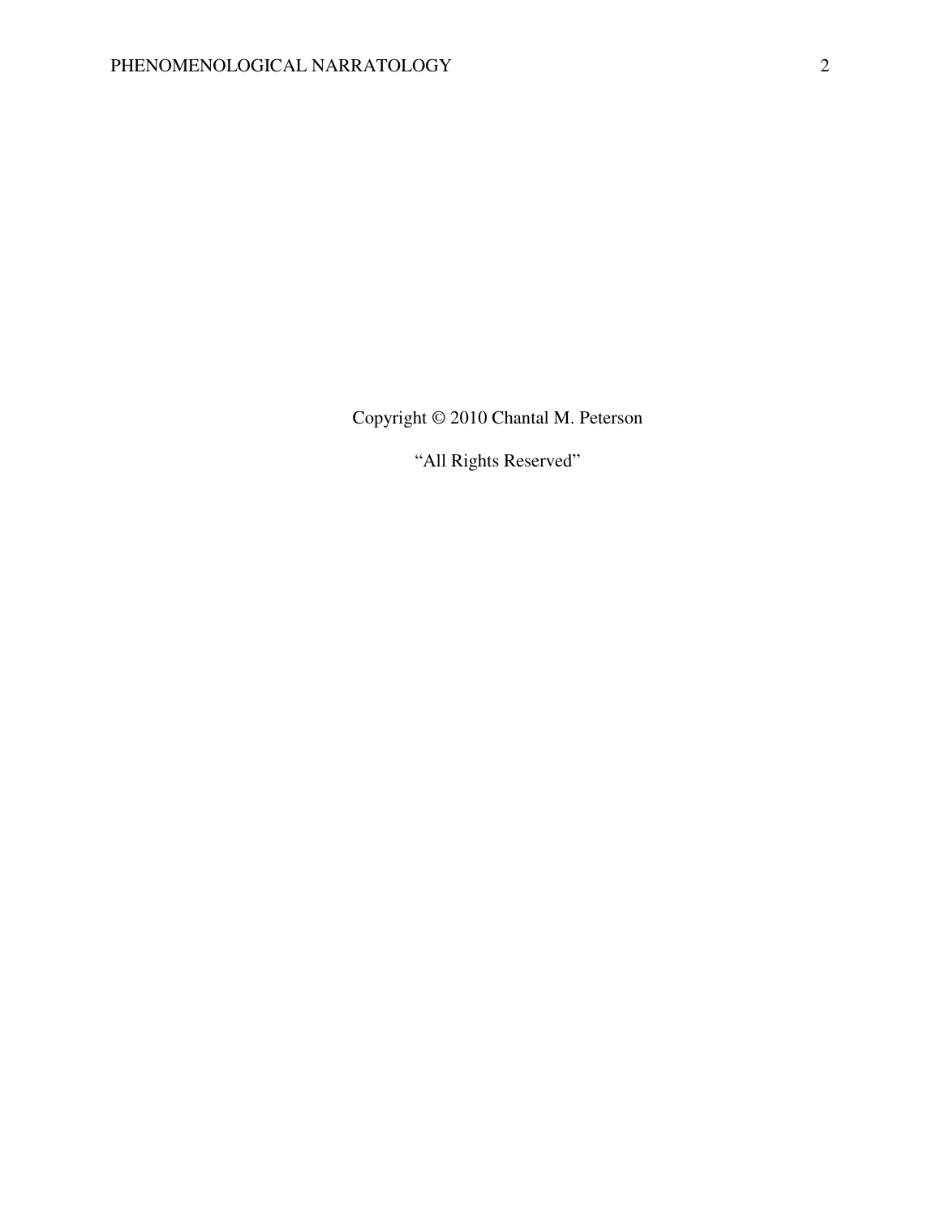Copyright © 2010 Chantal M. Peterson

"All Rights Reserved"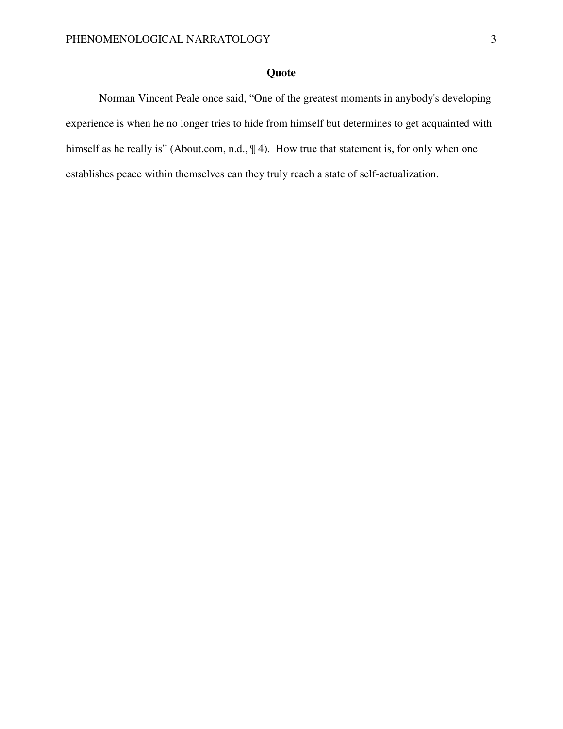## Quote

Norman Vincent Peale once said, “One of the greatest moments in anybody's developing experience is when he no longer tries to hide from himself but determines to get acquainted with himself as he really is” (About.com, n.d., ¶ 4). How true that statement is, for only when one establishes peace within themselves can they truly reach a state of self-actualization.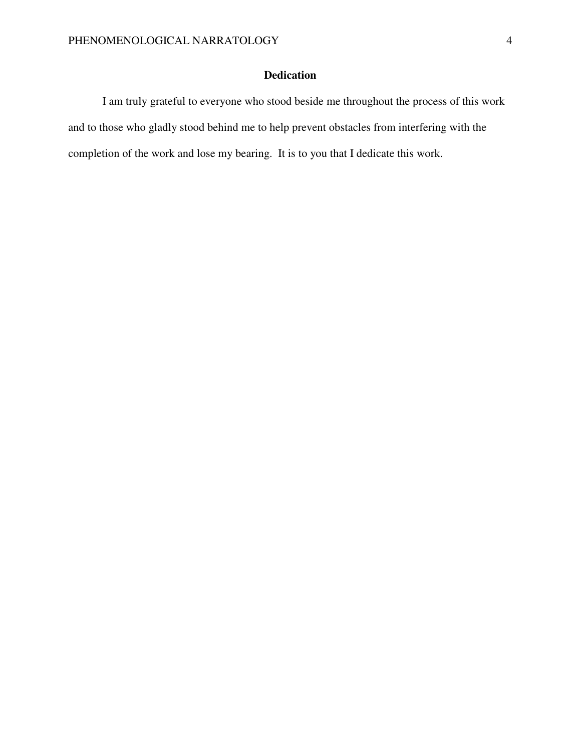## Dedication

I am truly grateful to everyone who stood beside me throughout the process of this work and to those who gladly stood behind me to help prevent obstacles from interfering with the completion of the work and lose my bearing. It is to you that I dedicate this work.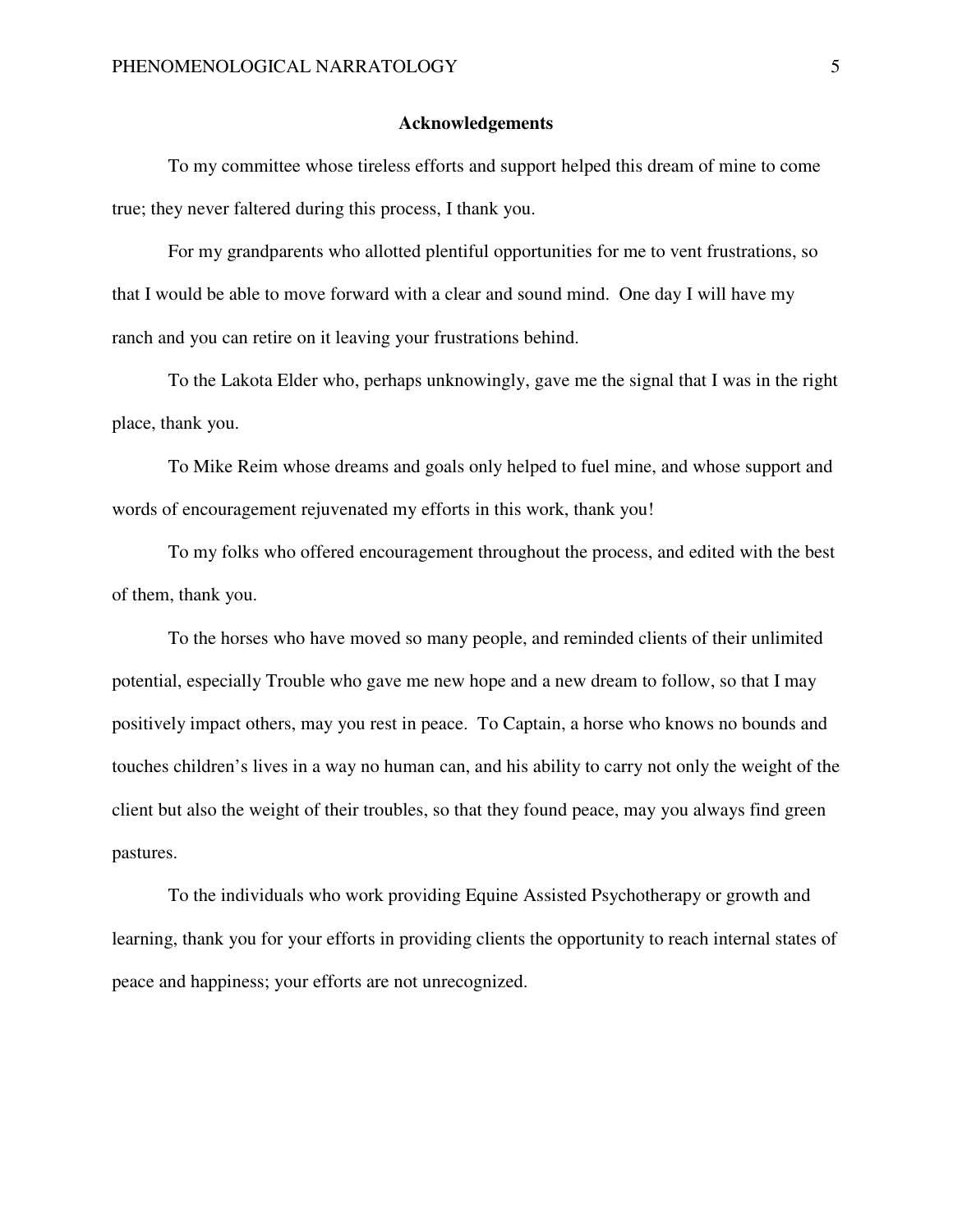## Acknowledgements

To my committee whose tireless efforts and support helped this dream of mine to come true; they never faltered during this process, I thank you.

For my grandparents who allotted plentiful opportunities for me to vent frustrations, so that I would be able to move forward with a clear and sound mind. One day I will have my ranch and you can retire on it leaving your frustrations behind.

To the Lakota Elder who, perhaps unknowingly, gave me the signal that I was in the right place, thank you.

To Mike Reim whose dreams and goals only helped to fuel mine, and whose support and words of encouragement rejuvenated my efforts in this work, thank you!

To my folks who offered encouragement throughout the process, and edited with the best of them, thank you.

To the horses who have moved so many people, and reminded clients of their unlimited potential, especially Trouble who gave me new hope and a new dream to follow, so that I may positively impact others, may you rest in peace. To Captain, a horse who knows no bounds and touches children's lives in a way no human can, and his ability to carry not only the weight of the client but also the weight of their troubles, so that they found peace, may you always find green pastures.

To the individuals who work providing Equine Assisted Psychotherapy or growth and learning, thank you for your efforts in providing clients the opportunity to reach internal states of peace and happiness; your efforts are not unrecognized.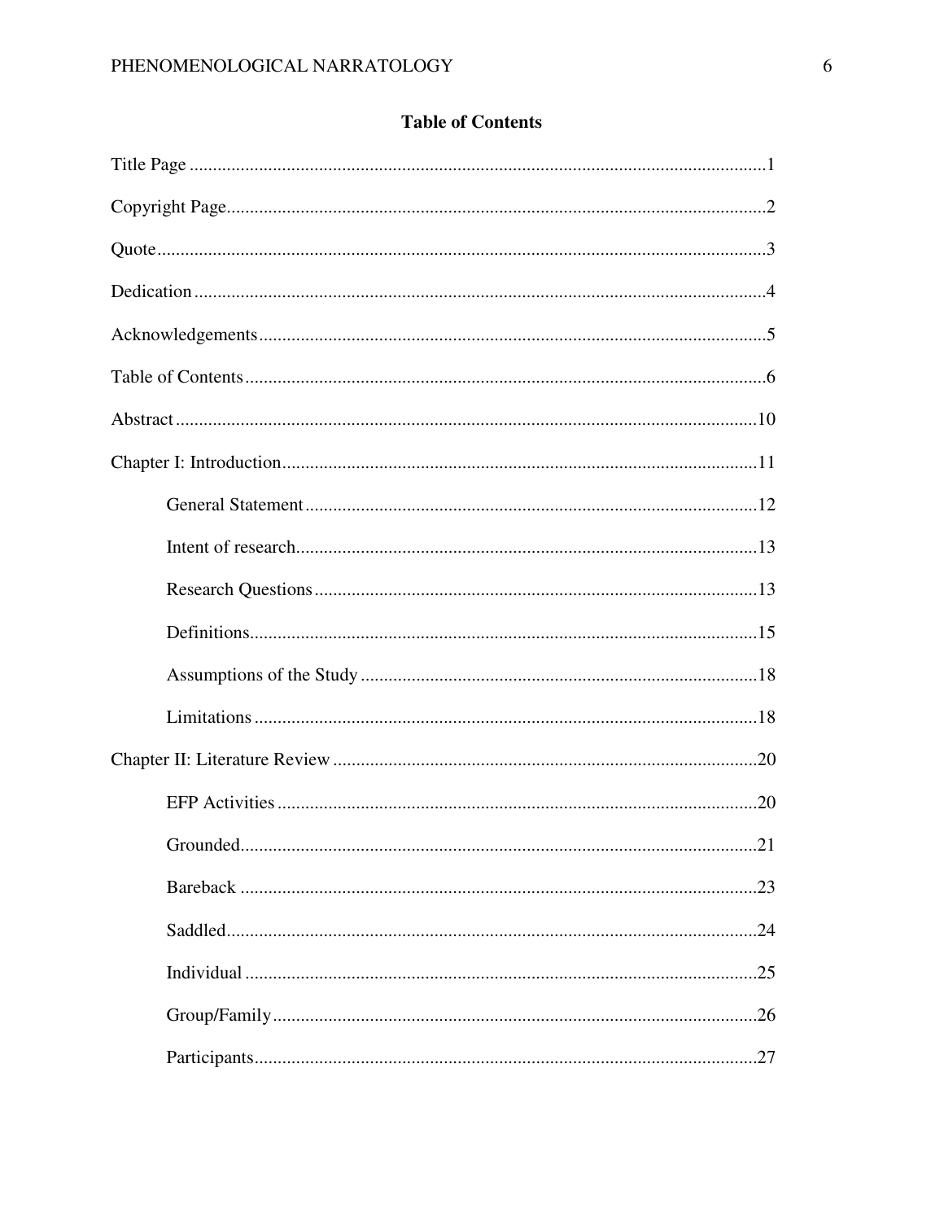## Table of Contents

Title Page ....................................................................................................................1

Copyright Page..............................................................................................................2

Quote.............................................................................................................................3

Dedication .....................................................................................................................4

Acknowledgements........................................................................................................5

Table of Contents...........................................................................................................6

Abstract........................................................................................................................10

Chapter I: Introduction.................................................................................................11

- General Statement ...........................................................................................12
- Intent of research..............................................................................................13
- Research Questions..........................................................................................13
- Definitions........................................................................................................15
- Assumptions of the Study ................................................................................18
- Limitations .......................................................................................................18

Chapter II: Literature Review ......................................................................................20

- EFP Activities ..................................................................................................20
- Grounded..........................................................................................................21
- Bareback ..........................................................................................................23
- Saddled.............................................................................................................24
- Individual .........................................................................................................25
- Group/Family...................................................................................................26
- Participants.......................................................................................................27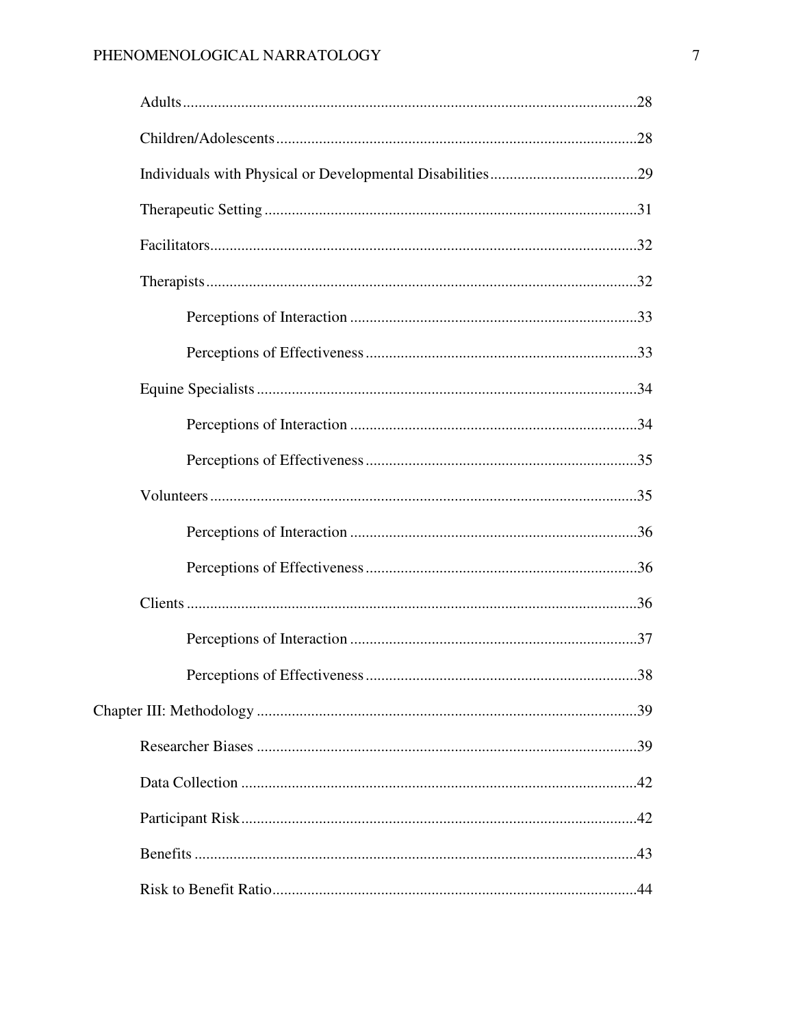Adults .....................................................................................................28

Children/Adolescents ...........................................................................................28

Individuals with Physical or Developmental Disabilities .....................................29

Therapeutic Setting ...............................................................................................31

Facilitators ............................................................................................................32

Therapists ..............................................................................................................32

Perceptions of Interaction .........................................................................33

Perceptions of Effectiveness .....................................................................33

Equine Specialists .................................................................................................34

Perceptions of Interaction .........................................................................34

Perceptions of Effectiveness .....................................................................35

Volunteers .............................................................................................................35

Perceptions of Interaction .........................................................................36

Perceptions of Effectiveness .....................................................................36

Clients ...................................................................................................................36

Perceptions of Interaction .........................................................................37

Perceptions of Effectiveness .....................................................................38

Chapter III: Methodology .................................................................................................39

Researcher Biases .................................................................................................39

Data Collection .....................................................................................................42

Participant Risk .....................................................................................................42

Benefits .................................................................................................................43

Risk to Benefit Ratio ............................................................................................44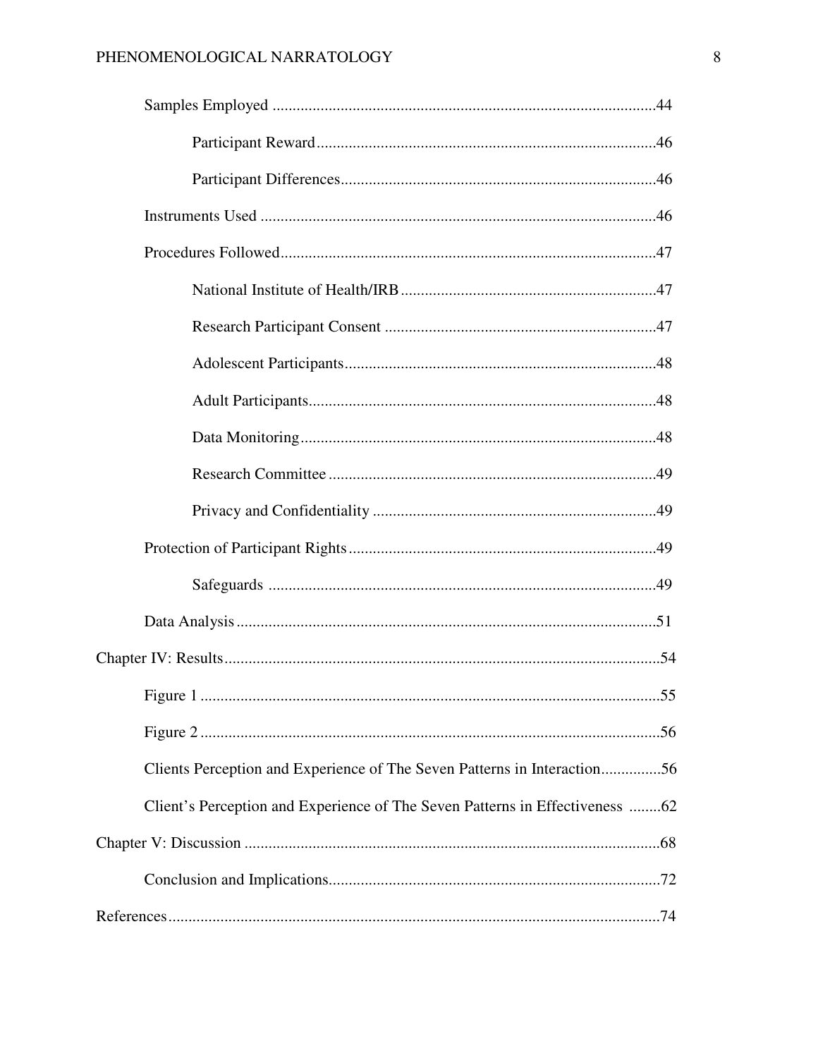Samples Employed ....................................................................................................44

Participant Reward....................................................................................46

Participant Differences..............................................................................46

Instruments Used ....................................................................................................46

Procedures Followed...............................................................................................47

National Institute of Health/IRB...............................................................47

Research Participant Consent ...................................................................47

Adolescent Participants.............................................................................48

Adult Participants......................................................................................48

Data Monitoring........................................................................................48

Research Committee .................................................................................49

Privacy and Confidentiality ......................................................................49

Protection of Participant Rights..............................................................................49

Safeguards ................................................................................................49

Data Analysis..........................................................................................................51

Chapter IV: Results.............................................................................................................54

Figure 1 ...................................................................................................................55

Figure 2 ...................................................................................................................56

Clients Perception and Experience of The Seven Patterns in Interaction...............56

Client's Perception and Experience of The Seven Patterns in Effectiveness ........62

Chapter V: Discussion ........................................................................................................68

Conclusion and Implications...................................................................................72

References..........................................................................................................................74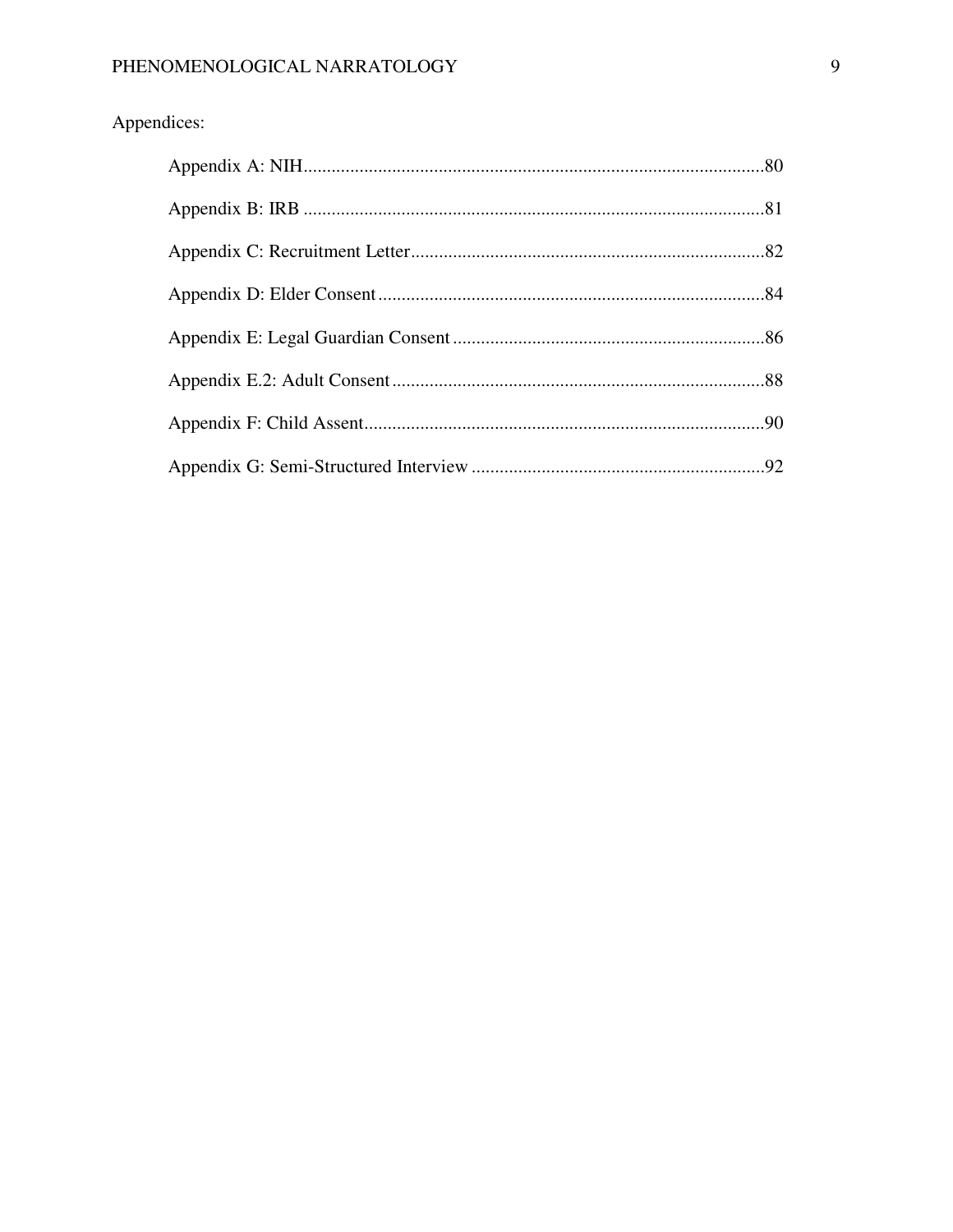Appendices:

- Appendix A: NIH....................................................................................................80
- Appendix B: IRB ...................................................................................................81
- Appendix C: Recruitment Letter............................................................................82
- Appendix D: Elder Consent....................................................................................84
- Appendix E: Legal Guardian Consent...................................................................86
- Appendix E.2: Adult Consent................................................................................88
- Appendix F: Child Assent......................................................................................90
- Appendix G: Semi-Structured Interview ...............................................................92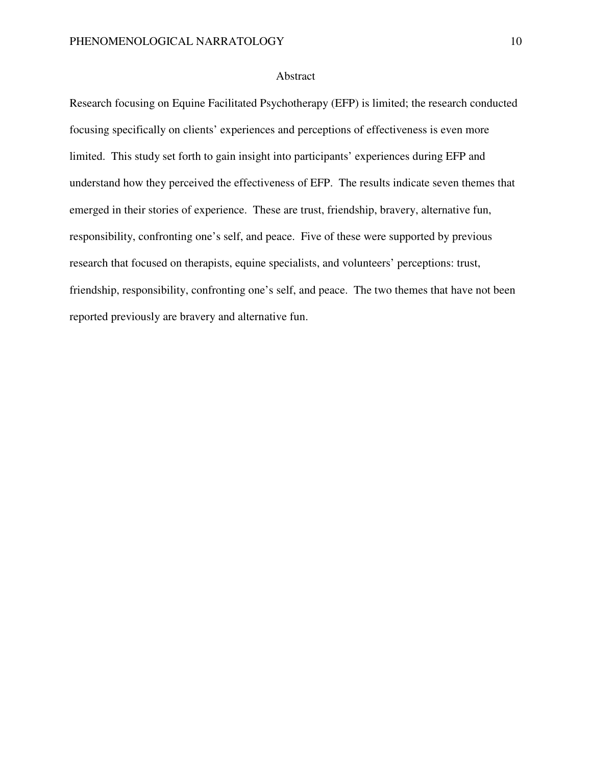# Abstract

Research focusing on Equine Facilitated Psychotherapy (EFP) is limited; the research conducted focusing specifically on clients' experiences and perceptions of effectiveness is even more limited. This study set forth to gain insight into participants' experiences during EFP and understand how they perceived the effectiveness of EFP. The results indicate seven themes that emerged in their stories of experience. These are trust, friendship, bravery, alternative fun, responsibility, confronting one's self, and peace. Five of these were supported by previous research that focused on therapists, equine specialists, and volunteers' perceptions: trust, friendship, responsibility, confronting one's self, and peace. The two themes that have not been reported previously are bravery and alternative fun.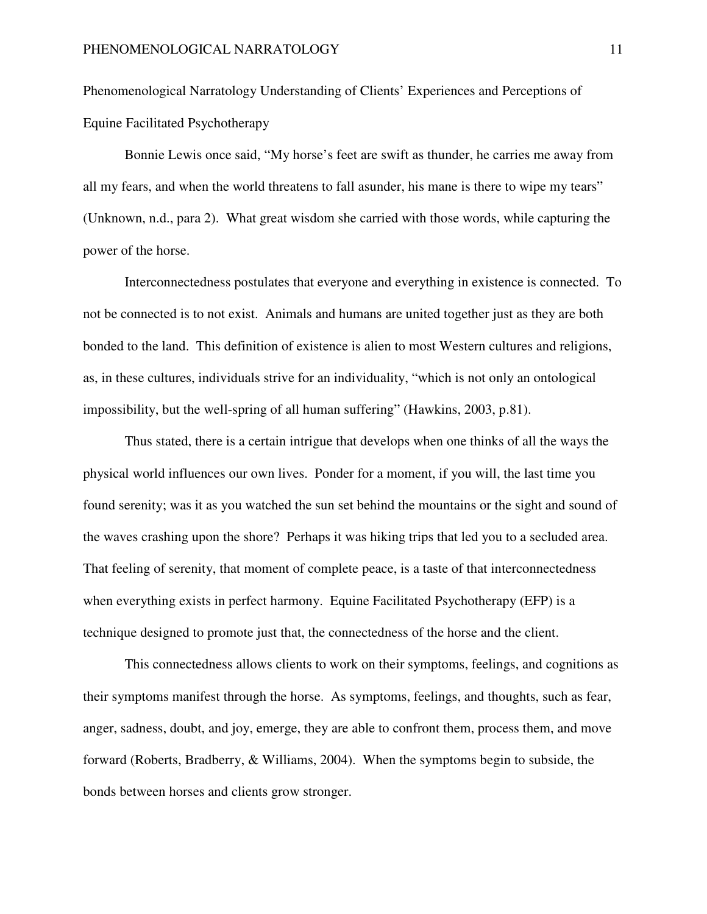# Phenomenological Narratology Understanding of Clients' Experiences and Perceptions of Equine Facilitated Psychotherapy

Bonnie Lewis once said, "My horse's feet are swift as thunder, he carries me away from all my fears, and when the world threatens to fall asunder, his mane is there to wipe my tears" (Unknown, n.d., para 2). What great wisdom she carried with those words, while capturing the power of the horse.

Interconnectedness postulates that everyone and everything in existence is connected. To not be connected is to not exist. Animals and humans are united together just as they are both bonded to the land. This definition of existence is alien to most Western cultures and religions, as, in these cultures, individuals strive for an individuality, "which is not only an ontological impossibility, but the well-spring of all human suffering" (Hawkins, 2003, p.81).

Thus stated, there is a certain intrigue that develops when one thinks of all the ways the physical world influences our own lives. Ponder for a moment, if you will, the last time you found serenity; was it as you watched the sun set behind the mountains or the sight and sound of the waves crashing upon the shore? Perhaps it was hiking trips that led you to a secluded area. That feeling of serenity, that moment of complete peace, is a taste of that interconnectedness when everything exists in perfect harmony. Equine Facilitated Psychotherapy (EFP) is a technique designed to promote just that, the connectedness of the horse and the client.

This connectedness allows clients to work on their symptoms, feelings, and cognitions as their symptoms manifest through the horse. As symptoms, feelings, and thoughts, such as fear, anger, sadness, doubt, and joy, emerge, they are able to confront them, process them, and move forward (Roberts, Bradberry, & Williams, 2004). When the symptoms begin to subside, the bonds between horses and clients grow stronger.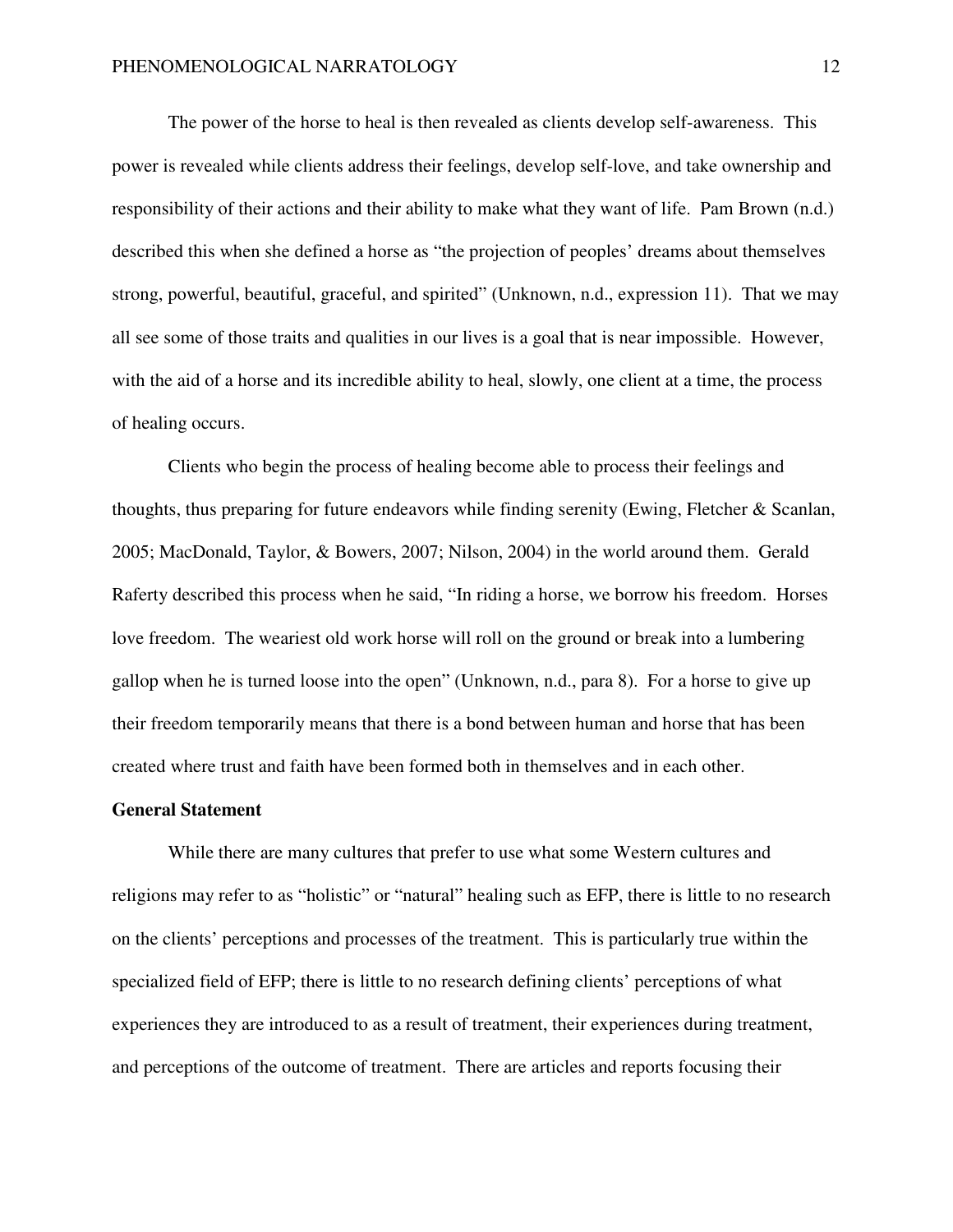The power of the horse to heal is then revealed as clients develop self-awareness. This power is revealed while clients address their feelings, develop self-love, and take ownership and responsibility of their actions and their ability to make what they want of life. Pam Brown (n.d.) described this when she defined a horse as "the projection of peoples' dreams about themselves strong, powerful, beautiful, graceful, and spirited" (Unknown, n.d., expression 11). That we may all see some of those traits and qualities in our lives is a goal that is near impossible. However, with the aid of a horse and its incredible ability to heal, slowly, one client at a time, the process of healing occurs.

Clients who begin the process of healing become able to process their feelings and thoughts, thus preparing for future endeavors while finding serenity (Ewing, Fletcher & Scanlan, 2005; MacDonald, Taylor, & Bowers, 2007; Nilson, 2004) in the world around them. Gerald Raferty described this process when he said, "In riding a horse, we borrow his freedom. Horses love freedom. The weariest old work horse will roll on the ground or break into a lumbering gallop when he is turned loose into the open" (Unknown, n.d., para 8). For a horse to give up their freedom temporarily means that there is a bond between human and horse that has been created where trust and faith have been formed both in themselves and in each other.

## General Statement

While there are many cultures that prefer to use what some Western cultures and religions may refer to as "holistic" or "natural" healing such as EFP, there is little to no research on the clients' perceptions and processes of the treatment. This is particularly true within the specialized field of EFP; there is little to no research defining clients' perceptions of what experiences they are introduced to as a result of treatment, their experiences during treatment, and perceptions of the outcome of treatment. There are articles and reports focusing their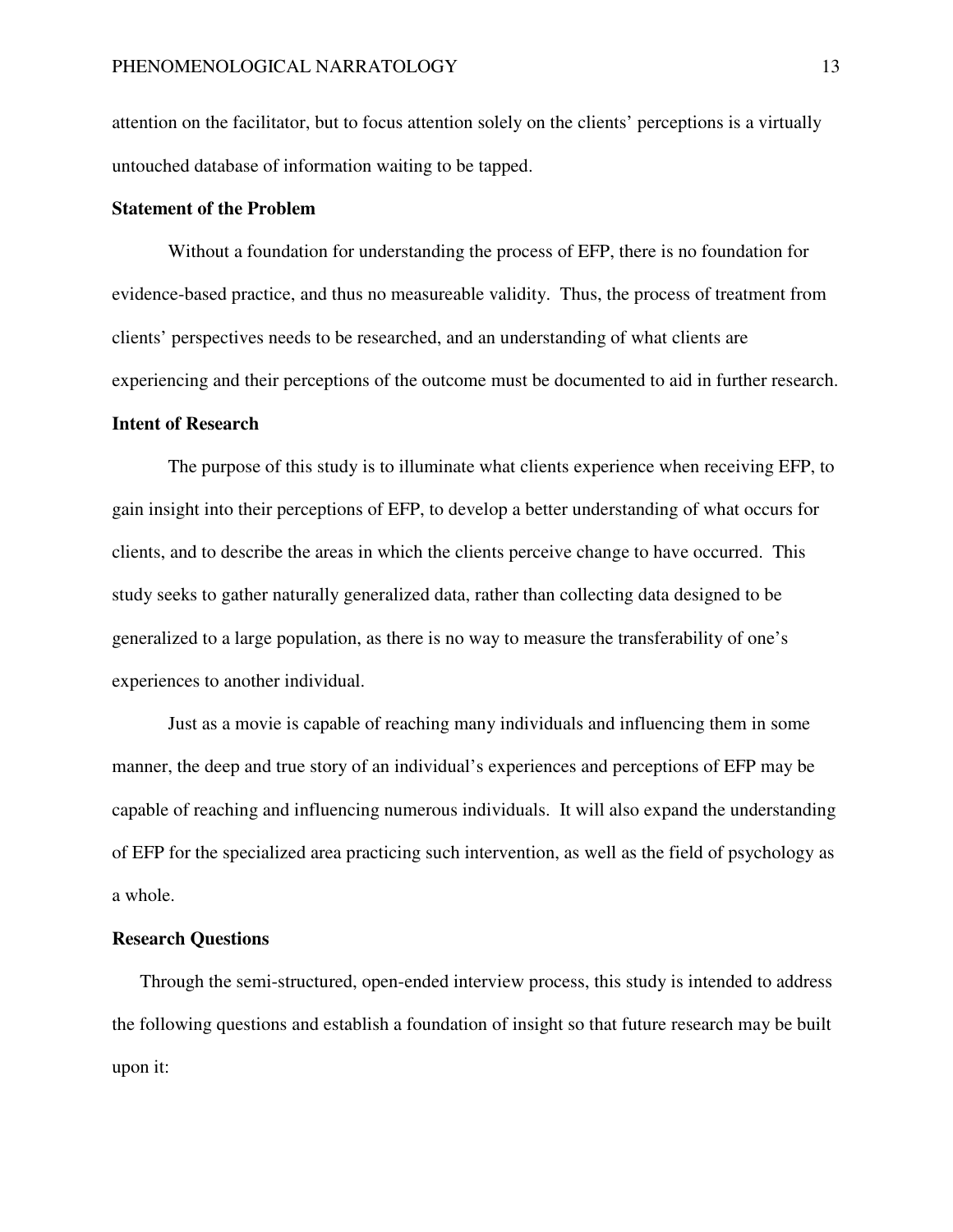attention on the facilitator, but to focus attention solely on the clients' perceptions is a virtually untouched database of information waiting to be tapped.

### Statement of the Problem

Without a foundation for understanding the process of EFP, there is no foundation for evidence-based practice, and thus no measureable validity. Thus, the process of treatment from clients' perspectives needs to be researched, and an understanding of what clients are experiencing and their perceptions of the outcome must be documented to aid in further research.

### Intent of Research

The purpose of this study is to illuminate what clients experience when receiving EFP, to gain insight into their perceptions of EFP, to develop a better understanding of what occurs for clients, and to describe the areas in which the clients perceive change to have occurred. This study seeks to gather naturally generalized data, rather than collecting data designed to be generalized to a large population, as there is no way to measure the transferability of one's experiences to another individual.

Just as a movie is capable of reaching many individuals and influencing them in some manner, the deep and true story of an individual's experiences and perceptions of EFP may be capable of reaching and influencing numerous individuals. It will also expand the understanding of EFP for the specialized area practicing such intervention, as well as the field of psychology as a whole.

### Research Questions

Through the semi-structured, open-ended interview process, this study is intended to address the following questions and establish a foundation of insight so that future research may be built upon it: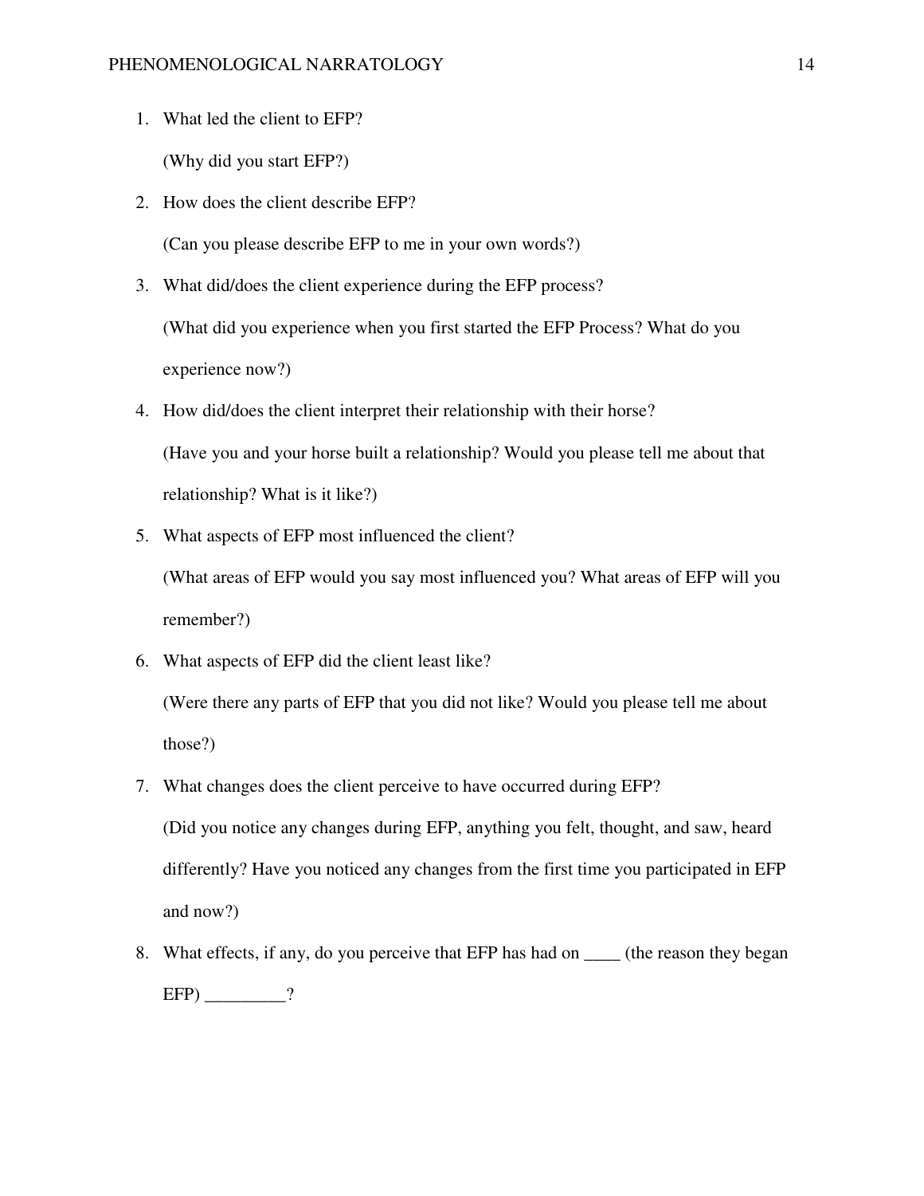1. What led the client to EFP?

   (Why did you start EFP?)

2. How does the client describe EFP?

   (Can you please describe EFP to me in your own words?)

3. What did/does the client experience during the EFP process?

   (What did you experience when you first started the EFP Process? What do you experience now?)

4. How did/does the client interpret their relationship with their horse?

   (Have you and your horse built a relationship? Would you please tell me about that relationship? What is it like?)

5. What aspects of EFP most influenced the client?

   (What areas of EFP would you say most influenced you? What areas of EFP will you remember?)

6. What aspects of EFP did the client least like?

   (Were there any parts of EFP that you did not like? Would you please tell me about those?)

7. What changes does the client perceive to have occurred during EFP?

   (Did you notice any changes during EFP, anything you felt, thought, and saw, heard differently? Have you noticed any changes from the first time you participated in EFP and now?)

8. What effects, if any, do you perceive that EFP has had on ____ (the reason they began EFP) _________?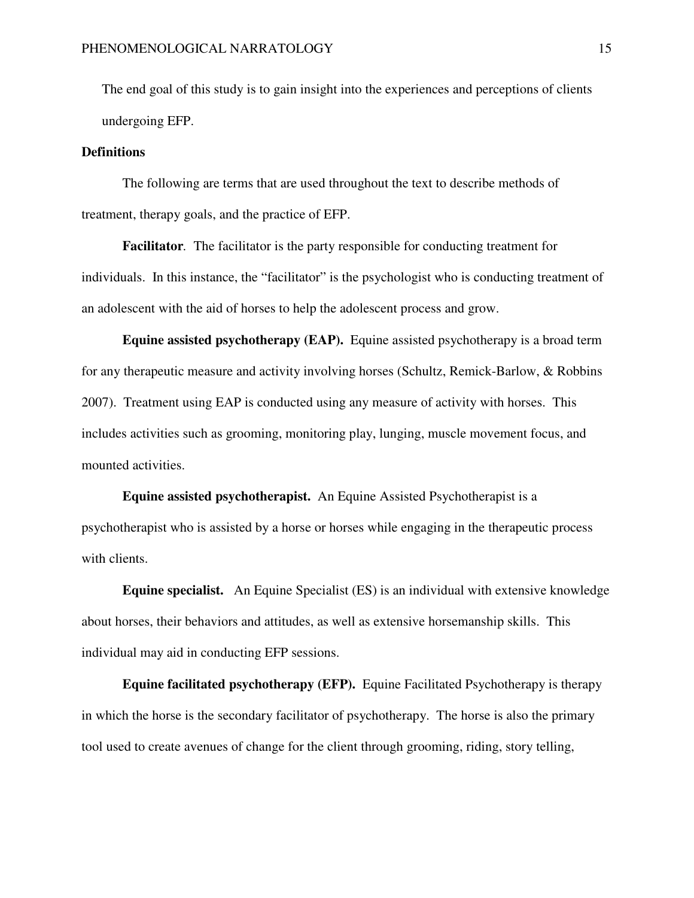The end goal of this study is to gain insight into the experiences and perceptions of clients undergoing EFP.

## Definitions

The following are terms that are used throughout the text to describe methods of treatment, therapy goals, and the practice of EFP.

**Facilitator**. The facilitator is the party responsible for conducting treatment for individuals. In this instance, the "facilitator" is the psychologist who is conducting treatment of an adolescent with the aid of horses to help the adolescent process and grow.

**Equine assisted psychotherapy (EAP).** Equine assisted psychotherapy is a broad term for any therapeutic measure and activity involving horses (Schultz, Remick-Barlow, & Robbins 2007). Treatment using EAP is conducted using any measure of activity with horses. This includes activities such as grooming, monitoring play, lunging, muscle movement focus, and mounted activities.

**Equine assisted psychotherapist.** An Equine Assisted Psychotherapist is a psychotherapist who is assisted by a horse or horses while engaging in the therapeutic process with clients.

**Equine specialist.** An Equine Specialist (ES) is an individual with extensive knowledge about horses, their behaviors and attitudes, as well as extensive horsemanship skills. This individual may aid in conducting EFP sessions.

**Equine facilitated psychotherapy (EFP).** Equine Facilitated Psychotherapy is therapy in which the horse is the secondary facilitator of psychotherapy. The horse is also the primary tool used to create avenues of change for the client through grooming, riding, story telling,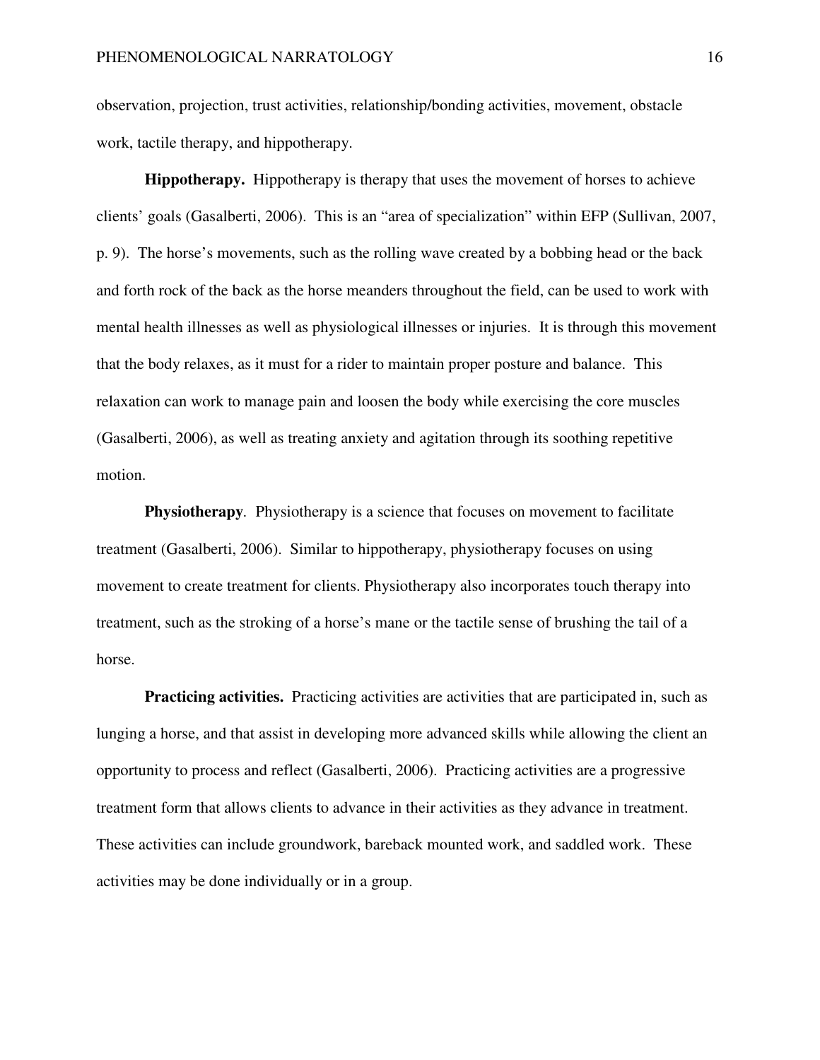observation, projection, trust activities, relationship/bonding activities, movement, obstacle work, tactile therapy, and hippotherapy.

**Hippotherapy.** Hippotherapy is therapy that uses the movement of horses to achieve clients' goals (Gasalberti, 2006). This is an "area of specialization" within EFP (Sullivan, 2007, p. 9). The horse's movements, such as the rolling wave created by a bobbing head or the back and forth rock of the back as the horse meanders throughout the field, can be used to work with mental health illnesses as well as physiological illnesses or injuries. It is through this movement that the body relaxes, as it must for a rider to maintain proper posture and balance. This relaxation can work to manage pain and loosen the body while exercising the core muscles (Gasalberti, 2006), as well as treating anxiety and agitation through its soothing repetitive motion.

**Physiotherapy**. Physiotherapy is a science that focuses on movement to facilitate treatment (Gasalberti, 2006). Similar to hippotherapy, physiotherapy focuses on using movement to create treatment for clients. Physiotherapy also incorporates touch therapy into treatment, such as the stroking of a horse's mane or the tactile sense of brushing the tail of a horse.

**Practicing activities.** Practicing activities are activities that are participated in, such as lunging a horse, and that assist in developing more advanced skills while allowing the client an opportunity to process and reflect (Gasalberti, 2006). Practicing activities are a progressive treatment form that allows clients to advance in their activities as they advance in treatment. These activities can include groundwork, bareback mounted work, and saddled work. These activities may be done individually or in a group.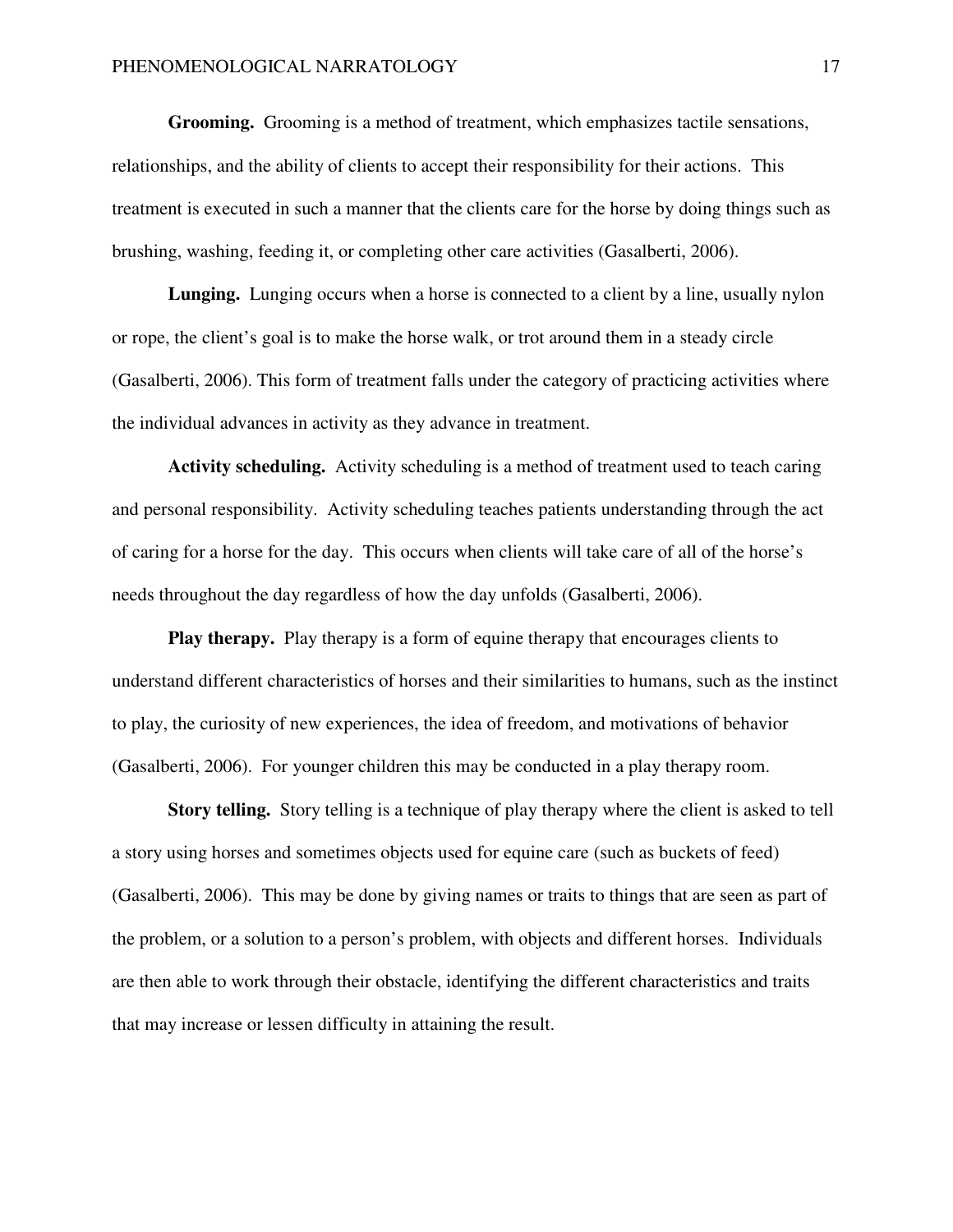**Grooming.** Grooming is a method of treatment, which emphasizes tactile sensations, relationships, and the ability of clients to accept their responsibility for their actions. This treatment is executed in such a manner that the clients care for the horse by doing things such as brushing, washing, feeding it, or completing other care activities (Gasalberti, 2006).

**Lunging.** Lunging occurs when a horse is connected to a client by a line, usually nylon or rope, the client's goal is to make the horse walk, or trot around them in a steady circle (Gasalberti, 2006). This form of treatment falls under the category of practicing activities where the individual advances in activity as they advance in treatment.

**Activity scheduling.** Activity scheduling is a method of treatment used to teach caring and personal responsibility. Activity scheduling teaches patients understanding through the act of caring for a horse for the day. This occurs when clients will take care of all of the horse's needs throughout the day regardless of how the day unfolds (Gasalberti, 2006).

**Play therapy.** Play therapy is a form of equine therapy that encourages clients to understand different characteristics of horses and their similarities to humans, such as the instinct to play, the curiosity of new experiences, the idea of freedom, and motivations of behavior (Gasalberti, 2006). For younger children this may be conducted in a play therapy room.

**Story telling.** Story telling is a technique of play therapy where the client is asked to tell a story using horses and sometimes objects used for equine care (such as buckets of feed) (Gasalberti, 2006). This may be done by giving names or traits to things that are seen as part of the problem, or a solution to a person's problem, with objects and different horses. Individuals are then able to work through their obstacle, identifying the different characteristics and traits that may increase or lessen difficulty in attaining the result.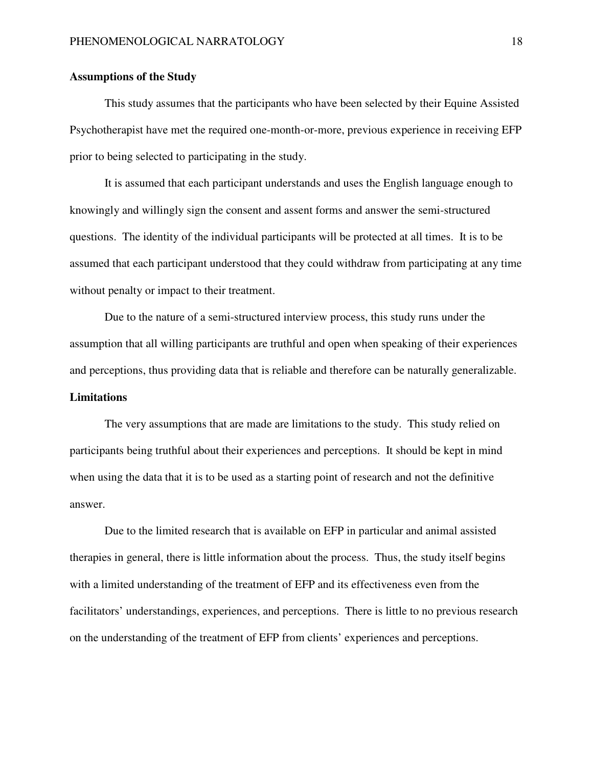**Assumptions of the Study**

This study assumes that the participants who have been selected by their Equine Assisted Psychotherapist have met the required one-month-or-more, previous experience in receiving EFP prior to being selected to participating in the study.

It is assumed that each participant understands and uses the English language enough to knowingly and willingly sign the consent and assent forms and answer the semi-structured questions. The identity of the individual participants will be protected at all times. It is to be assumed that each participant understood that they could withdraw from participating at any time without penalty or impact to their treatment.

Due to the nature of a semi-structured interview process, this study runs under the assumption that all willing participants are truthful and open when speaking of their experiences and perceptions, thus providing data that is reliable and therefore can be naturally generalizable.

**Limitations**

The very assumptions that are made are limitations to the study. This study relied on participants being truthful about their experiences and perceptions. It should be kept in mind when using the data that it is to be used as a starting point of research and not the definitive answer.

Due to the limited research that is available on EFP in particular and animal assisted therapies in general, there is little information about the process. Thus, the study itself begins with a limited understanding of the treatment of EFP and its effectiveness even from the facilitators' understandings, experiences, and perceptions. There is little to no previous research on the understanding of the treatment of EFP from clients' experiences and perceptions.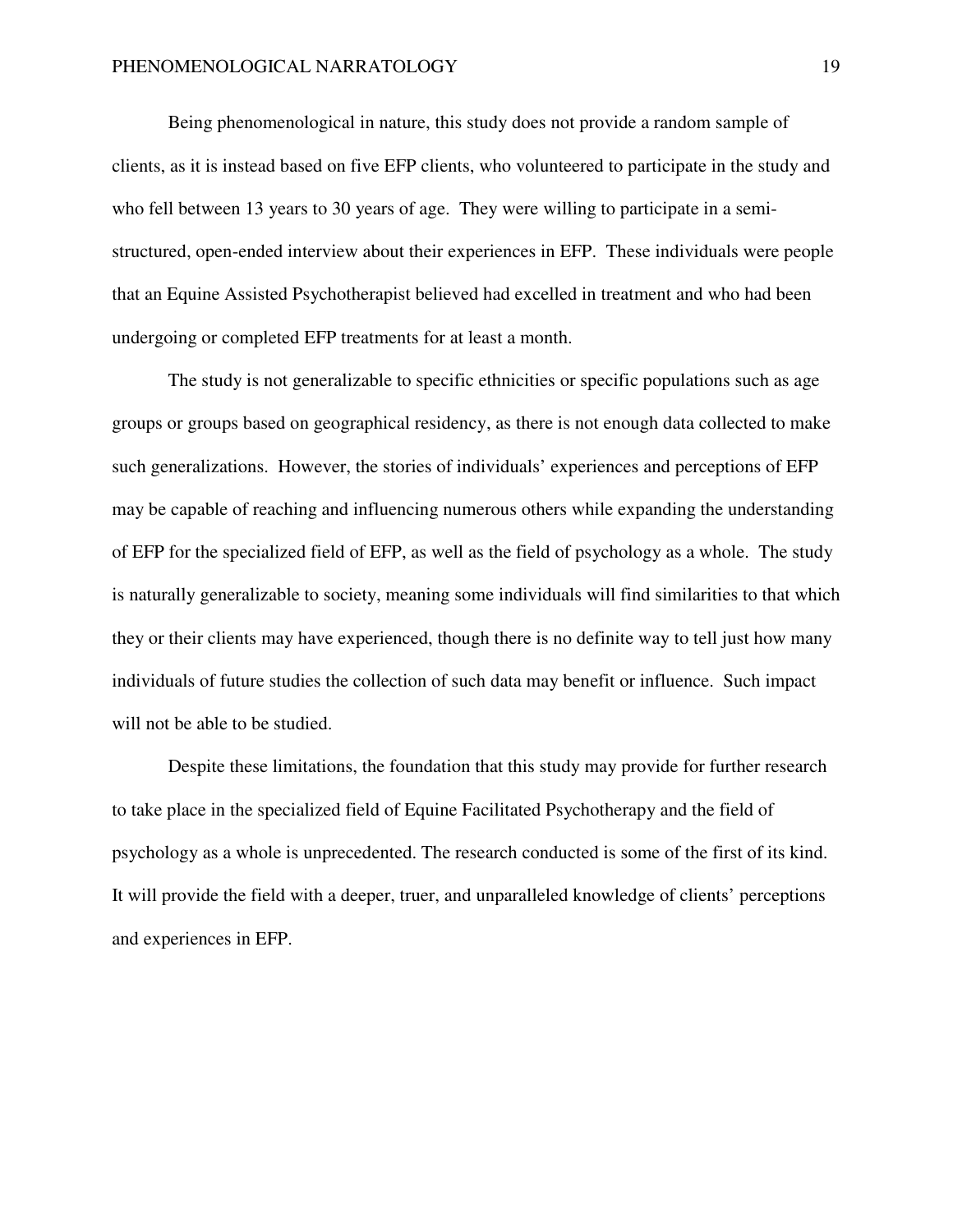Being phenomenological in nature, this study does not provide a random sample of clients, as it is instead based on five EFP clients, who volunteered to participate in the study and who fell between 13 years to 30 years of age. They were willing to participate in a semi-structured, open-ended interview about their experiences in EFP. These individuals were people that an Equine Assisted Psychotherapist believed had excelled in treatment and who had been undergoing or completed EFP treatments for at least a month.

The study is not generalizable to specific ethnicities or specific populations such as age groups or groups based on geographical residency, as there is not enough data collected to make such generalizations. However, the stories of individuals' experiences and perceptions of EFP may be capable of reaching and influencing numerous others while expanding the understanding of EFP for the specialized field of EFP, as well as the field of psychology as a whole. The study is naturally generalizable to society, meaning some individuals will find similarities to that which they or their clients may have experienced, though there is no definite way to tell just how many individuals of future studies the collection of such data may benefit or influence. Such impact will not be able to be studied.

Despite these limitations, the foundation that this study may provide for further research to take place in the specialized field of Equine Facilitated Psychotherapy and the field of psychology as a whole is unprecedented. The research conducted is some of the first of its kind. It will provide the field with a deeper, truer, and unparalleled knowledge of clients' perceptions and experiences in EFP.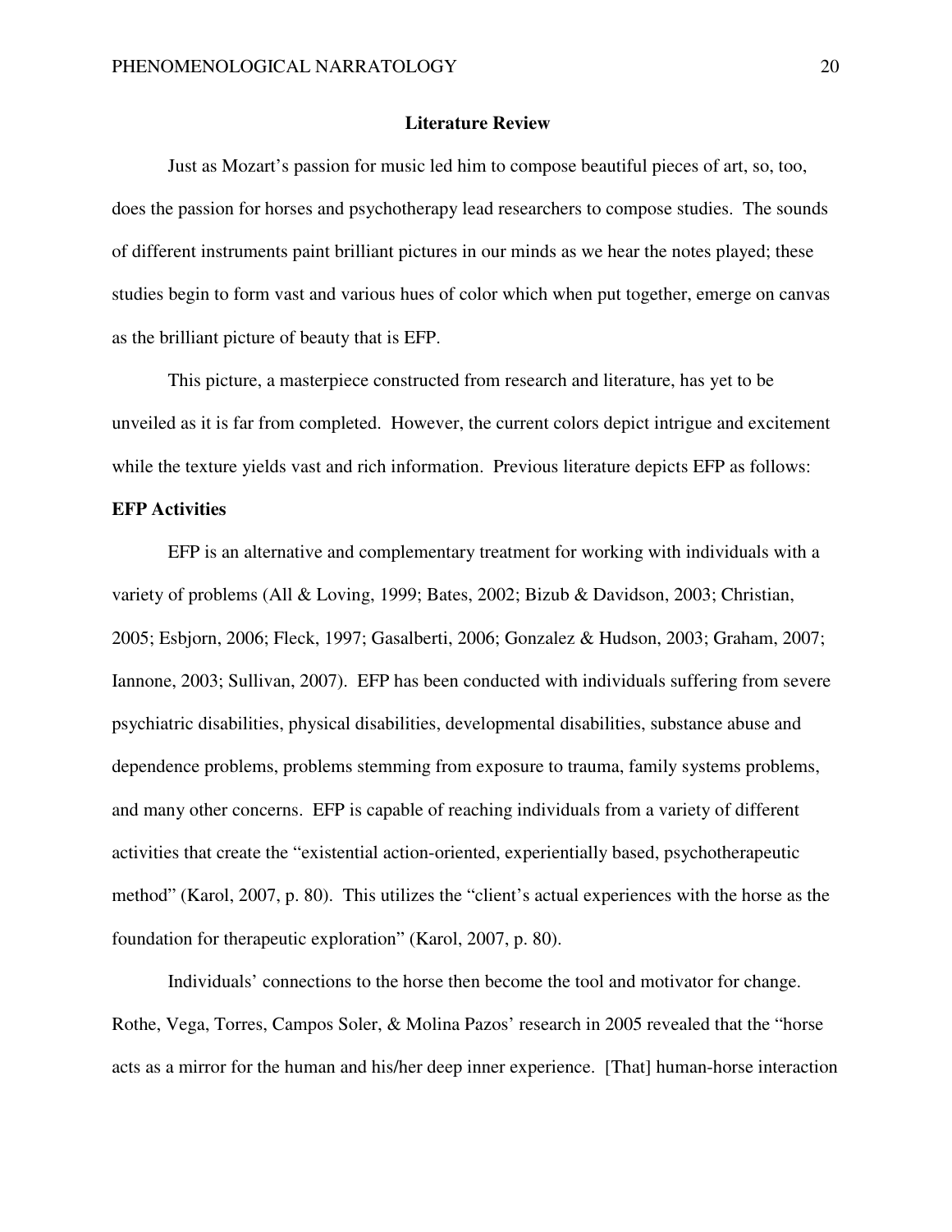## Literature Review

Just as Mozart's passion for music led him to compose beautiful pieces of art, so, too, does the passion for horses and psychotherapy lead researchers to compose studies. The sounds of different instruments paint brilliant pictures in our minds as we hear the notes played; these studies begin to form vast and various hues of color which when put together, emerge on canvas as the brilliant picture of beauty that is EFP.

This picture, a masterpiece constructed from research and literature, has yet to be unveiled as it is far from completed. However, the current colors depict intrigue and excitement while the texture yields vast and rich information. Previous literature depicts EFP as follows:

### EFP Activities

EFP is an alternative and complementary treatment for working with individuals with a variety of problems (All & Loving, 1999; Bates, 2002; Bizub & Davidson, 2003; Christian, 2005; Esbjorn, 2006; Fleck, 1997; Gasalberti, 2006; Gonzalez & Hudson, 2003; Graham, 2007; Iannone, 2003; Sullivan, 2007). EFP has been conducted with individuals suffering from severe psychiatric disabilities, physical disabilities, developmental disabilities, substance abuse and dependence problems, problems stemming from exposure to trauma, family systems problems, and many other concerns. EFP is capable of reaching individuals from a variety of different activities that create the "existential action-oriented, experientially based, psychotherapeutic method" (Karol, 2007, p. 80). This utilizes the "client's actual experiences with the horse as the foundation for therapeutic exploration" (Karol, 2007, p. 80).

Individuals' connections to the horse then become the tool and motivator for change. Rothe, Vega, Torres, Campos Soler, & Molina Pazos' research in 2005 revealed that the "horse acts as a mirror for the human and his/her deep inner experience. [That] human-horse interaction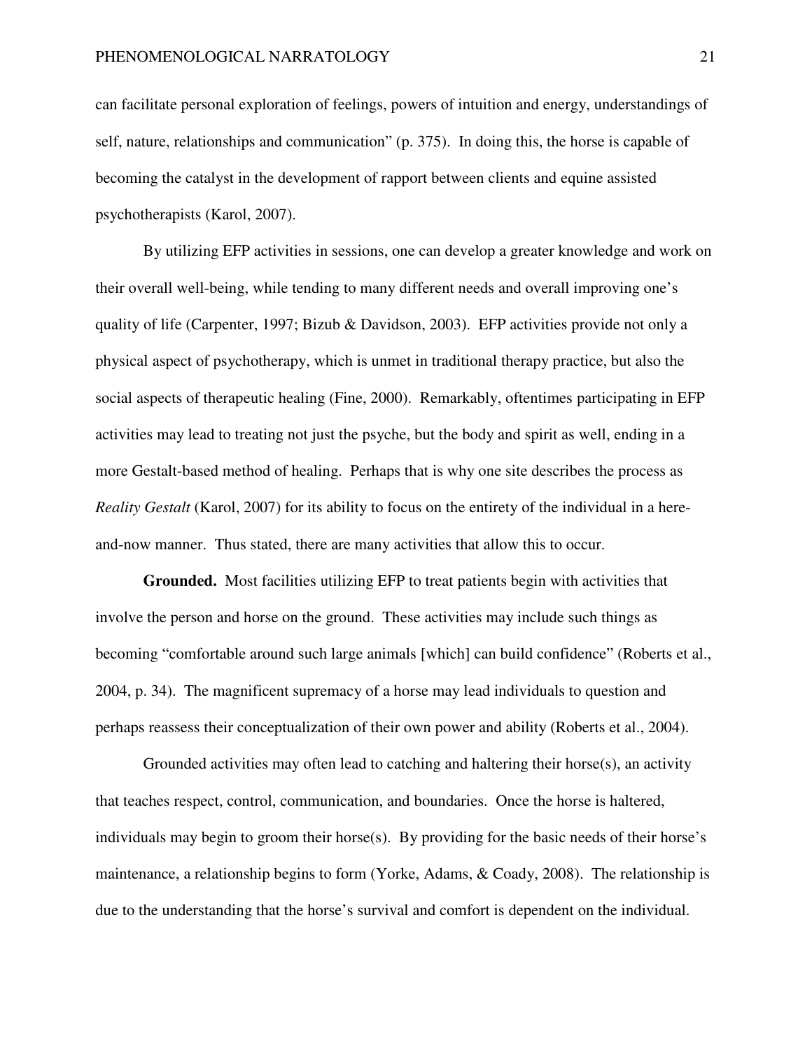can facilitate personal exploration of feelings, powers of intuition and energy, understandings of self, nature, relationships and communication" (p. 375). In doing this, the horse is capable of becoming the catalyst in the development of rapport between clients and equine assisted psychotherapists (Karol, 2007).

By utilizing EFP activities in sessions, one can develop a greater knowledge and work on their overall well-being, while tending to many different needs and overall improving one's quality of life (Carpenter, 1997; Bizub & Davidson, 2003). EFP activities provide not only a physical aspect of psychotherapy, which is unmet in traditional therapy practice, but also the social aspects of therapeutic healing (Fine, 2000). Remarkably, oftentimes participating in EFP activities may lead to treating not just the psyche, but the body and spirit as well, ending in a more Gestalt-based method of healing. Perhaps that is why one site describes the process as *Reality Gestalt* (Karol, 2007) for its ability to focus on the entirety of the individual in a here-and-now manner. Thus stated, there are many activities that allow this to occur.

**Grounded.** Most facilities utilizing EFP to treat patients begin with activities that involve the person and horse on the ground. These activities may include such things as becoming "comfortable around such large animals [which] can build confidence" (Roberts et al., 2004, p. 34). The magnificent supremacy of a horse may lead individuals to question and perhaps reassess their conceptualization of their own power and ability (Roberts et al., 2004).

Grounded activities may often lead to catching and haltering their horse(s), an activity that teaches respect, control, communication, and boundaries. Once the horse is haltered, individuals may begin to groom their horse(s). By providing for the basic needs of their horse's maintenance, a relationship begins to form (Yorke, Adams, & Coady, 2008). The relationship is due to the understanding that the horse's survival and comfort is dependent on the individual.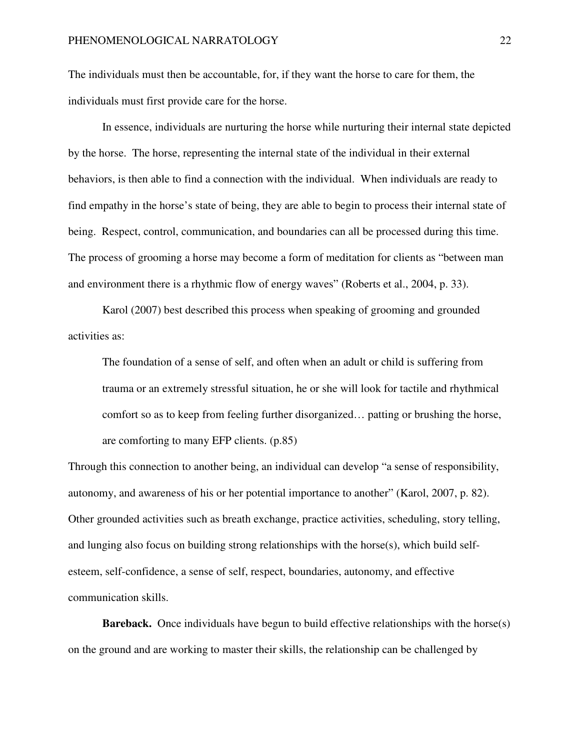The individuals must then be accountable, for, if they want the horse to care for them, the individuals must first provide care for the horse.

In essence, individuals are nurturing the horse while nurturing their internal state depicted by the horse. The horse, representing the internal state of the individual in their external behaviors, is then able to find a connection with the individual. When individuals are ready to find empathy in the horse's state of being, they are able to begin to process their internal state of being. Respect, control, communication, and boundaries can all be processed during this time. The process of grooming a horse may become a form of meditation for clients as "between man and environment there is a rhythmic flow of energy waves" (Roberts et al., 2004, p. 33).

Karol (2007) best described this process when speaking of grooming and grounded activities as:

> The foundation of a sense of self, and often when an adult or child is suffering from trauma or an extremely stressful situation, he or she will look for tactile and rhythmical comfort so as to keep from feeling further disorganized… patting or brushing the horse, are comforting to many EFP clients. (p.85)

Through this connection to another being, an individual can develop "a sense of responsibility, autonomy, and awareness of his or her potential importance to another" (Karol, 2007, p. 82). Other grounded activities such as breath exchange, practice activities, scheduling, story telling, and lunging also focus on building strong relationships with the horse(s), which build self-esteem, self-confidence, a sense of self, respect, boundaries, autonomy, and effective communication skills.

**Bareback.** Once individuals have begun to build effective relationships with the horse(s) on the ground and are working to master their skills, the relationship can be challenged by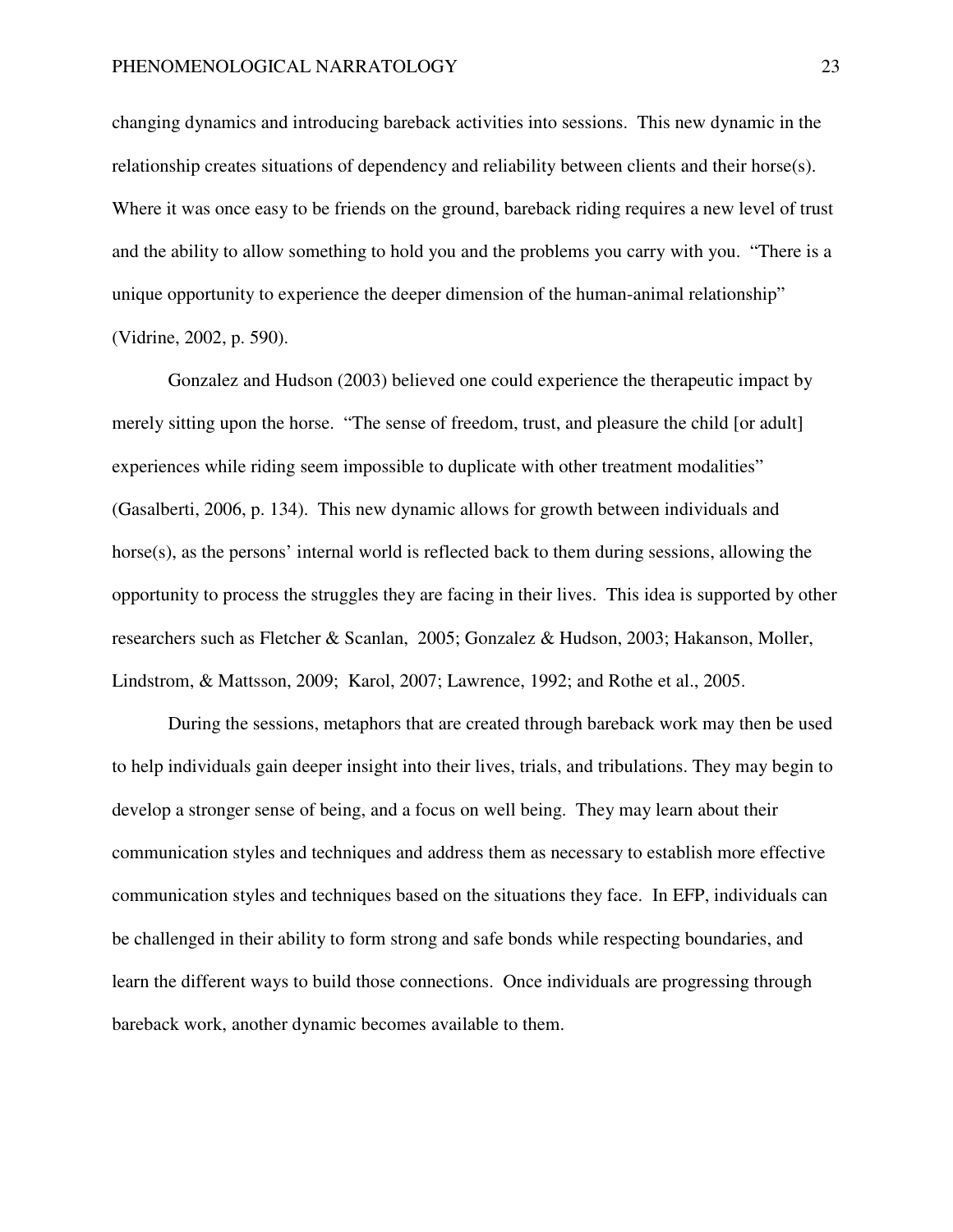changing dynamics and introducing bareback activities into sessions. This new dynamic in the relationship creates situations of dependency and reliability between clients and their horse(s). Where it was once easy to be friends on the ground, bareback riding requires a new level of trust and the ability to allow something to hold you and the problems you carry with you. "There is a unique opportunity to experience the deeper dimension of the human-animal relationship" (Vidrine, 2002, p. 590).

Gonzalez and Hudson (2003) believed one could experience the therapeutic impact by merely sitting upon the horse. "The sense of freedom, trust, and pleasure the child [or adult] experiences while riding seem impossible to duplicate with other treatment modalities" (Gasalberti, 2006, p. 134). This new dynamic allows for growth between individuals and horse(s), as the persons' internal world is reflected back to them during sessions, allowing the opportunity to process the struggles they are facing in their lives. This idea is supported by other researchers such as Fletcher & Scanlan, 2005; Gonzalez & Hudson, 2003; Hakanson, Moller, Lindstrom, & Mattsson, 2009; Karol, 2007; Lawrence, 1992; and Rothe et al., 2005.

During the sessions, metaphors that are created through bareback work may then be used to help individuals gain deeper insight into their lives, trials, and tribulations. They may begin to develop a stronger sense of being, and a focus on well being. They may learn about their communication styles and techniques and address them as necessary to establish more effective communication styles and techniques based on the situations they face. In EFP, individuals can be challenged in their ability to form strong and safe bonds while respecting boundaries, and learn the different ways to build those connections. Once individuals are progressing through bareback work, another dynamic becomes available to them.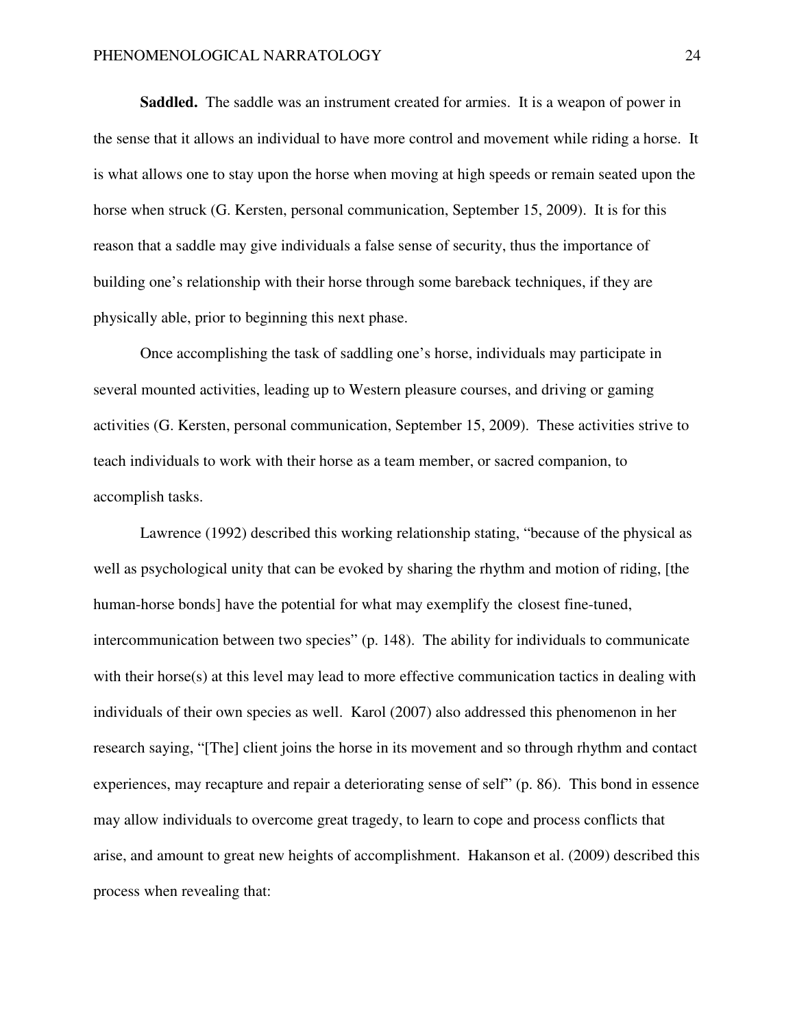**Saddled.** The saddle was an instrument created for armies. It is a weapon of power in the sense that it allows an individual to have more control and movement while riding a horse. It is what allows one to stay upon the horse when moving at high speeds or remain seated upon the horse when struck (G. Kersten, personal communication, September 15, 2009). It is for this reason that a saddle may give individuals a false sense of security, thus the importance of building one's relationship with their horse through some bareback techniques, if they are physically able, prior to beginning this next phase.

Once accomplishing the task of saddling one's horse, individuals may participate in several mounted activities, leading up to Western pleasure courses, and driving or gaming activities (G. Kersten, personal communication, September 15, 2009). These activities strive to teach individuals to work with their horse as a team member, or sacred companion, to accomplish tasks.

Lawrence (1992) described this working relationship stating, "because of the physical as well as psychological unity that can be evoked by sharing the rhythm and motion of riding, [the human-horse bonds] have the potential for what may exemplify the closest fine-tuned, intercommunication between two species" (p. 148). The ability for individuals to communicate with their horse(s) at this level may lead to more effective communication tactics in dealing with individuals of their own species as well. Karol (2007) also addressed this phenomenon in her research saying, "[The] client joins the horse in its movement and so through rhythm and contact experiences, may recapture and repair a deteriorating sense of self" (p. 86). This bond in essence may allow individuals to overcome great tragedy, to learn to cope and process conflicts that arise, and amount to great new heights of accomplishment. Hakanson et al. (2009) described this process when revealing that: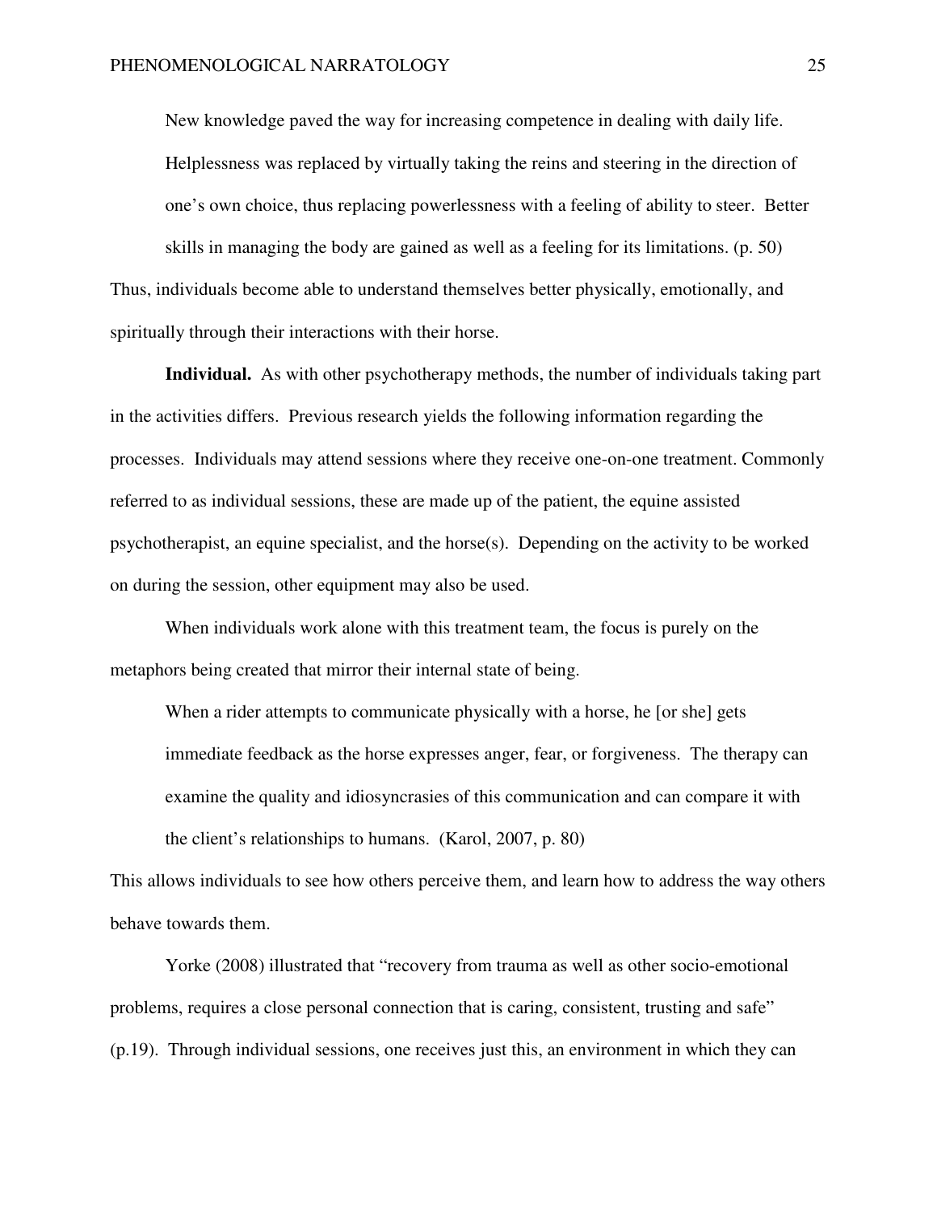> New knowledge paved the way for increasing competence in dealing with daily life. Helplessness was replaced by virtually taking the reins and steering in the direction of one's own choice, thus replacing powerlessness with a feeling of ability to steer. Better skills in managing the body are gained as well as a feeling for its limitations. (p. 50)

Thus, individuals become able to understand themselves better physically, emotionally, and spiritually through their interactions with their horse.

**Individual.** As with other psychotherapy methods, the number of individuals taking part in the activities differs. Previous research yields the following information regarding the processes. Individuals may attend sessions where they receive one-on-one treatment. Commonly referred to as individual sessions, these are made up of the patient, the equine assisted psychotherapist, an equine specialist, and the horse(s). Depending on the activity to be worked on during the session, other equipment may also be used.

When individuals work alone with this treatment team, the focus is purely on the metaphors being created that mirror their internal state of being.

> When a rider attempts to communicate physically with a horse, he [or she] gets immediate feedback as the horse expresses anger, fear, or forgiveness. The therapy can examine the quality and idiosyncrasies of this communication and can compare it with the client's relationships to humans. (Karol, 2007, p. 80)

This allows individuals to see how others perceive them, and learn how to address the way others behave towards them.

Yorke (2008) illustrated that "recovery from trauma as well as other socio-emotional problems, requires a close personal connection that is caring, consistent, trusting and safe" (p.19). Through individual sessions, one receives just this, an environment in which they can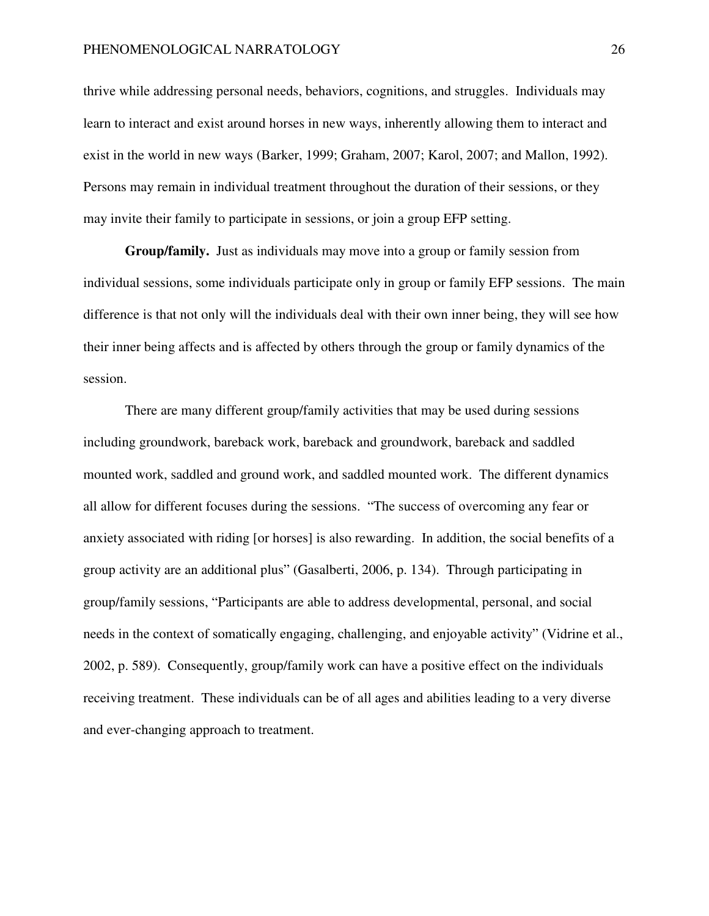thrive while addressing personal needs, behaviors, cognitions, and struggles. Individuals may learn to interact and exist around horses in new ways, inherently allowing them to interact and exist in the world in new ways (Barker, 1999; Graham, 2007; Karol, 2007; and Mallon, 1992). Persons may remain in individual treatment throughout the duration of their sessions, or they may invite their family to participate in sessions, or join a group EFP setting.

**Group/family.** Just as individuals may move into a group or family session from individual sessions, some individuals participate only in group or family EFP sessions. The main difference is that not only will the individuals deal with their own inner being, they will see how their inner being affects and is affected by others through the group or family dynamics of the session.

There are many different group/family activities that may be used during sessions including groundwork, bareback work, bareback and groundwork, bareback and saddled mounted work, saddled and ground work, and saddled mounted work. The different dynamics all allow for different focuses during the sessions. "The success of overcoming any fear or anxiety associated with riding [or horses] is also rewarding. In addition, the social benefits of a group activity are an additional plus" (Gasalberti, 2006, p. 134). Through participating in group/family sessions, "Participants are able to address developmental, personal, and social needs in the context of somatically engaging, challenging, and enjoyable activity" (Vidrine et al., 2002, p. 589). Consequently, group/family work can have a positive effect on the individuals receiving treatment. These individuals can be of all ages and abilities leading to a very diverse and ever-changing approach to treatment.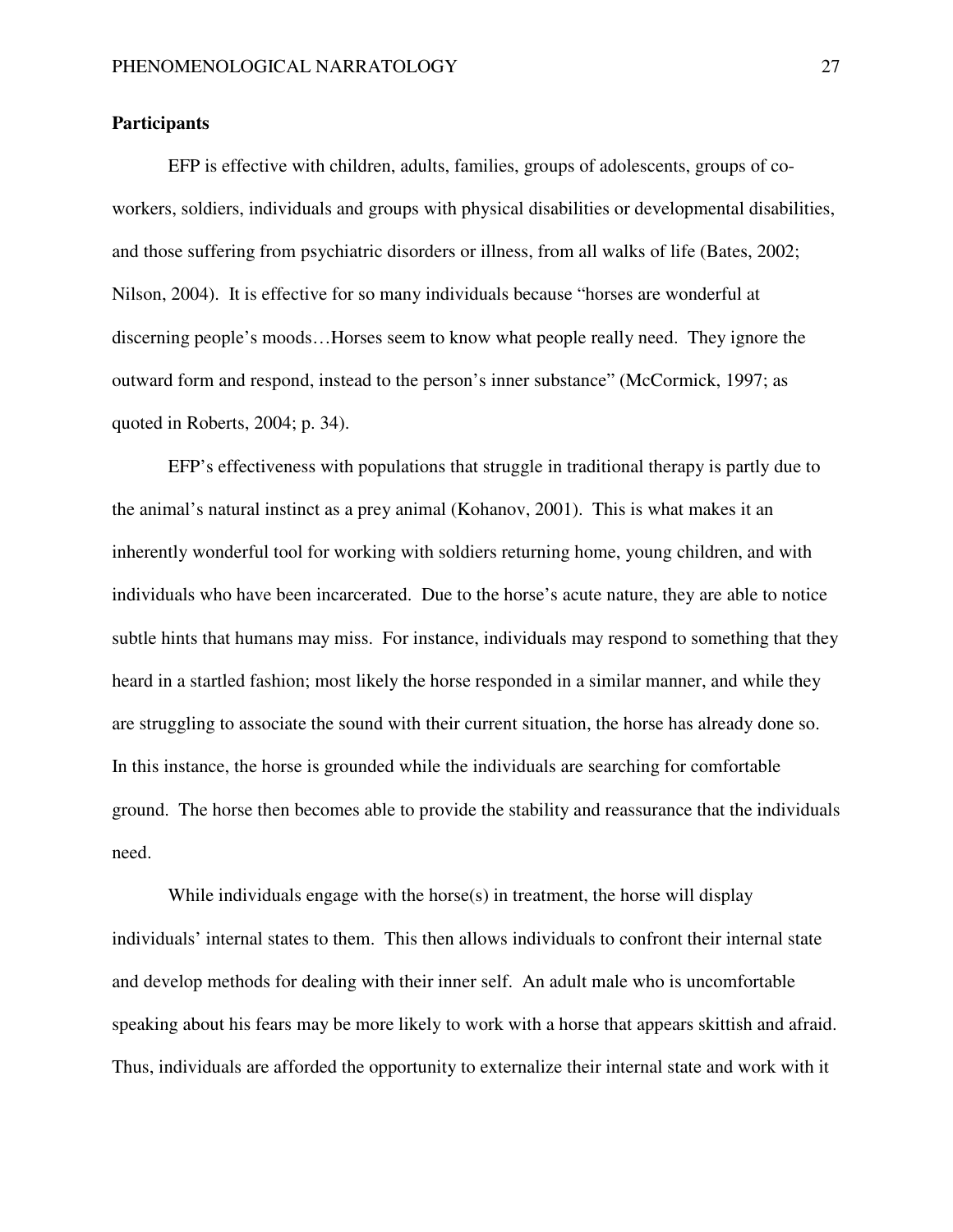**Participants**

EFP is effective with children, adults, families, groups of adolescents, groups of co-workers, soldiers, individuals and groups with physical disabilities or developmental disabilities, and those suffering from psychiatric disorders or illness, from all walks of life (Bates, 2002; Nilson, 2004). It is effective for so many individuals because "horses are wonderful at discerning people's moods…Horses seem to know what people really need. They ignore the outward form and respond, instead to the person's inner substance" (McCormick, 1997; as quoted in Roberts, 2004; p. 34).

EFP's effectiveness with populations that struggle in traditional therapy is partly due to the animal's natural instinct as a prey animal (Kohanov, 2001). This is what makes it an inherently wonderful tool for working with soldiers returning home, young children, and with individuals who have been incarcerated. Due to the horse's acute nature, they are able to notice subtle hints that humans may miss. For instance, individuals may respond to something that they heard in a startled fashion; most likely the horse responded in a similar manner, and while they are struggling to associate the sound with their current situation, the horse has already done so. In this instance, the horse is grounded while the individuals are searching for comfortable ground. The horse then becomes able to provide the stability and reassurance that the individuals need.

While individuals engage with the horse(s) in treatment, the horse will display individuals' internal states to them. This then allows individuals to confront their internal state and develop methods for dealing with their inner self. An adult male who is uncomfortable speaking about his fears may be more likely to work with a horse that appears skittish and afraid. Thus, individuals are afforded the opportunity to externalize their internal state and work with it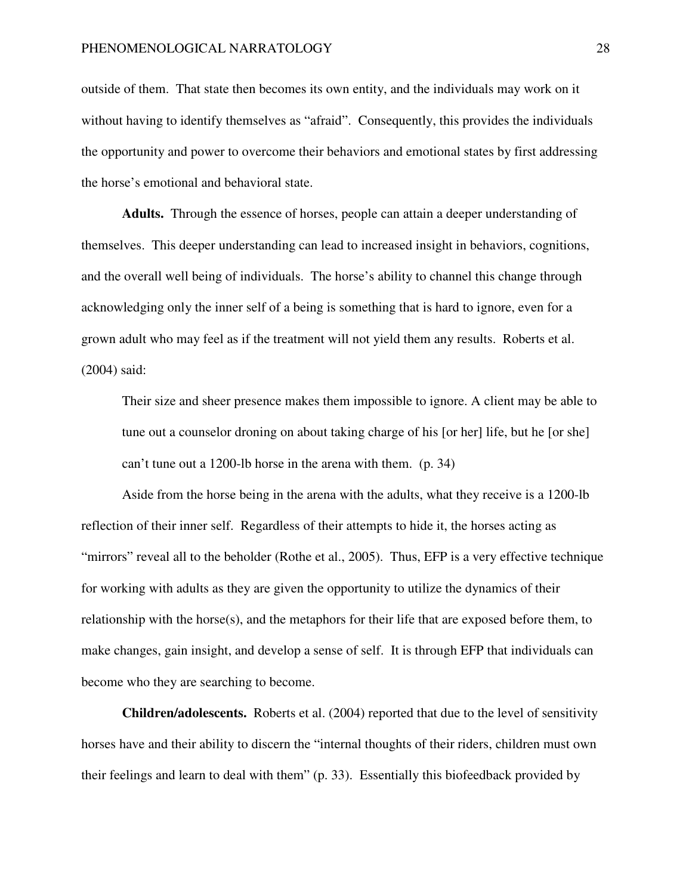outside of them. That state then becomes its own entity, and the individuals may work on it without having to identify themselves as "afraid". Consequently, this provides the individuals the opportunity and power to overcome their behaviors and emotional states by first addressing the horse's emotional and behavioral state.

**Adults.** Through the essence of horses, people can attain a deeper understanding of themselves. This deeper understanding can lead to increased insight in behaviors, cognitions, and the overall well being of individuals. The horse's ability to channel this change through acknowledging only the inner self of a being is something that is hard to ignore, even for a grown adult who may feel as if the treatment will not yield them any results. Roberts et al. (2004) said:

> Their size and sheer presence makes them impossible to ignore. A client may be able to tune out a counselor droning on about taking charge of his [or her] life, but he [or she] can't tune out a 1200-lb horse in the arena with them. (p. 34)

Aside from the horse being in the arena with the adults, what they receive is a 1200-lb reflection of their inner self. Regardless of their attempts to hide it, the horses acting as "mirrors" reveal all to the beholder (Rothe et al., 2005). Thus, EFP is a very effective technique for working with adults as they are given the opportunity to utilize the dynamics of their relationship with the horse(s), and the metaphors for their life that are exposed before them, to make changes, gain insight, and develop a sense of self. It is through EFP that individuals can become who they are searching to become.

**Children/adolescents.** Roberts et al. (2004) reported that due to the level of sensitivity horses have and their ability to discern the "internal thoughts of their riders, children must own their feelings and learn to deal with them" (p. 33). Essentially this biofeedback provided by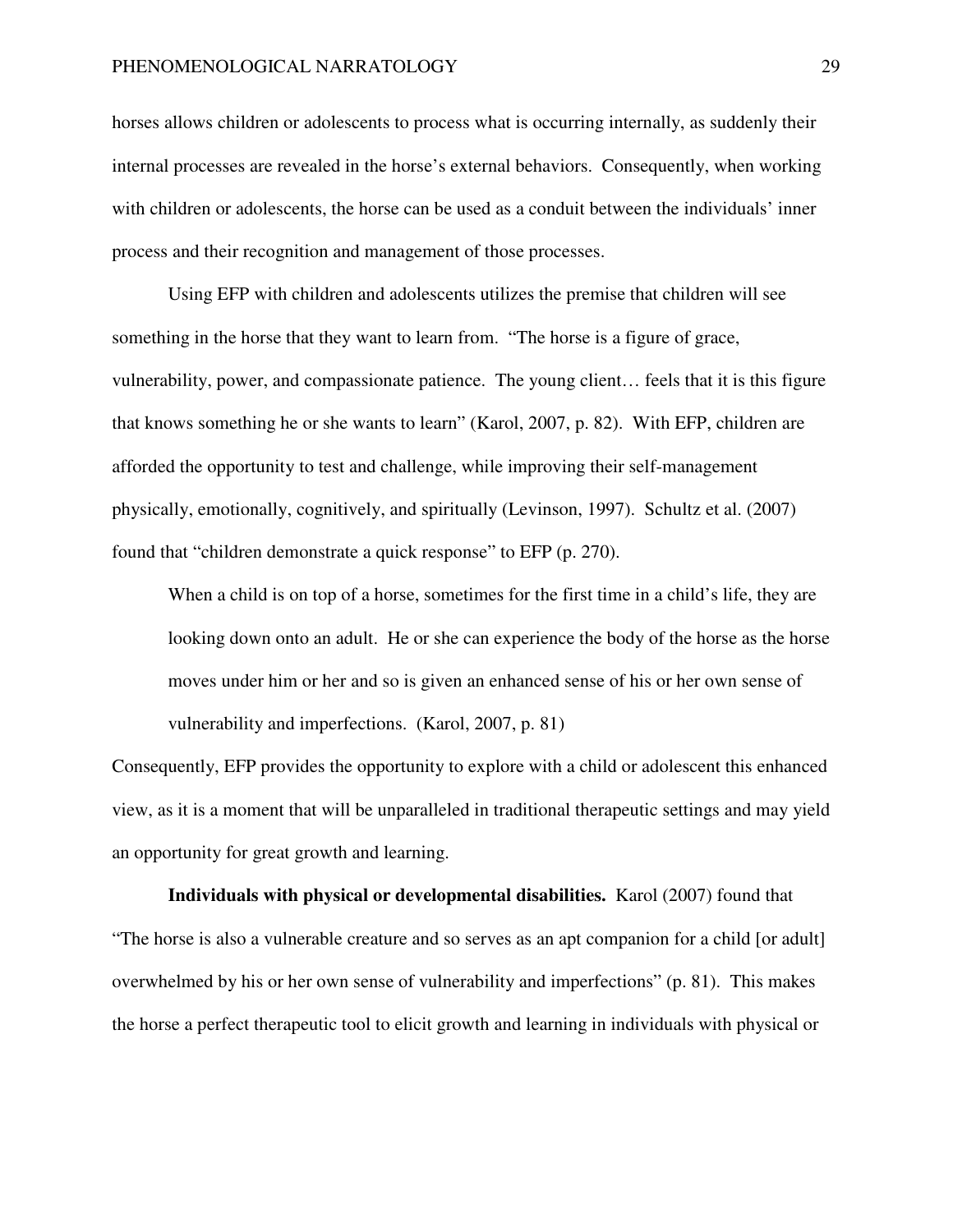horses allows children or adolescents to process what is occurring internally, as suddenly their internal processes are revealed in the horse's external behaviors. Consequently, when working with children or adolescents, the horse can be used as a conduit between the individuals' inner process and their recognition and management of those processes.

Using EFP with children and adolescents utilizes the premise that children will see something in the horse that they want to learn from. "The horse is a figure of grace, vulnerability, power, and compassionate patience. The young client… feels that it is this figure that knows something he or she wants to learn" (Karol, 2007, p. 82). With EFP, children are afforded the opportunity to test and challenge, while improving their self-management physically, emotionally, cognitively, and spiritually (Levinson, 1997). Schultz et al. (2007) found that "children demonstrate a quick response" to EFP (p. 270).

> When a child is on top of a horse, sometimes for the first time in a child's life, they are looking down onto an adult. He or she can experience the body of the horse as the horse moves under him or her and so is given an enhanced sense of his or her own sense of vulnerability and imperfections. (Karol, 2007, p. 81)

Consequently, EFP provides the opportunity to explore with a child or adolescent this enhanced view, as it is a moment that will be unparalleled in traditional therapeutic settings and may yield an opportunity for great growth and learning.

**Individuals with physical or developmental disabilities.** Karol (2007) found that "The horse is also a vulnerable creature and so serves as an apt companion for a child [or adult] overwhelmed by his or her own sense of vulnerability and imperfections" (p. 81). This makes the horse a perfect therapeutic tool to elicit growth and learning in individuals with physical or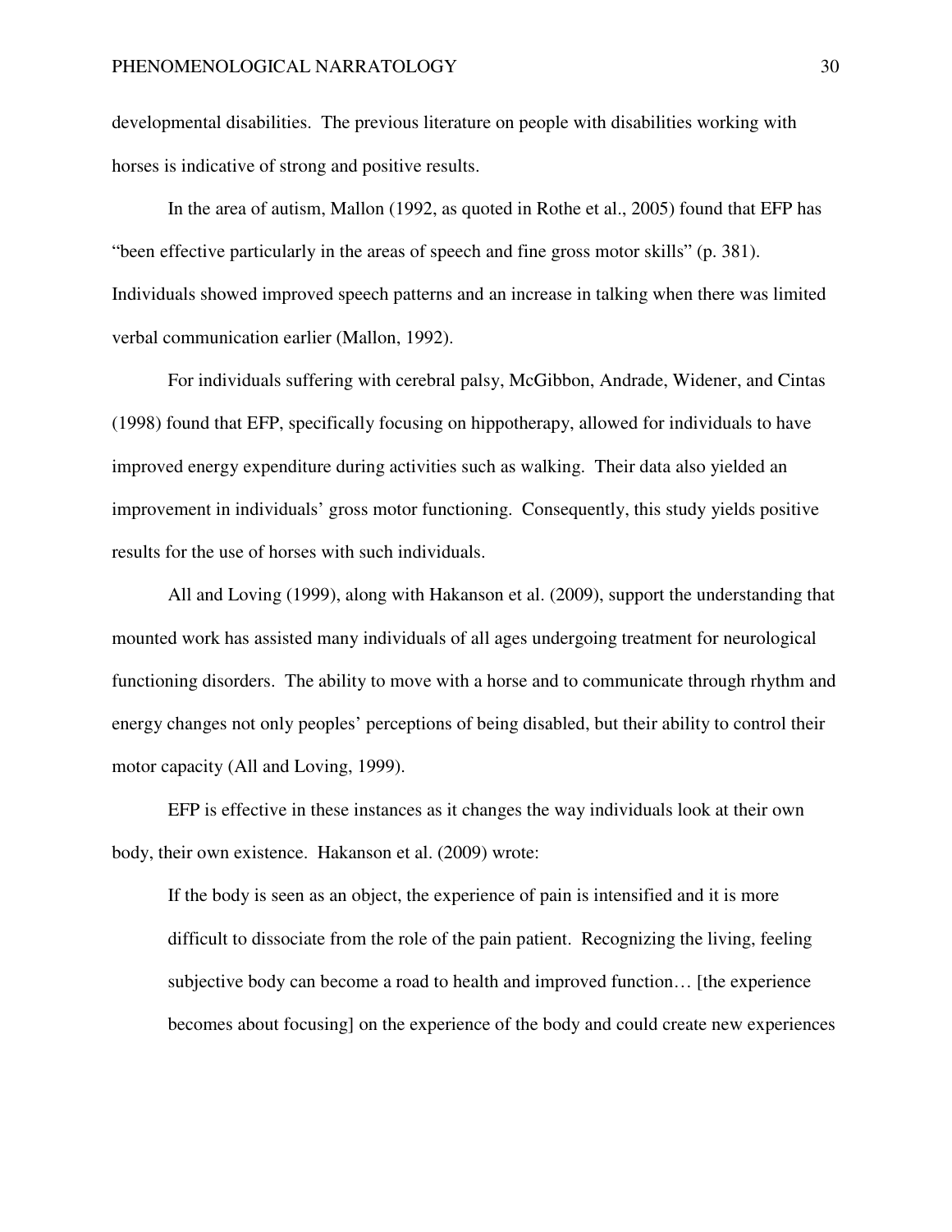developmental disabilities. The previous literature on people with disabilities working with horses is indicative of strong and positive results.

In the area of autism, Mallon (1992, as quoted in Rothe et al., 2005) found that EFP has "been effective particularly in the areas of speech and fine gross motor skills" (p. 381). Individuals showed improved speech patterns and an increase in talking when there was limited verbal communication earlier (Mallon, 1992).

For individuals suffering with cerebral palsy, McGibbon, Andrade, Widener, and Cintas (1998) found that EFP, specifically focusing on hippotherapy, allowed for individuals to have improved energy expenditure during activities such as walking. Their data also yielded an improvement in individuals' gross motor functioning. Consequently, this study yields positive results for the use of horses with such individuals.

All and Loving (1999), along with Hakanson et al. (2009), support the understanding that mounted work has assisted many individuals of all ages undergoing treatment for neurological functioning disorders. The ability to move with a horse and to communicate through rhythm and energy changes not only peoples' perceptions of being disabled, but their ability to control their motor capacity (All and Loving, 1999).

EFP is effective in these instances as it changes the way individuals look at their own body, their own existence. Hakanson et al. (2009) wrote:

> If the body is seen as an object, the experience of pain is intensified and it is more difficult to dissociate from the role of the pain patient. Recognizing the living, feeling subjective body can become a road to health and improved function… [the experience becomes about focusing] on the experience of the body and could create new experiences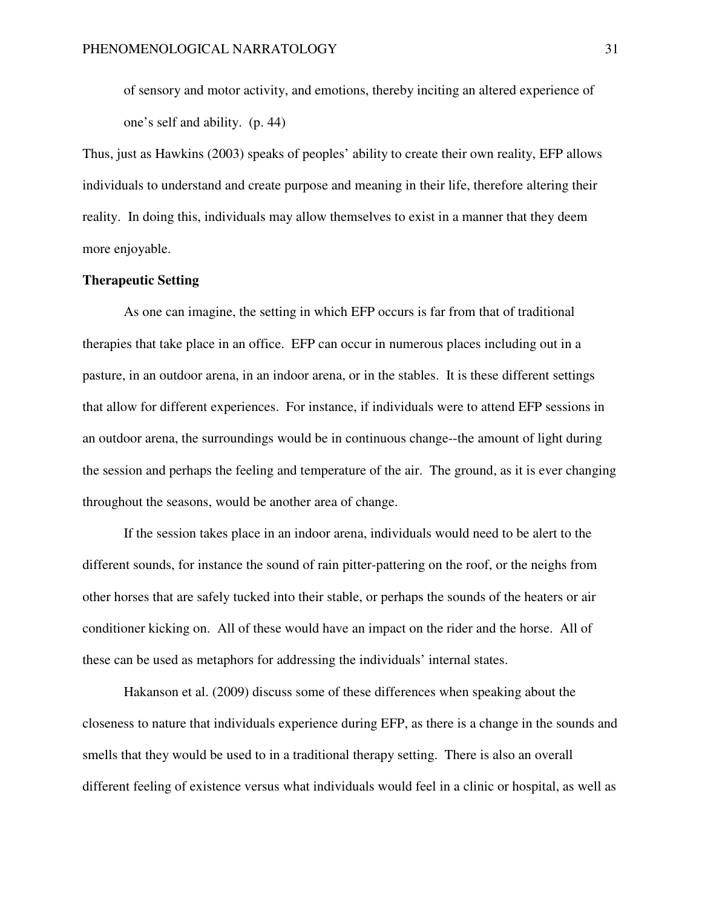of sensory and motor activity, and emotions, thereby inciting an altered experience of one's self and ability. (p. 44)

Thus, just as Hawkins (2003) speaks of peoples' ability to create their own reality, EFP allows individuals to understand and create purpose and meaning in their life, therefore altering their reality. In doing this, individuals may allow themselves to exist in a manner that they deem more enjoyable.

**Therapeutic Setting**

As one can imagine, the setting in which EFP occurs is far from that of traditional therapies that take place in an office. EFP can occur in numerous places including out in a pasture, in an outdoor arena, in an indoor arena, or in the stables. It is these different settings that allow for different experiences. For instance, if individuals were to attend EFP sessions in an outdoor arena, the surroundings would be in continuous change--the amount of light during the session and perhaps the feeling and temperature of the air. The ground, as it is ever changing throughout the seasons, would be another area of change.

If the session takes place in an indoor arena, individuals would need to be alert to the different sounds, for instance the sound of rain pitter-pattering on the roof, or the neighs from other horses that are safely tucked into their stable, or perhaps the sounds of the heaters or air conditioner kicking on. All of these would have an impact on the rider and the horse. All of these can be used as metaphors for addressing the individuals' internal states.

Hakanson et al. (2009) discuss some of these differences when speaking about the closeness to nature that individuals experience during EFP, as there is a change in the sounds and smells that they would be used to in a traditional therapy setting. There is also an overall different feeling of existence versus what individuals would feel in a clinic or hospital, as well as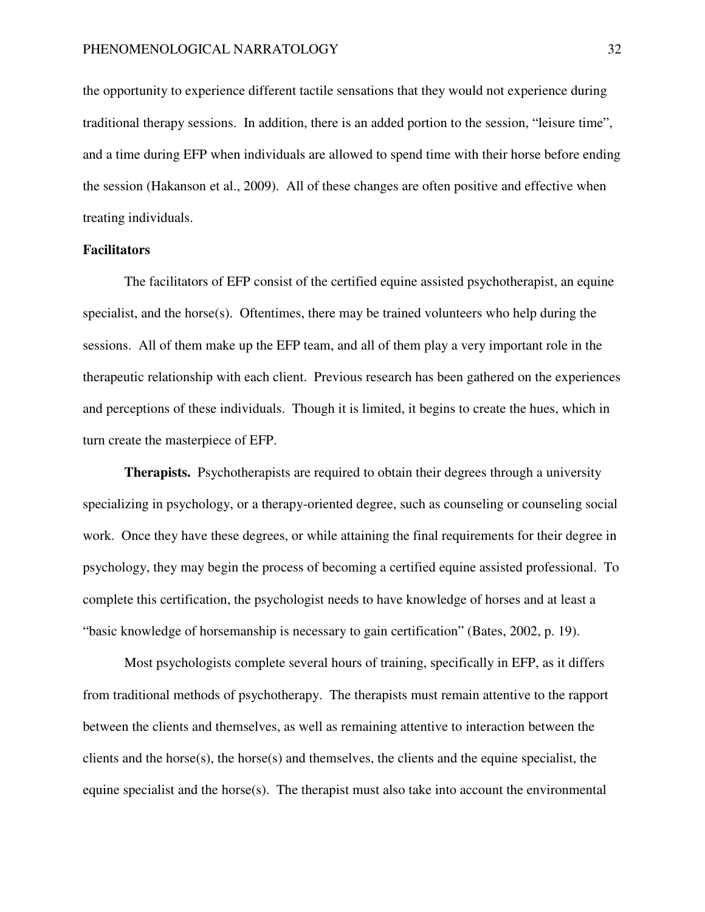the opportunity to experience different tactile sensations that they would not experience during traditional therapy sessions. In addition, there is an added portion to the session, "leisure time", and a time during EFP when individuals are allowed to spend time with their horse before ending the session (Hakanson et al., 2009). All of these changes are often positive and effective when treating individuals.

## Facilitators

The facilitators of EFP consist of the certified equine assisted psychotherapist, an equine specialist, and the horse(s). Oftentimes, there may be trained volunteers who help during the sessions. All of them make up the EFP team, and all of them play a very important role in the therapeutic relationship with each client. Previous research has been gathered on the experiences and perceptions of these individuals. Though it is limited, it begins to create the hues, which in turn create the masterpiece of EFP.

**Therapists.** Psychotherapists are required to obtain their degrees through a university specializing in psychology, or a therapy-oriented degree, such as counseling or counseling social work. Once they have these degrees, or while attaining the final requirements for their degree in psychology, they may begin the process of becoming a certified equine assisted professional. To complete this certification, the psychologist needs to have knowledge of horses and at least a "basic knowledge of horsemanship is necessary to gain certification" (Bates, 2002, p. 19).

Most psychologists complete several hours of training, specifically in EFP, as it differs from traditional methods of psychotherapy. The therapists must remain attentive to the rapport between the clients and themselves, as well as remaining attentive to interaction between the clients and the horse(s), the horse(s) and themselves, the clients and the equine specialist, the equine specialist and the horse(s). The therapist must also take into account the environmental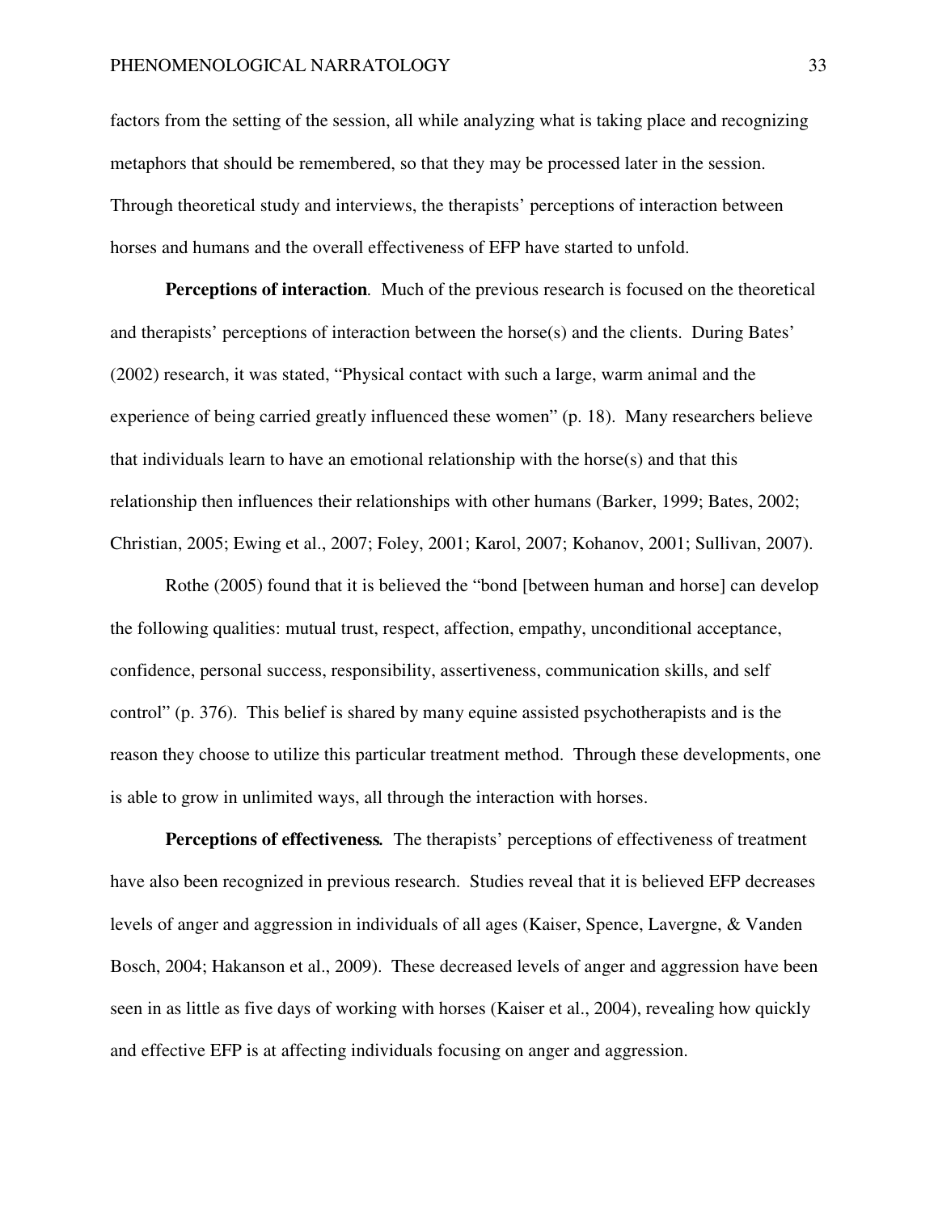factors from the setting of the session, all while analyzing what is taking place and recognizing metaphors that should be remembered, so that they may be processed later in the session. Through theoretical study and interviews, the therapists' perceptions of interaction between horses and humans and the overall effectiveness of EFP have started to unfold.

**Perceptions of interaction***.* Much of the previous research is focused on the theoretical and therapists' perceptions of interaction between the horse(s) and the clients. During Bates' (2002) research, it was stated, "Physical contact with such a large, warm animal and the experience of being carried greatly influenced these women" (p. 18). Many researchers believe that individuals learn to have an emotional relationship with the horse(s) and that this relationship then influences their relationships with other humans (Barker, 1999; Bates, 2002; Christian, 2005; Ewing et al., 2007; Foley, 2001; Karol, 2007; Kohanov, 2001; Sullivan, 2007).

Rothe (2005) found that it is believed the "bond [between human and horse] can develop the following qualities: mutual trust, respect, affection, empathy, unconditional acceptance, confidence, personal success, responsibility, assertiveness, communication skills, and self control" (p. 376). This belief is shared by many equine assisted psychotherapists and is the reason they choose to utilize this particular treatment method. Through these developments, one is able to grow in unlimited ways, all through the interaction with horses.

**Perceptions of effectiveness***.* The therapists' perceptions of effectiveness of treatment have also been recognized in previous research. Studies reveal that it is believed EFP decreases levels of anger and aggression in individuals of all ages (Kaiser, Spence, Lavergne, & Vanden Bosch, 2004; Hakanson et al., 2009). These decreased levels of anger and aggression have been seen in as little as five days of working with horses (Kaiser et al., 2004), revealing how quickly and effective EFP is at affecting individuals focusing on anger and aggression.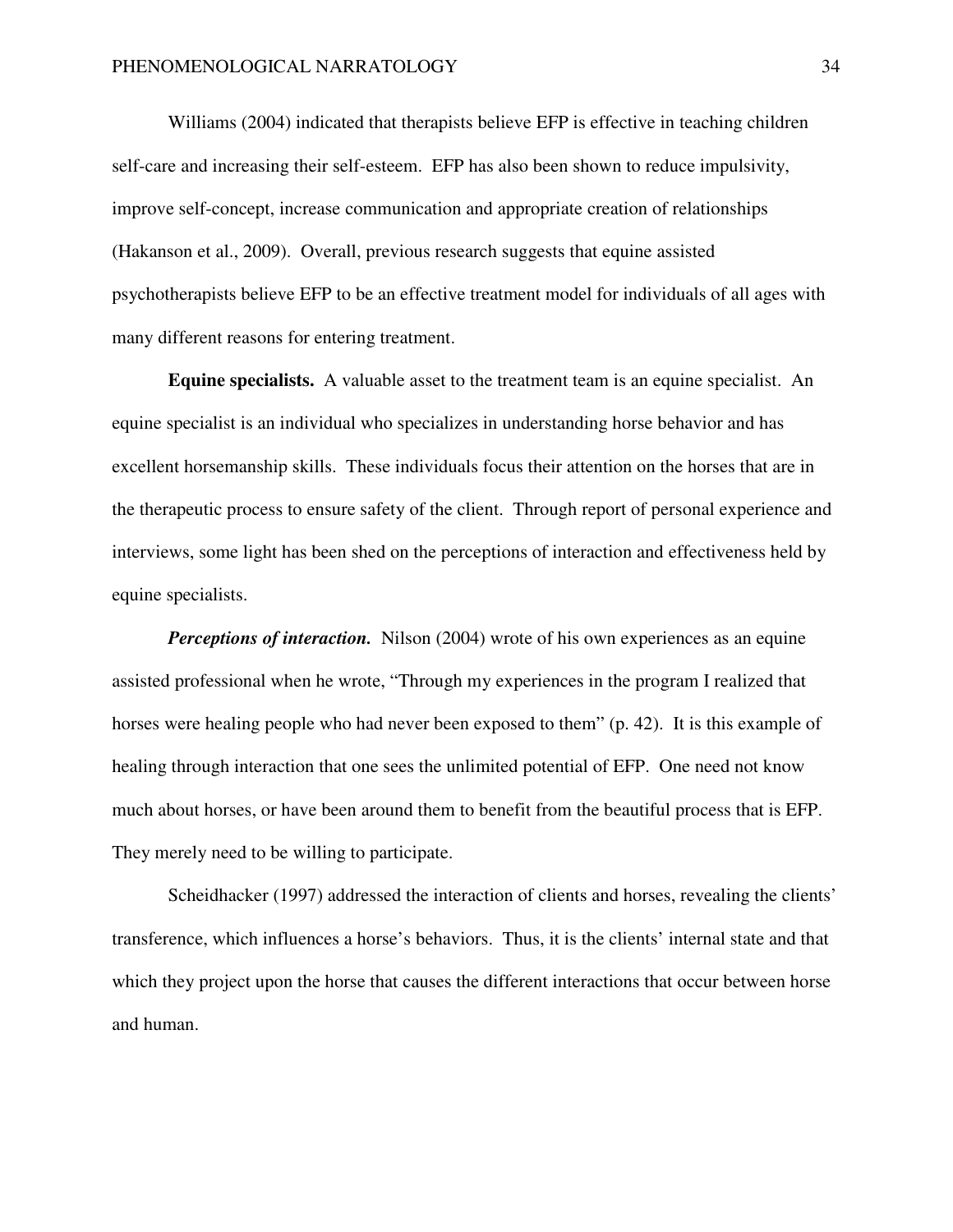Williams (2004) indicated that therapists believe EFP is effective in teaching children self-care and increasing their self-esteem. EFP has also been shown to reduce impulsivity, improve self-concept, increase communication and appropriate creation of relationships (Hakanson et al., 2009). Overall, previous research suggests that equine assisted psychotherapists believe EFP to be an effective treatment model for individuals of all ages with many different reasons for entering treatment.

**Equine specialists.** A valuable asset to the treatment team is an equine specialist. An equine specialist is an individual who specializes in understanding horse behavior and has excellent horsemanship skills. These individuals focus their attention on the horses that are in the therapeutic process to ensure safety of the client. Through report of personal experience and interviews, some light has been shed on the perceptions of interaction and effectiveness held by equine specialists.

***Perceptions of interaction.*** Nilson (2004) wrote of his own experiences as an equine assisted professional when he wrote, "Through my experiences in the program I realized that horses were healing people who had never been exposed to them" (p. 42). It is this example of healing through interaction that one sees the unlimited potential of EFP. One need not know much about horses, or have been around them to benefit from the beautiful process that is EFP. They merely need to be willing to participate.

Scheidhacker (1997) addressed the interaction of clients and horses, revealing the clients' transference, which influences a horse's behaviors. Thus, it is the clients' internal state and that which they project upon the horse that causes the different interactions that occur between horse and human.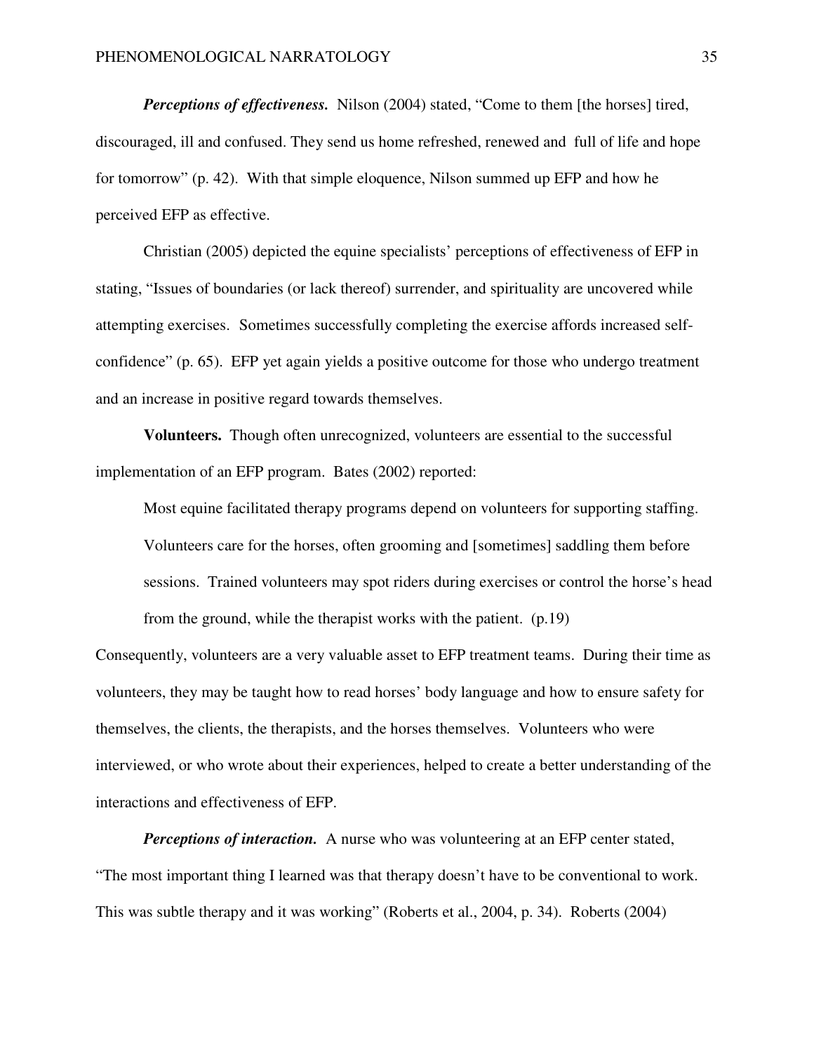***Perceptions of effectiveness.*** Nilson (2004) stated, "Come to them [the horses] tired, discouraged, ill and confused. They send us home refreshed, renewed and full of life and hope for tomorrow" (p. 42). With that simple eloquence, Nilson summed up EFP and how he perceived EFP as effective.

Christian (2005) depicted the equine specialists' perceptions of effectiveness of EFP in stating, "Issues of boundaries (or lack thereof) surrender, and spirituality are uncovered while attempting exercises. Sometimes successfully completing the exercise affords increased self-confidence" (p. 65). EFP yet again yields a positive outcome for those who undergo treatment and an increase in positive regard towards themselves.

**Volunteers.** Though often unrecognized, volunteers are essential to the successful implementation of an EFP program. Bates (2002) reported:

> Most equine facilitated therapy programs depend on volunteers for supporting staffing. Volunteers care for the horses, often grooming and [sometimes] saddling them before sessions. Trained volunteers may spot riders during exercises or control the horse's head from the ground, while the therapist works with the patient. (p.19)

Consequently, volunteers are a very valuable asset to EFP treatment teams. During their time as volunteers, they may be taught how to read horses' body language and how to ensure safety for themselves, the clients, the therapists, and the horses themselves. Volunteers who were interviewed, or who wrote about their experiences, helped to create a better understanding of the interactions and effectiveness of EFP.

***Perceptions of interaction.*** A nurse who was volunteering at an EFP center stated, "The most important thing I learned was that therapy doesn't have to be conventional to work. This was subtle therapy and it was working" (Roberts et al., 2004, p. 34). Roberts (2004)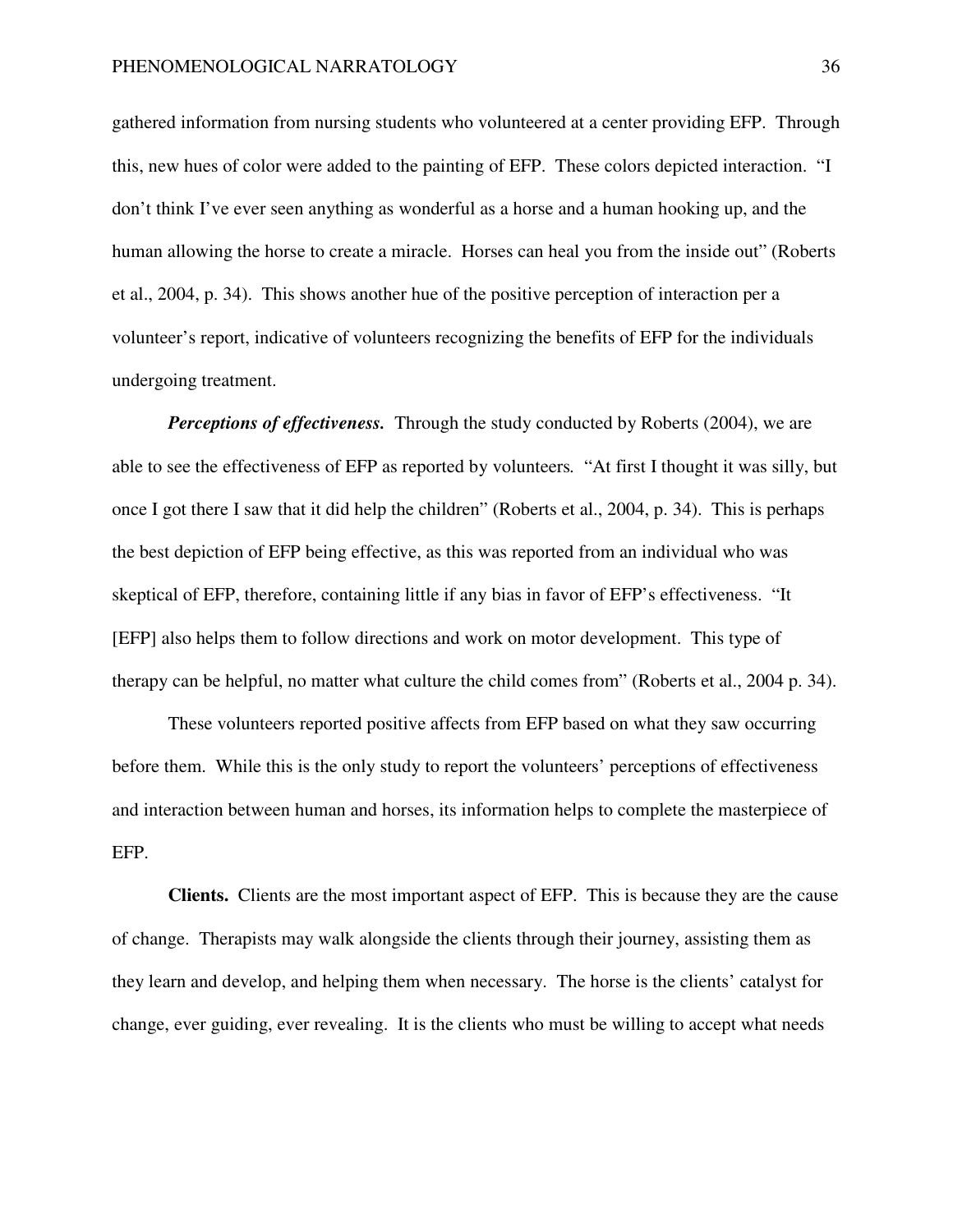gathered information from nursing students who volunteered at a center providing EFP. Through this, new hues of color were added to the painting of EFP. These colors depicted interaction. "I don't think I've ever seen anything as wonderful as a horse and a human hooking up, and the human allowing the horse to create a miracle. Horses can heal you from the inside out" (Roberts et al., 2004, p. 34). This shows another hue of the positive perception of interaction per a volunteer's report, indicative of volunteers recognizing the benefits of EFP for the individuals undergoing treatment.

***Perceptions of effectiveness.*** Through the study conducted by Roberts (2004), we are able to see the effectiveness of EFP as reported by volunteers. "At first I thought it was silly, but once I got there I saw that it did help the children" (Roberts et al., 2004, p. 34). This is perhaps the best depiction of EFP being effective, as this was reported from an individual who was skeptical of EFP, therefore, containing little if any bias in favor of EFP's effectiveness. "It [EFP] also helps them to follow directions and work on motor development. This type of therapy can be helpful, no matter what culture the child comes from" (Roberts et al., 2004 p. 34).

These volunteers reported positive affects from EFP based on what they saw occurring before them. While this is the only study to report the volunteers' perceptions of effectiveness and interaction between human and horses, its information helps to complete the masterpiece of EFP.

**Clients.** Clients are the most important aspect of EFP. This is because they are the cause of change. Therapists may walk alongside the clients through their journey, assisting them as they learn and develop, and helping them when necessary. The horse is the clients' catalyst for change, ever guiding, ever revealing. It is the clients who must be willing to accept what needs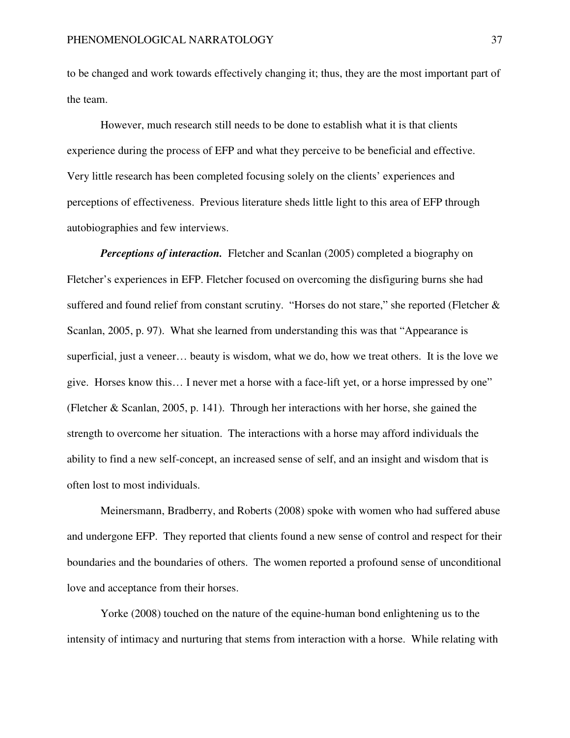to be changed and work towards effectively changing it; thus, they are the most important part of the team.

However, much research still needs to be done to establish what it is that clients experience during the process of EFP and what they perceive to be beneficial and effective. Very little research has been completed focusing solely on the clients' experiences and perceptions of effectiveness. Previous literature sheds little light to this area of EFP through autobiographies and few interviews.

***Perceptions of interaction.*** Fletcher and Scanlan (2005) completed a biography on Fletcher's experiences in EFP. Fletcher focused on overcoming the disfiguring burns she had suffered and found relief from constant scrutiny. "Horses do not stare," she reported (Fletcher & Scanlan, 2005, p. 97). What she learned from understanding this was that "Appearance is superficial, just a veneer… beauty is wisdom, what we do, how we treat others. It is the love we give. Horses know this… I never met a horse with a face-lift yet, or a horse impressed by one" (Fletcher & Scanlan, 2005, p. 141). Through her interactions with her horse, she gained the strength to overcome her situation. The interactions with a horse may afford individuals the ability to find a new self-concept, an increased sense of self, and an insight and wisdom that is often lost to most individuals.

Meinersmann, Bradberry, and Roberts (2008) spoke with women who had suffered abuse and undergone EFP. They reported that clients found a new sense of control and respect for their boundaries and the boundaries of others. The women reported a profound sense of unconditional love and acceptance from their horses.

Yorke (2008) touched on the nature of the equine-human bond enlightening us to the intensity of intimacy and nurturing that stems from interaction with a horse. While relating with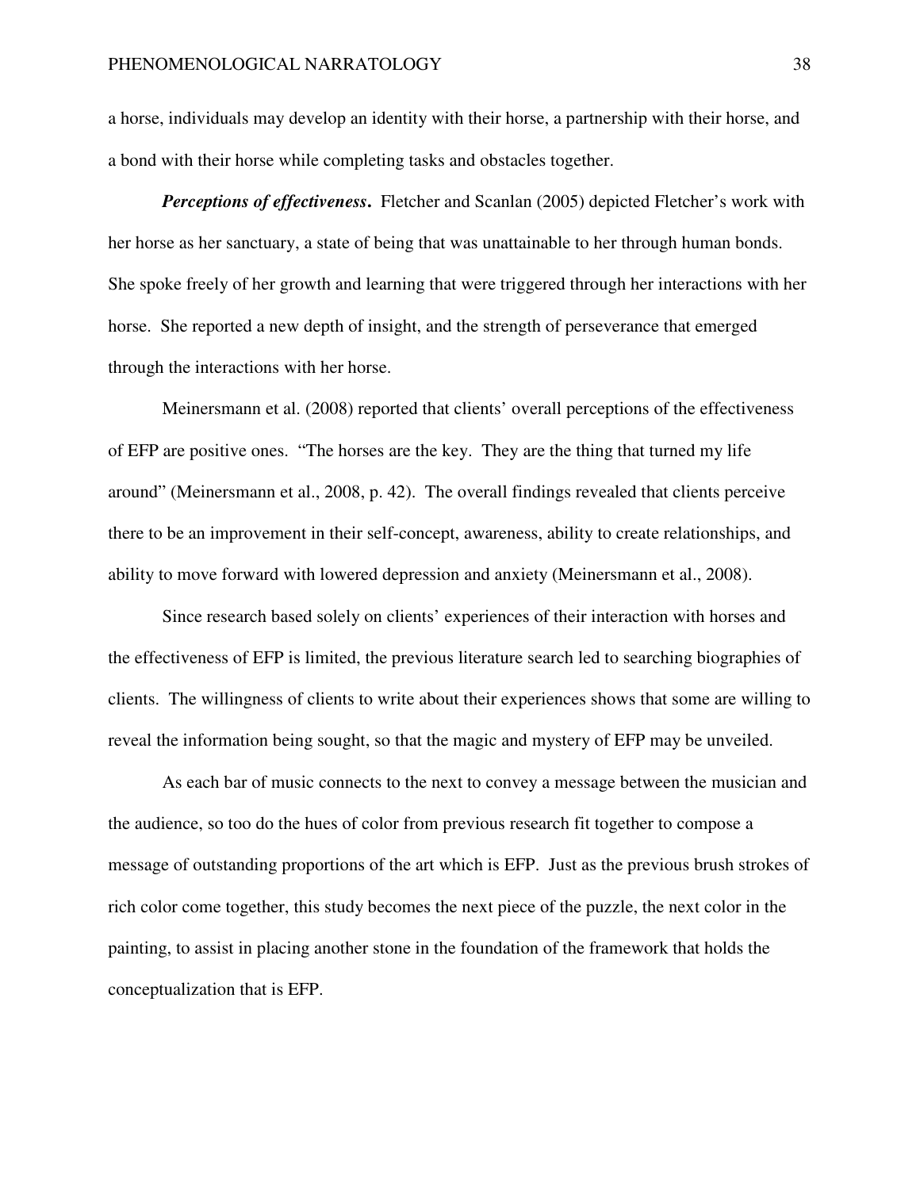a horse, individuals may develop an identity with their horse, a partnership with their horse, and a bond with their horse while completing tasks and obstacles together.

***Perceptions of effectiveness*.** Fletcher and Scanlan (2005) depicted Fletcher's work with her horse as her sanctuary, a state of being that was unattainable to her through human bonds. She spoke freely of her growth and learning that were triggered through her interactions with her horse. She reported a new depth of insight, and the strength of perseverance that emerged through the interactions with her horse.

Meinersmann et al. (2008) reported that clients' overall perceptions of the effectiveness of EFP are positive ones. "The horses are the key. They are the thing that turned my life around" (Meinersmann et al., 2008, p. 42). The overall findings revealed that clients perceive there to be an improvement in their self-concept, awareness, ability to create relationships, and ability to move forward with lowered depression and anxiety (Meinersmann et al., 2008).

Since research based solely on clients' experiences of their interaction with horses and the effectiveness of EFP is limited, the previous literature search led to searching biographies of clients. The willingness of clients to write about their experiences shows that some are willing to reveal the information being sought, so that the magic and mystery of EFP may be unveiled.

As each bar of music connects to the next to convey a message between the musician and the audience, so too do the hues of color from previous research fit together to compose a message of outstanding proportions of the art which is EFP. Just as the previous brush strokes of rich color come together, this study becomes the next piece of the puzzle, the next color in the painting, to assist in placing another stone in the foundation of the framework that holds the conceptualization that is EFP.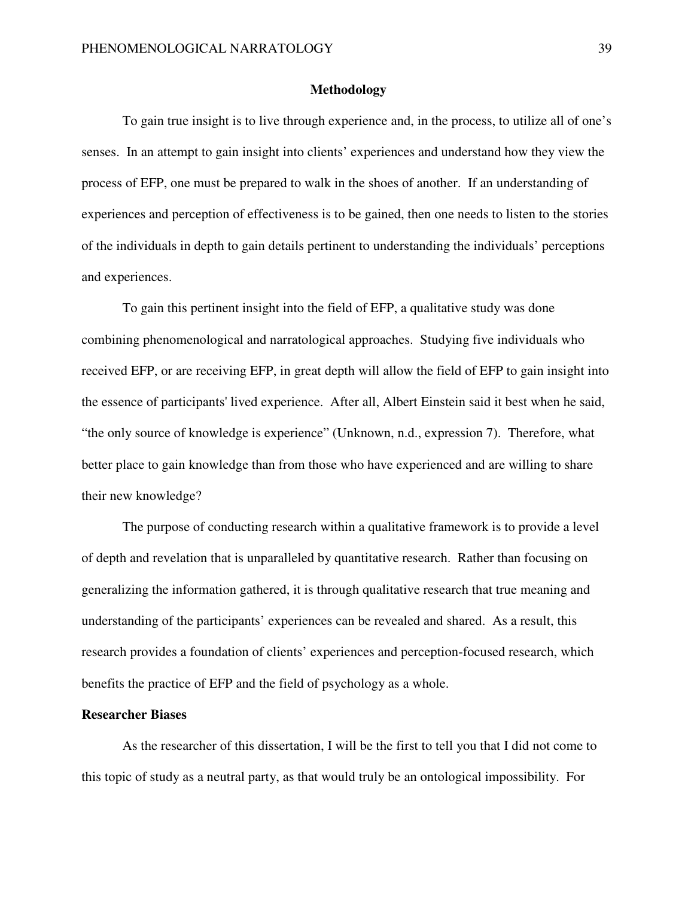## Methodology

To gain true insight is to live through experience and, in the process, to utilize all of one's senses. In an attempt to gain insight into clients' experiences and understand how they view the process of EFP, one must be prepared to walk in the shoes of another. If an understanding of experiences and perception of effectiveness is to be gained, then one needs to listen to the stories of the individuals in depth to gain details pertinent to understanding the individuals' perceptions and experiences.

To gain this pertinent insight into the field of EFP, a qualitative study was done combining phenomenological and narratological approaches. Studying five individuals who received EFP, or are receiving EFP, in great depth will allow the field of EFP to gain insight into the essence of participants' lived experience. After all, Albert Einstein said it best when he said, "the only source of knowledge is experience" (Unknown, n.d., expression 7). Therefore, what better place to gain knowledge than from those who have experienced and are willing to share their new knowledge?

The purpose of conducting research within a qualitative framework is to provide a level of depth and revelation that is unparalleled by quantitative research. Rather than focusing on generalizing the information gathered, it is through qualitative research that true meaning and understanding of the participants' experiences can be revealed and shared. As a result, this research provides a foundation of clients' experiences and perception-focused research, which benefits the practice of EFP and the field of psychology as a whole.

### Researcher Biases

As the researcher of this dissertation, I will be the first to tell you that I did not come to this topic of study as a neutral party, as that would truly be an ontological impossibility. For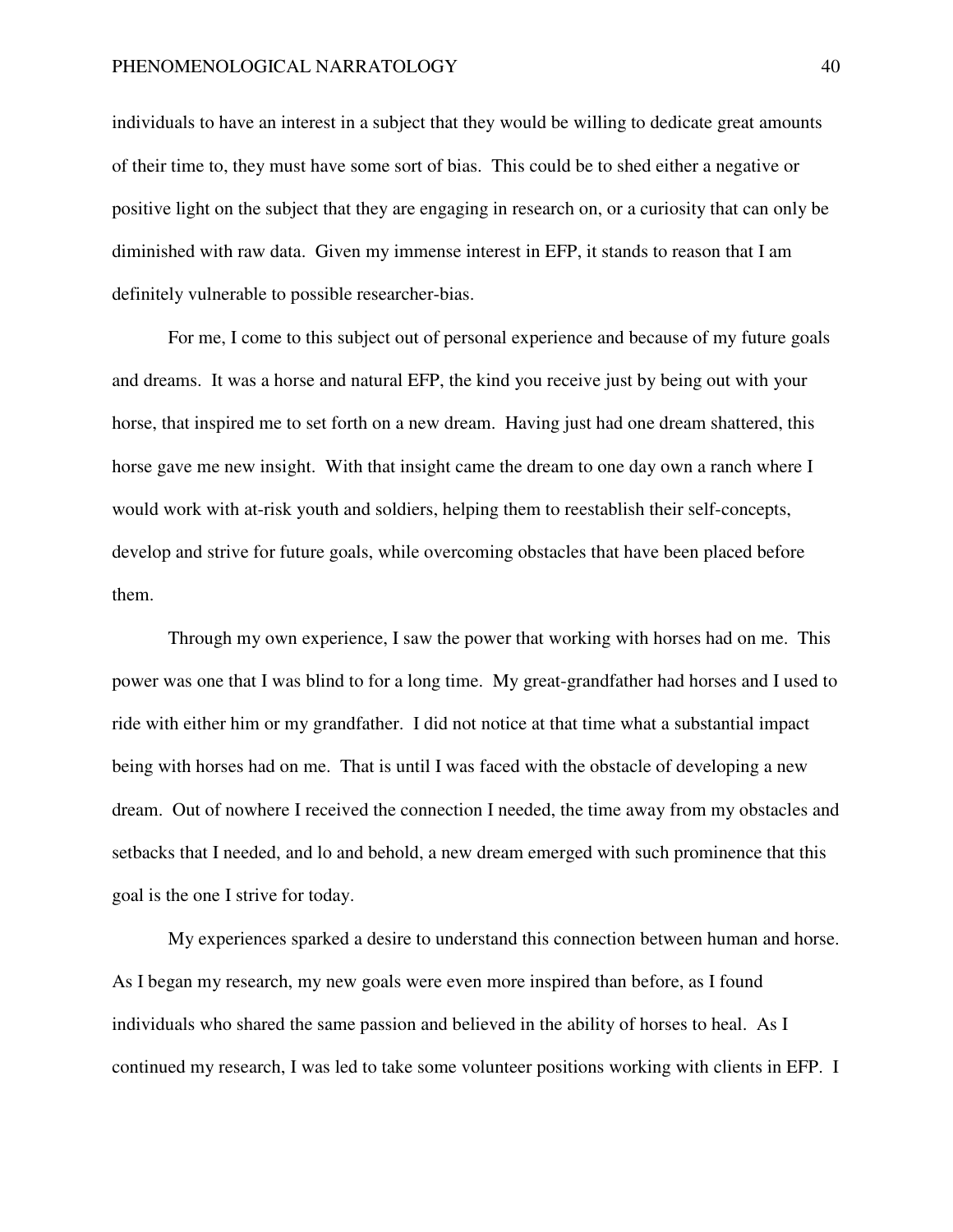individuals to have an interest in a subject that they would be willing to dedicate great amounts of their time to, they must have some sort of bias. This could be to shed either a negative or positive light on the subject that they are engaging in research on, or a curiosity that can only be diminished with raw data. Given my immense interest in EFP, it stands to reason that I am definitely vulnerable to possible researcher-bias.

For me, I come to this subject out of personal experience and because of my future goals and dreams. It was a horse and natural EFP, the kind you receive just by being out with your horse, that inspired me to set forth on a new dream. Having just had one dream shattered, this horse gave me new insight. With that insight came the dream to one day own a ranch where I would work with at-risk youth and soldiers, helping them to reestablish their self-concepts, develop and strive for future goals, while overcoming obstacles that have been placed before them.

Through my own experience, I saw the power that working with horses had on me. This power was one that I was blind to for a long time. My great-grandfather had horses and I used to ride with either him or my grandfather. I did not notice at that time what a substantial impact being with horses had on me. That is until I was faced with the obstacle of developing a new dream. Out of nowhere I received the connection I needed, the time away from my obstacles and setbacks that I needed, and lo and behold, a new dream emerged with such prominence that this goal is the one I strive for today.

My experiences sparked a desire to understand this connection between human and horse. As I began my research, my new goals were even more inspired than before, as I found individuals who shared the same passion and believed in the ability of horses to heal. As I continued my research, I was led to take some volunteer positions working with clients in EFP. I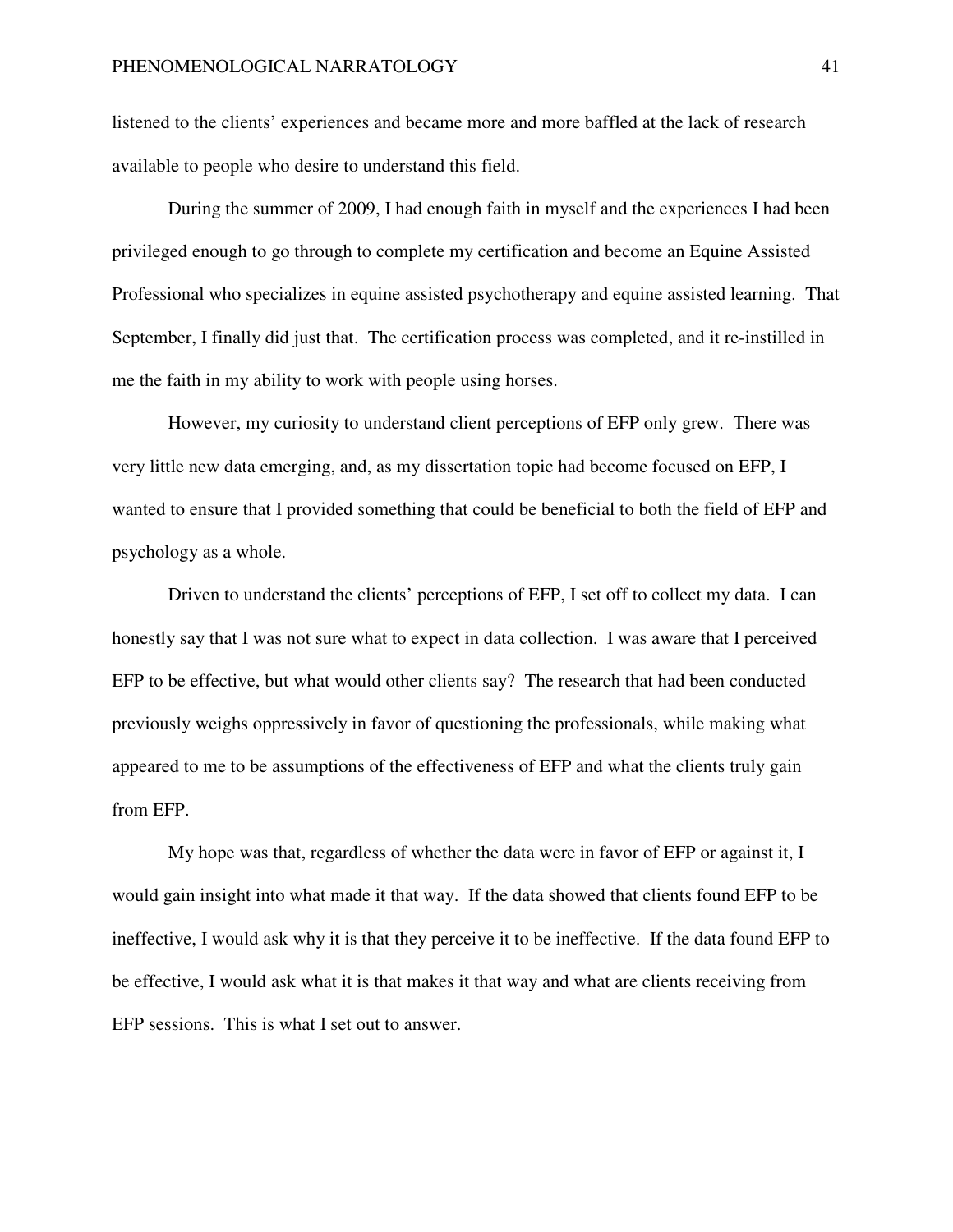listened to the clients' experiences and became more and more baffled at the lack of research available to people who desire to understand this field.

During the summer of 2009, I had enough faith in myself and the experiences I had been privileged enough to go through to complete my certification and become an Equine Assisted Professional who specializes in equine assisted psychotherapy and equine assisted learning. That September, I finally did just that. The certification process was completed, and it re-instilled in me the faith in my ability to work with people using horses.

However, my curiosity to understand client perceptions of EFP only grew. There was very little new data emerging, and, as my dissertation topic had become focused on EFP, I wanted to ensure that I provided something that could be beneficial to both the field of EFP and psychology as a whole.

Driven to understand the clients' perceptions of EFP, I set off to collect my data. I can honestly say that I was not sure what to expect in data collection. I was aware that I perceived EFP to be effective, but what would other clients say? The research that had been conducted previously weighs oppressively in favor of questioning the professionals, while making what appeared to me to be assumptions of the effectiveness of EFP and what the clients truly gain from EFP.

My hope was that, regardless of whether the data were in favor of EFP or against it, I would gain insight into what made it that way. If the data showed that clients found EFP to be ineffective, I would ask why it is that they perceive it to be ineffective. If the data found EFP to be effective, I would ask what it is that makes it that way and what are clients receiving from EFP sessions. This is what I set out to answer.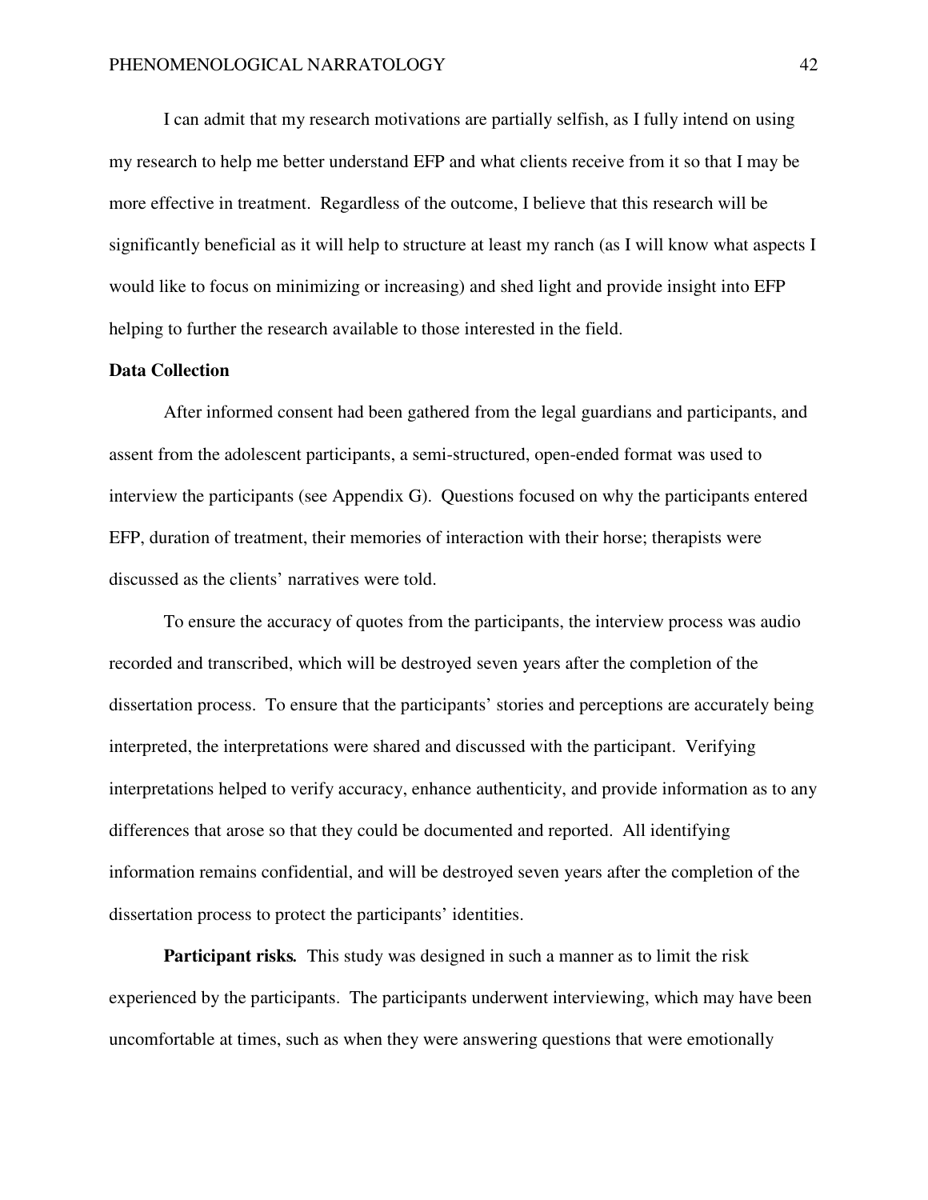I can admit that my research motivations are partially selfish, as I fully intend on using my research to help me better understand EFP and what clients receive from it so that I may be more effective in treatment. Regardless of the outcome, I believe that this research will be significantly beneficial as it will help to structure at least my ranch (as I will know what aspects I would like to focus on minimizing or increasing) and shed light and provide insight into EFP helping to further the research available to those interested in the field.

## Data Collection

After informed consent had been gathered from the legal guardians and participants, and assent from the adolescent participants, a semi-structured, open-ended format was used to interview the participants (see Appendix G). Questions focused on why the participants entered EFP, duration of treatment, their memories of interaction with their horse; therapists were discussed as the clients' narratives were told.

To ensure the accuracy of quotes from the participants, the interview process was audio recorded and transcribed, which will be destroyed seven years after the completion of the dissertation process. To ensure that the participants' stories and perceptions are accurately being interpreted, the interpretations were shared and discussed with the participant. Verifying interpretations helped to verify accuracy, enhance authenticity, and provide information as to any differences that arose so that they could be documented and reported. All identifying information remains confidential, and will be destroyed seven years after the completion of the dissertation process to protect the participants' identities.

**Participant risks.** This study was designed in such a manner as to limit the risk experienced by the participants. The participants underwent interviewing, which may have been uncomfortable at times, such as when they were answering questions that were emotionally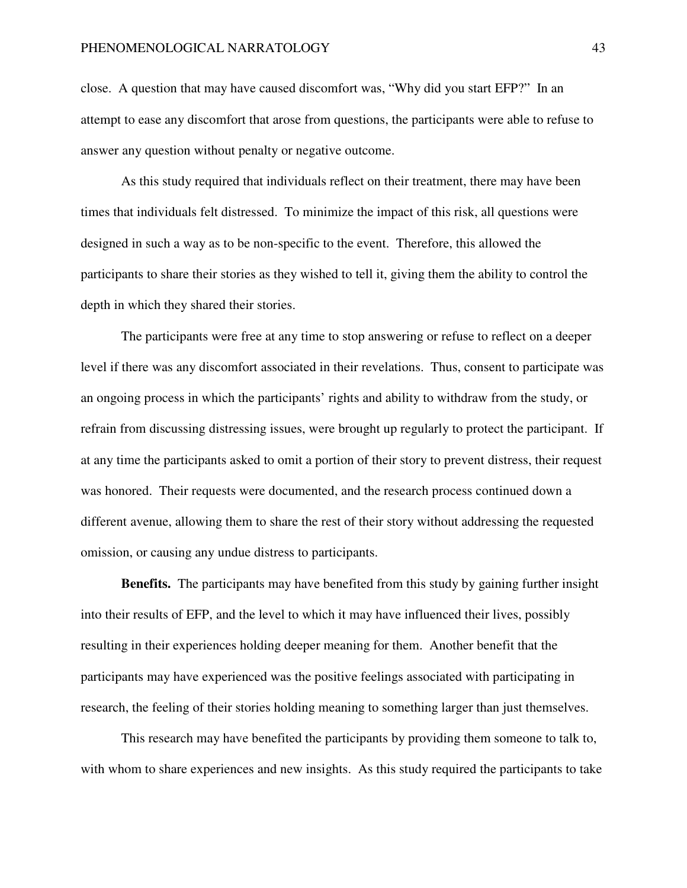close. A question that may have caused discomfort was, “Why did you start EFP?” In an attempt to ease any discomfort that arose from questions, the participants were able to refuse to answer any question without penalty or negative outcome.

As this study required that individuals reflect on their treatment, there may have been times that individuals felt distressed. To minimize the impact of this risk, all questions were designed in such a way as to be non-specific to the event. Therefore, this allowed the participants to share their stories as they wished to tell it, giving them the ability to control the depth in which they shared their stories.

The participants were free at any time to stop answering or refuse to reflect on a deeper level if there was any discomfort associated in their revelations. Thus, consent to participate was an ongoing process in which the participants’ rights and ability to withdraw from the study, or refrain from discussing distressing issues, were brought up regularly to protect the participant. If at any time the participants asked to omit a portion of their story to prevent distress, their request was honored. Their requests were documented, and the research process continued down a different avenue, allowing them to share the rest of their story without addressing the requested omission, or causing any undue distress to participants.

**Benefits.** The participants may have benefited from this study by gaining further insight into their results of EFP, and the level to which it may have influenced their lives, possibly resulting in their experiences holding deeper meaning for them. Another benefit that the participants may have experienced was the positive feelings associated with participating in research, the feeling of their stories holding meaning to something larger than just themselves.

This research may have benefited the participants by providing them someone to talk to, with whom to share experiences and new insights. As this study required the participants to take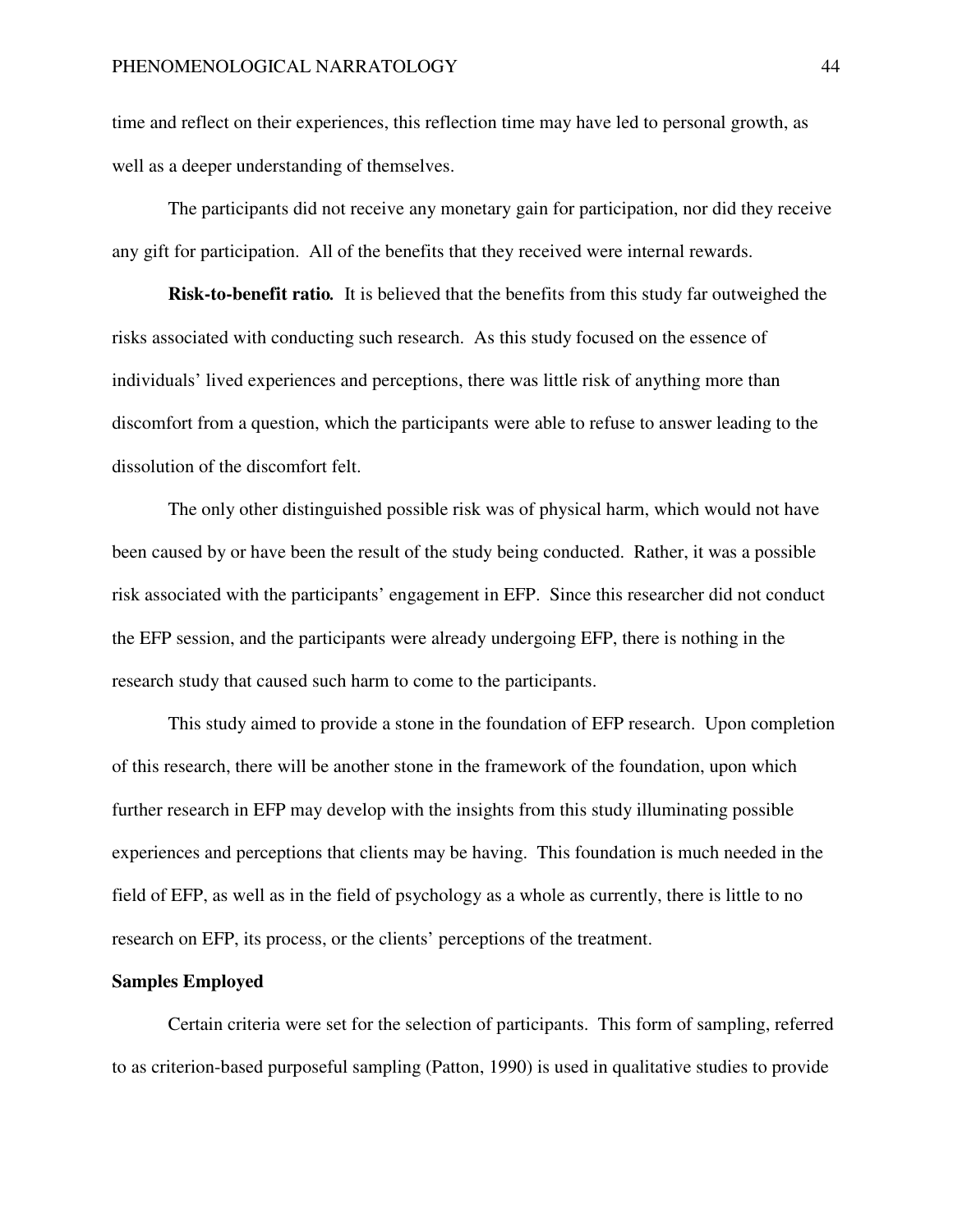time and reflect on their experiences, this reflection time may have led to personal growth, as well as a deeper understanding of themselves.

The participants did not receive any monetary gain for participation, nor did they receive any gift for participation. All of the benefits that they received were internal rewards.

**Risk-to-benefit ratio.** It is believed that the benefits from this study far outweighed the risks associated with conducting such research. As this study focused on the essence of individuals' lived experiences and perceptions, there was little risk of anything more than discomfort from a question, which the participants were able to refuse to answer leading to the dissolution of the discomfort felt.

The only other distinguished possible risk was of physical harm, which would not have been caused by or have been the result of the study being conducted. Rather, it was a possible risk associated with the participants' engagement in EFP. Since this researcher did not conduct the EFP session, and the participants were already undergoing EFP, there is nothing in the research study that caused such harm to come to the participants.

This study aimed to provide a stone in the foundation of EFP research. Upon completion of this research, there will be another stone in the framework of the foundation, upon which further research in EFP may develop with the insights from this study illuminating possible experiences and perceptions that clients may be having. This foundation is much needed in the field of EFP, as well as in the field of psychology as a whole as currently, there is little to no research on EFP, its process, or the clients' perceptions of the treatment.

## Samples Employed

Certain criteria were set for the selection of participants. This form of sampling, referred to as criterion-based purposeful sampling (Patton, 1990) is used in qualitative studies to provide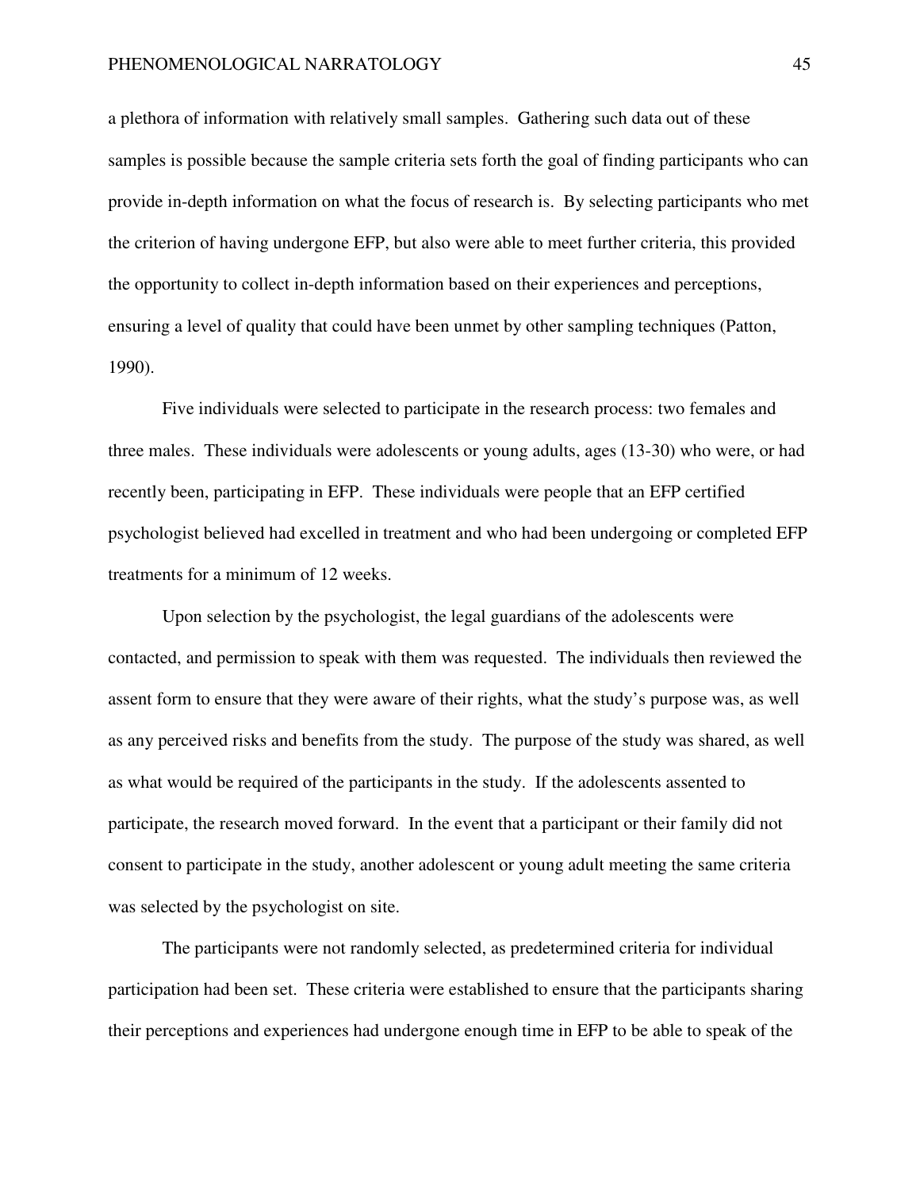a plethora of information with relatively small samples. Gathering such data out of these samples is possible because the sample criteria sets forth the goal of finding participants who can provide in-depth information on what the focus of research is. By selecting participants who met the criterion of having undergone EFP, but also were able to meet further criteria, this provided the opportunity to collect in-depth information based on their experiences and perceptions, ensuring a level of quality that could have been unmet by other sampling techniques (Patton, 1990).

Five individuals were selected to participate in the research process: two females and three males. These individuals were adolescents or young adults, ages (13-30) who were, or had recently been, participating in EFP. These individuals were people that an EFP certified psychologist believed had excelled in treatment and who had been undergoing or completed EFP treatments for a minimum of 12 weeks.

Upon selection by the psychologist, the legal guardians of the adolescents were contacted, and permission to speak with them was requested. The individuals then reviewed the assent form to ensure that they were aware of their rights, what the study's purpose was, as well as any perceived risks and benefits from the study. The purpose of the study was shared, as well as what would be required of the participants in the study. If the adolescents assented to participate, the research moved forward. In the event that a participant or their family did not consent to participate in the study, another adolescent or young adult meeting the same criteria was selected by the psychologist on site.

The participants were not randomly selected, as predetermined criteria for individual participation had been set. These criteria were established to ensure that the participants sharing their perceptions and experiences had undergone enough time in EFP to be able to speak of the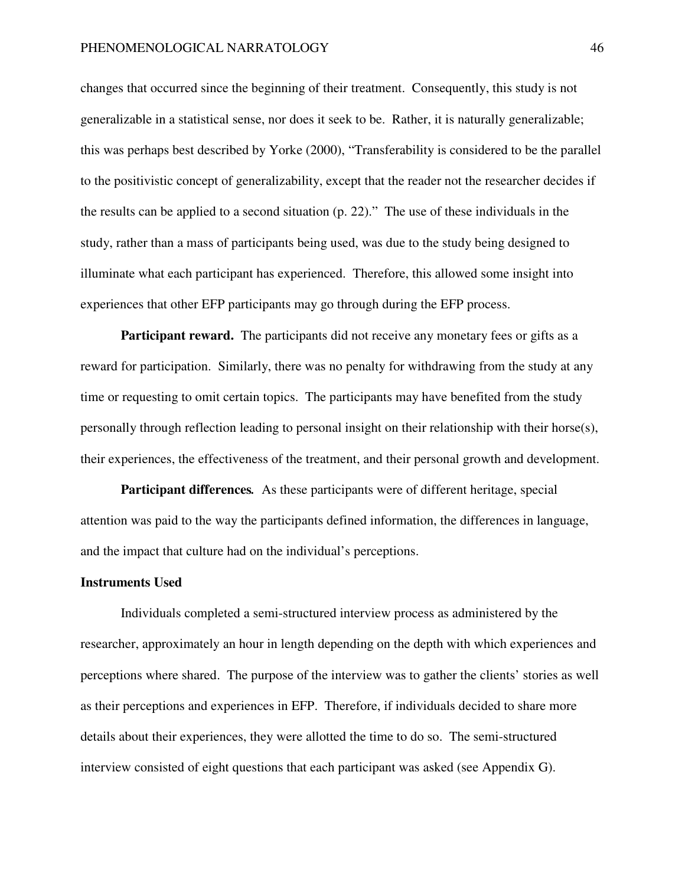changes that occurred since the beginning of their treatment. Consequently, this study is not generalizable in a statistical sense, nor does it seek to be. Rather, it is naturally generalizable; this was perhaps best described by Yorke (2000), "Transferability is considered to be the parallel to the positivistic concept of generalizability, except that the reader not the researcher decides if the results can be applied to a second situation (p. 22)." The use of these individuals in the study, rather than a mass of participants being used, was due to the study being designed to illuminate what each participant has experienced. Therefore, this allowed some insight into experiences that other EFP participants may go through during the EFP process.

**Participant reward.** The participants did not receive any monetary fees or gifts as a reward for participation. Similarly, there was no penalty for withdrawing from the study at any time or requesting to omit certain topics. The participants may have benefited from the study personally through reflection leading to personal insight on their relationship with their horse(s), their experiences, the effectiveness of the treatment, and their personal growth and development.

**Participant differences.** As these participants were of different heritage, special attention was paid to the way the participants defined information, the differences in language, and the impact that culture had on the individual's perceptions.

**Instruments Used**

Individuals completed a semi-structured interview process as administered by the researcher, approximately an hour in length depending on the depth with which experiences and perceptions where shared. The purpose of the interview was to gather the clients' stories as well as their perceptions and experiences in EFP. Therefore, if individuals decided to share more details about their experiences, they were allotted the time to do so. The semi-structured interview consisted of eight questions that each participant was asked (see Appendix G).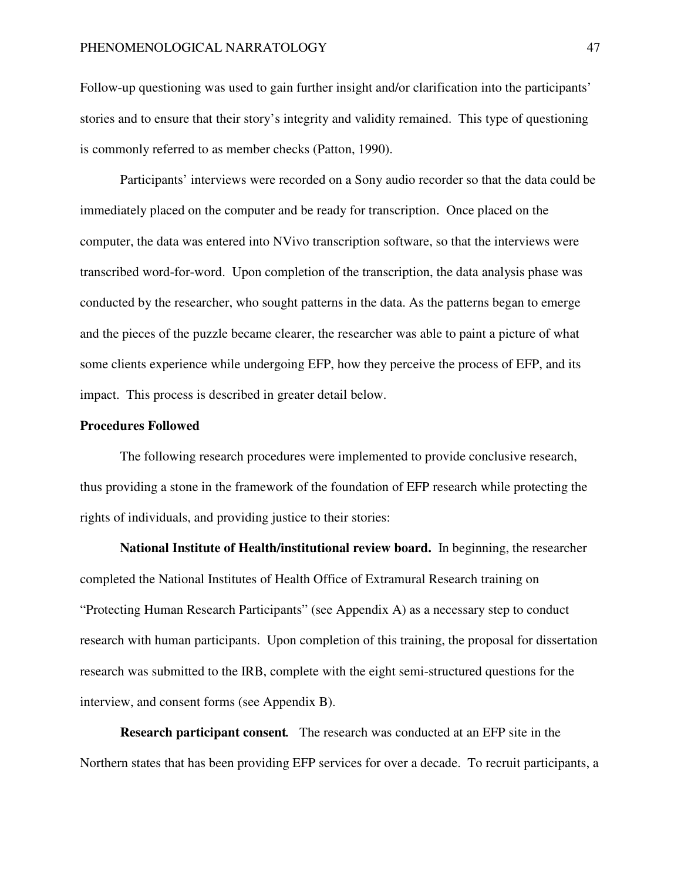Follow-up questioning was used to gain further insight and/or clarification into the participants' stories and to ensure that their story's integrity and validity remained. This type of questioning is commonly referred to as member checks (Patton, 1990).

Participants' interviews were recorded on a Sony audio recorder so that the data could be immediately placed on the computer and be ready for transcription. Once placed on the computer, the data was entered into NVivo transcription software, so that the interviews were transcribed word-for-word. Upon completion of the transcription, the data analysis phase was conducted by the researcher, who sought patterns in the data. As the patterns began to emerge and the pieces of the puzzle became clearer, the researcher was able to paint a picture of what some clients experience while undergoing EFP, how they perceive the process of EFP, and its impact. This process is described in greater detail below.

**Procedures Followed**

The following research procedures were implemented to provide conclusive research, thus providing a stone in the framework of the foundation of EFP research while protecting the rights of individuals, and providing justice to their stories:

**National Institute of Health/institutional review board.** In beginning, the researcher completed the National Institutes of Health Office of Extramural Research training on "Protecting Human Research Participants" (see Appendix A) as a necessary step to conduct research with human participants. Upon completion of this training, the proposal for dissertation research was submitted to the IRB, complete with the eight semi-structured questions for the interview, and consent forms (see Appendix B).

**Research participant consent.** The research was conducted at an EFP site in the Northern states that has been providing EFP services for over a decade. To recruit participants, a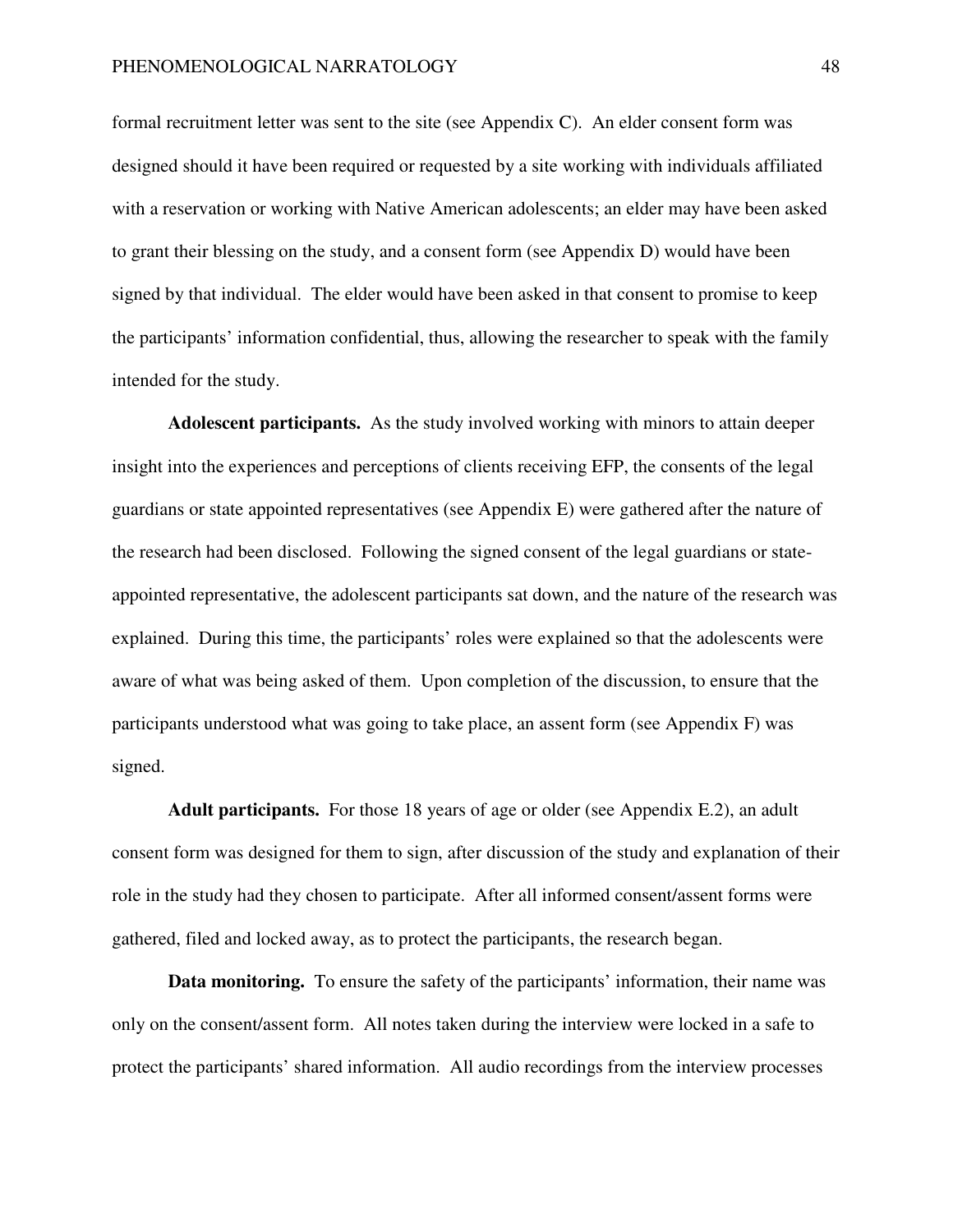formal recruitment letter was sent to the site (see Appendix C). An elder consent form was designed should it have been required or requested by a site working with individuals affiliated with a reservation or working with Native American adolescents; an elder may have been asked to grant their blessing on the study, and a consent form (see Appendix D) would have been signed by that individual. The elder would have been asked in that consent to promise to keep the participants' information confidential, thus, allowing the researcher to speak with the family intended for the study.

**Adolescent participants.** As the study involved working with minors to attain deeper insight into the experiences and perceptions of clients receiving EFP, the consents of the legal guardians or state appointed representatives (see Appendix E) were gathered after the nature of the research had been disclosed. Following the signed consent of the legal guardians or state-appointed representative, the adolescent participants sat down, and the nature of the research was explained. During this time, the participants' roles were explained so that the adolescents were aware of what was being asked of them. Upon completion of the discussion, to ensure that the participants understood what was going to take place, an assent form (see Appendix F) was signed.

**Adult participants.** For those 18 years of age or older (see Appendix E.2), an adult consent form was designed for them to sign, after discussion of the study and explanation of their role in the study had they chosen to participate. After all informed consent/assent forms were gathered, filed and locked away, as to protect the participants, the research began.

**Data monitoring.** To ensure the safety of the participants' information, their name was only on the consent/assent form. All notes taken during the interview were locked in a safe to protect the participants' shared information. All audio recordings from the interview processes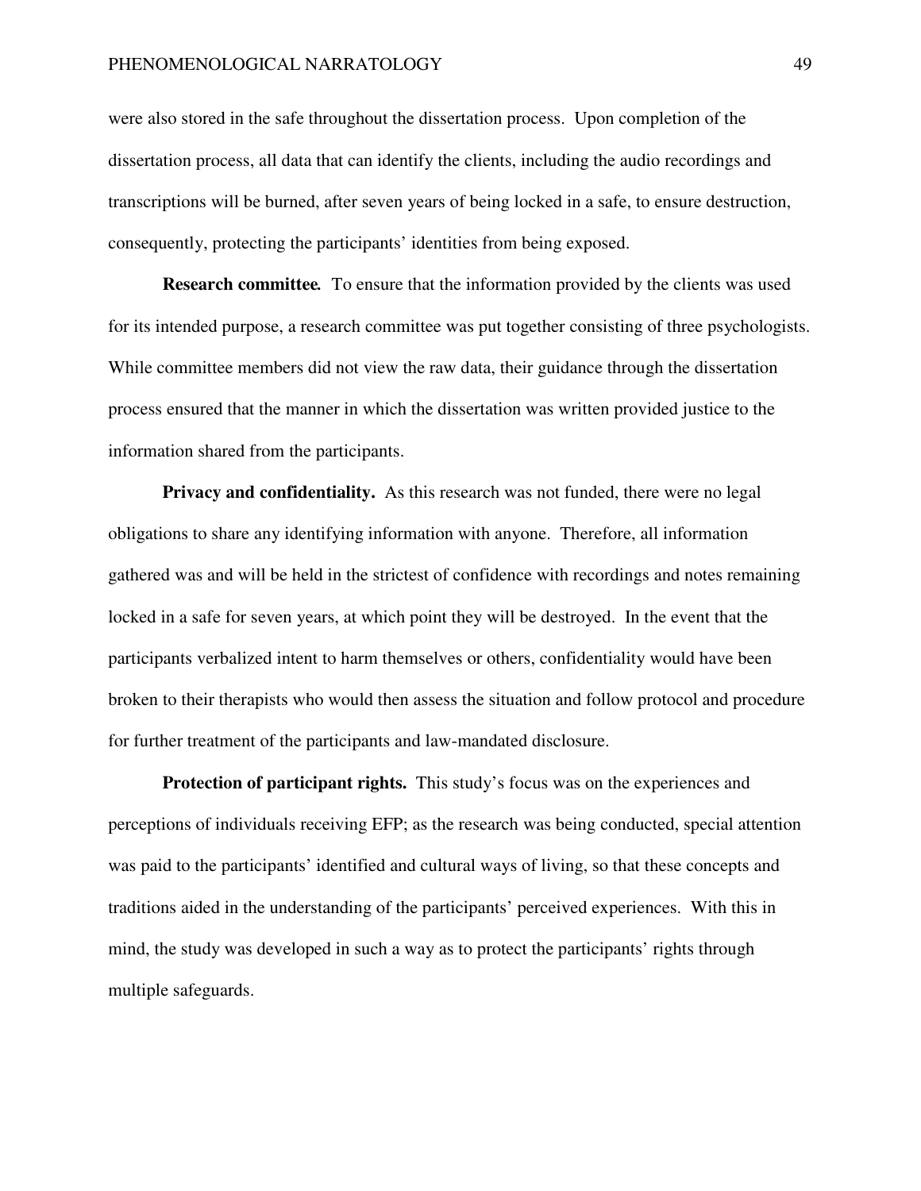were also stored in the safe throughout the dissertation process. Upon completion of the dissertation process, all data that can identify the clients, including the audio recordings and transcriptions will be burned, after seven years of being locked in a safe, to ensure destruction, consequently, protecting the participants' identities from being exposed.

**Research committee.** To ensure that the information provided by the clients was used for its intended purpose, a research committee was put together consisting of three psychologists. While committee members did not view the raw data, their guidance through the dissertation process ensured that the manner in which the dissertation was written provided justice to the information shared from the participants.

**Privacy and confidentiality.** As this research was not funded, there were no legal obligations to share any identifying information with anyone. Therefore, all information gathered was and will be held in the strictest of confidence with recordings and notes remaining locked in a safe for seven years, at which point they will be destroyed. In the event that the participants verbalized intent to harm themselves or others, confidentiality would have been broken to their therapists who would then assess the situation and follow protocol and procedure for further treatment of the participants and law-mandated disclosure.

**Protection of participant rights.** This study's focus was on the experiences and perceptions of individuals receiving EFP; as the research was being conducted, special attention was paid to the participants' identified and cultural ways of living, so that these concepts and traditions aided in the understanding of the participants' perceived experiences. With this in mind, the study was developed in such a way as to protect the participants' rights through multiple safeguards.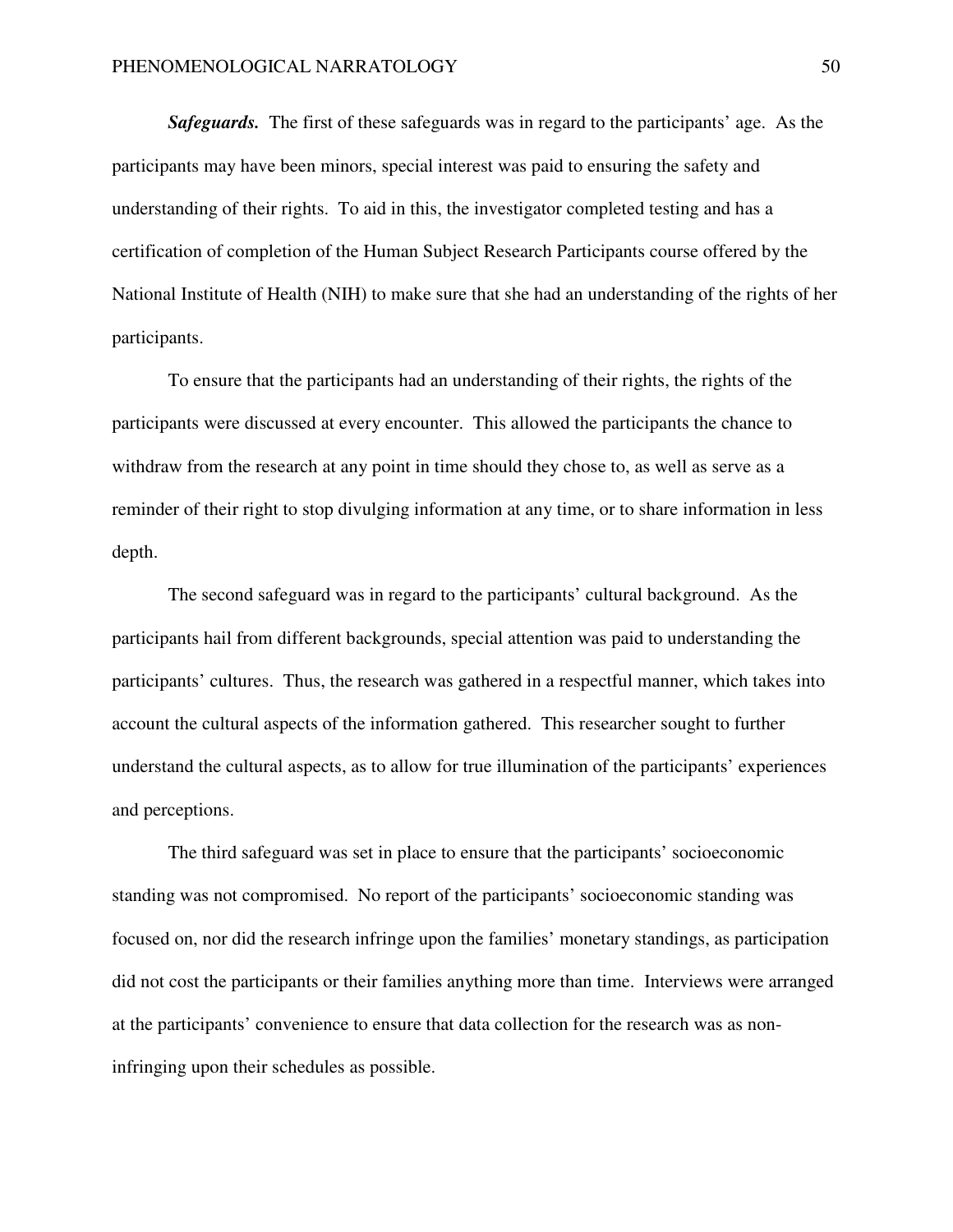***Safeguards.*** The first of these safeguards was in regard to the participants' age. As the participants may have been minors, special interest was paid to ensuring the safety and understanding of their rights. To aid in this, the investigator completed testing and has a certification of completion of the Human Subject Research Participants course offered by the National Institute of Health (NIH) to make sure that she had an understanding of the rights of her participants.

To ensure that the participants had an understanding of their rights, the rights of the participants were discussed at every encounter. This allowed the participants the chance to withdraw from the research at any point in time should they chose to, as well as serve as a reminder of their right to stop divulging information at any time, or to share information in less depth.

The second safeguard was in regard to the participants' cultural background. As the participants hail from different backgrounds, special attention was paid to understanding the participants' cultures. Thus, the research was gathered in a respectful manner, which takes into account the cultural aspects of the information gathered. This researcher sought to further understand the cultural aspects, as to allow for true illumination of the participants' experiences and perceptions.

The third safeguard was set in place to ensure that the participants' socioeconomic standing was not compromised. No report of the participants' socioeconomic standing was focused on, nor did the research infringe upon the families' monetary standings, as participation did not cost the participants or their families anything more than time. Interviews were arranged at the participants' convenience to ensure that data collection for the research was as non-infringing upon their schedules as possible.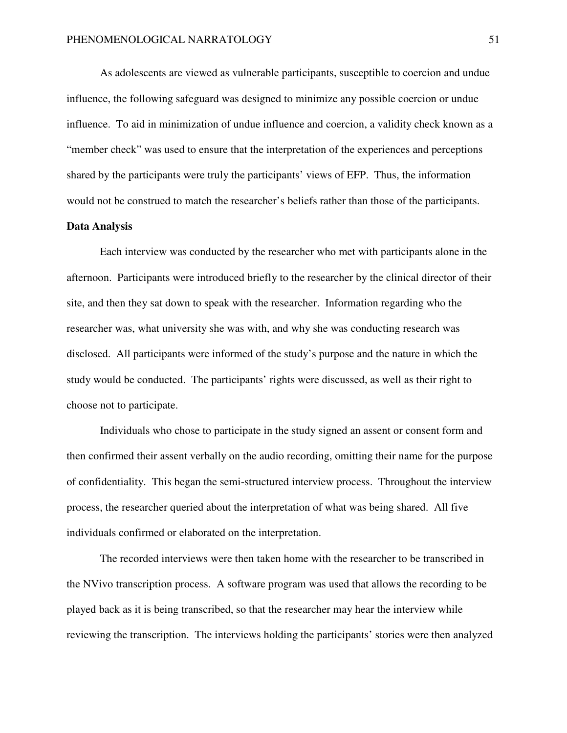As adolescents are viewed as vulnerable participants, susceptible to coercion and undue influence, the following safeguard was designed to minimize any possible coercion or undue influence. To aid in minimization of undue influence and coercion, a validity check known as a "member check" was used to ensure that the interpretation of the experiences and perceptions shared by the participants were truly the participants' views of EFP. Thus, the information would not be construed to match the researcher's beliefs rather than those of the participants.

**Data Analysis**

Each interview was conducted by the researcher who met with participants alone in the afternoon. Participants were introduced briefly to the researcher by the clinical director of their site, and then they sat down to speak with the researcher. Information regarding who the researcher was, what university she was with, and why she was conducting research was disclosed. All participants were informed of the study's purpose and the nature in which the study would be conducted. The participants' rights were discussed, as well as their right to choose not to participate.

Individuals who chose to participate in the study signed an assent or consent form and then confirmed their assent verbally on the audio recording, omitting their name for the purpose of confidentiality. This began the semi-structured interview process. Throughout the interview process, the researcher queried about the interpretation of what was being shared. All five individuals confirmed or elaborated on the interpretation.

The recorded interviews were then taken home with the researcher to be transcribed in the NVivo transcription process. A software program was used that allows the recording to be played back as it is being transcribed, so that the researcher may hear the interview while reviewing the transcription. The interviews holding the participants' stories were then analyzed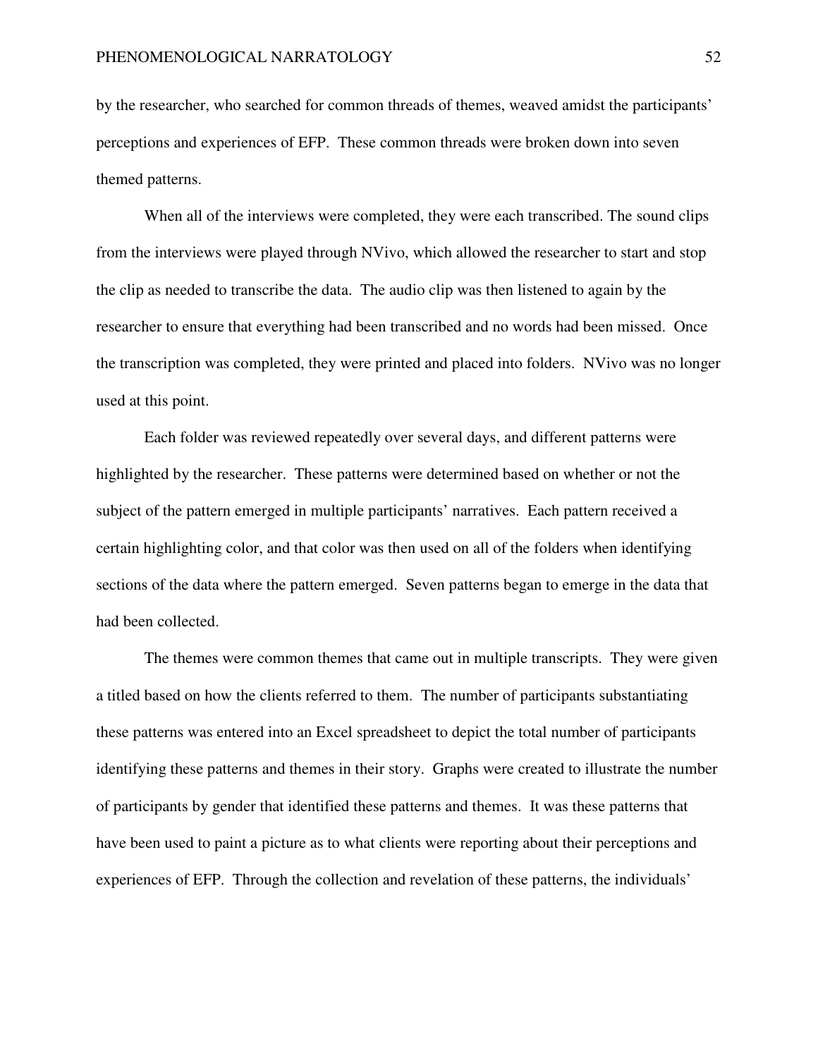by the researcher, who searched for common threads of themes, weaved amidst the participants' perceptions and experiences of EFP. These common threads were broken down into seven themed patterns.

When all of the interviews were completed, they were each transcribed. The sound clips from the interviews were played through NVivo, which allowed the researcher to start and stop the clip as needed to transcribe the data. The audio clip was then listened to again by the researcher to ensure that everything had been transcribed and no words had been missed. Once the transcription was completed, they were printed and placed into folders. NVivo was no longer used at this point.

Each folder was reviewed repeatedly over several days, and different patterns were highlighted by the researcher. These patterns were determined based on whether or not the subject of the pattern emerged in multiple participants' narratives. Each pattern received a certain highlighting color, and that color was then used on all of the folders when identifying sections of the data where the pattern emerged. Seven patterns began to emerge in the data that had been collected.

The themes were common themes that came out in multiple transcripts. They were given a titled based on how the clients referred to them. The number of participants substantiating these patterns was entered into an Excel spreadsheet to depict the total number of participants identifying these patterns and themes in their story. Graphs were created to illustrate the number of participants by gender that identified these patterns and themes. It was these patterns that have been used to paint a picture as to what clients were reporting about their perceptions and experiences of EFP. Through the collection and revelation of these patterns, the individuals'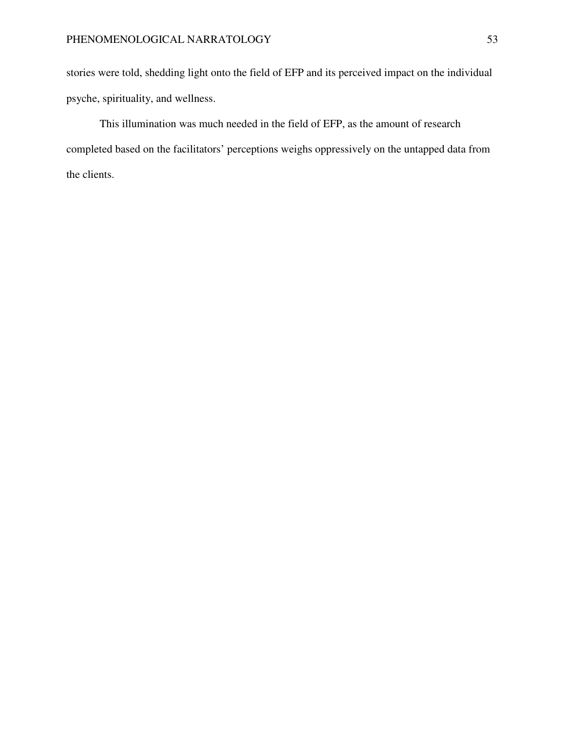stories were told, shedding light onto the field of EFP and its perceived impact on the individual psyche, spirituality, and wellness.

This illumination was much needed in the field of EFP, as the amount of research completed based on the facilitators' perceptions weighs oppressively on the untapped data from the clients.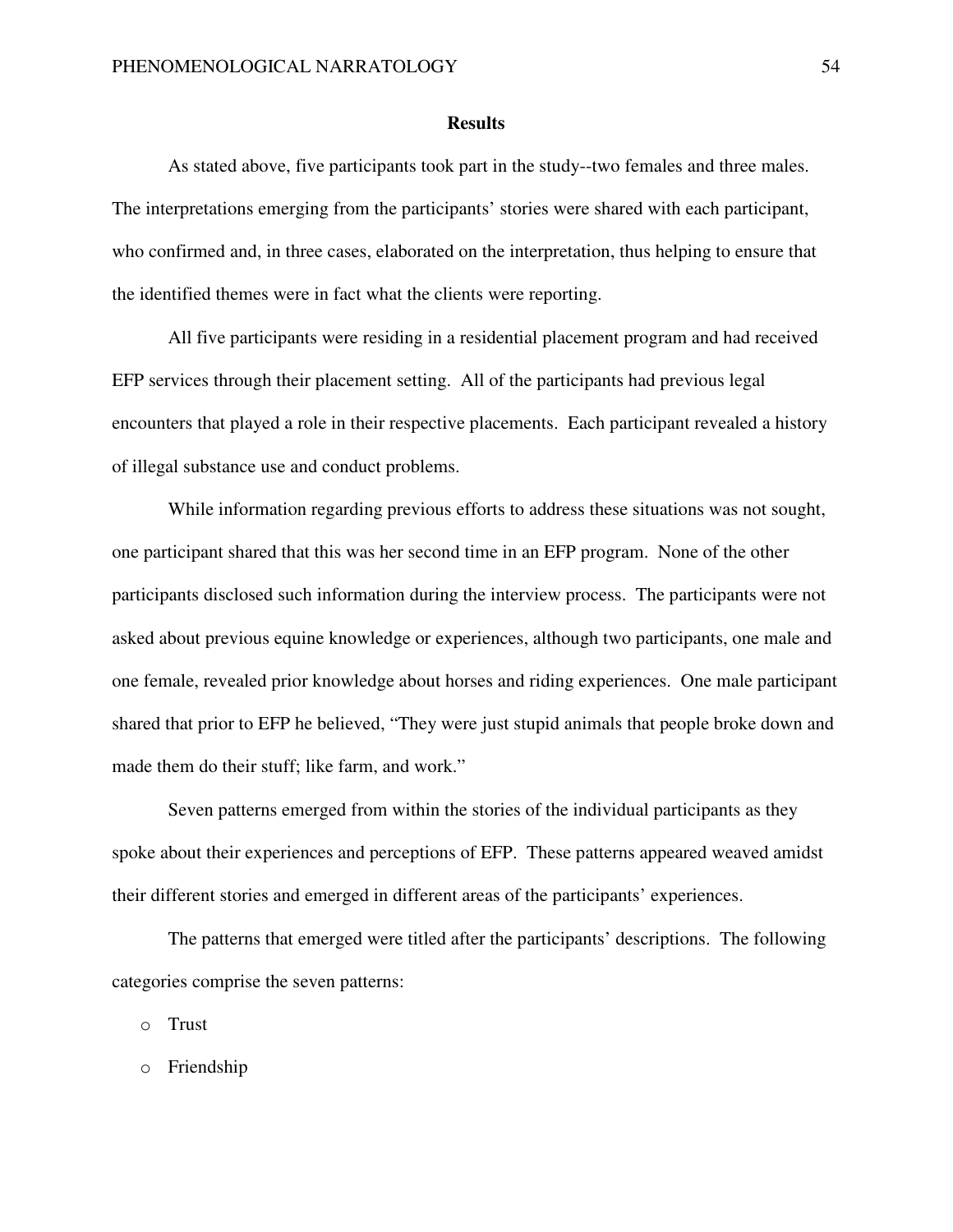## Results

As stated above, five participants took part in the study--two females and three males. The interpretations emerging from the participants' stories were shared with each participant, who confirmed and, in three cases, elaborated on the interpretation, thus helping to ensure that the identified themes were in fact what the clients were reporting.

All five participants were residing in a residential placement program and had received EFP services through their placement setting. All of the participants had previous legal encounters that played a role in their respective placements. Each participant revealed a history of illegal substance use and conduct problems.

While information regarding previous efforts to address these situations was not sought, one participant shared that this was her second time in an EFP program. None of the other participants disclosed such information during the interview process. The participants were not asked about previous equine knowledge or experiences, although two participants, one male and one female, revealed prior knowledge about horses and riding experiences. One male participant shared that prior to EFP he believed, "They were just stupid animals that people broke down and made them do their stuff; like farm, and work."

Seven patterns emerged from within the stories of the individual participants as they spoke about their experiences and perceptions of EFP. These patterns appeared weaved amidst their different stories and emerged in different areas of the participants' experiences.

The patterns that emerged were titled after the participants' descriptions. The following categories comprise the seven patterns:

- Trust
- Friendship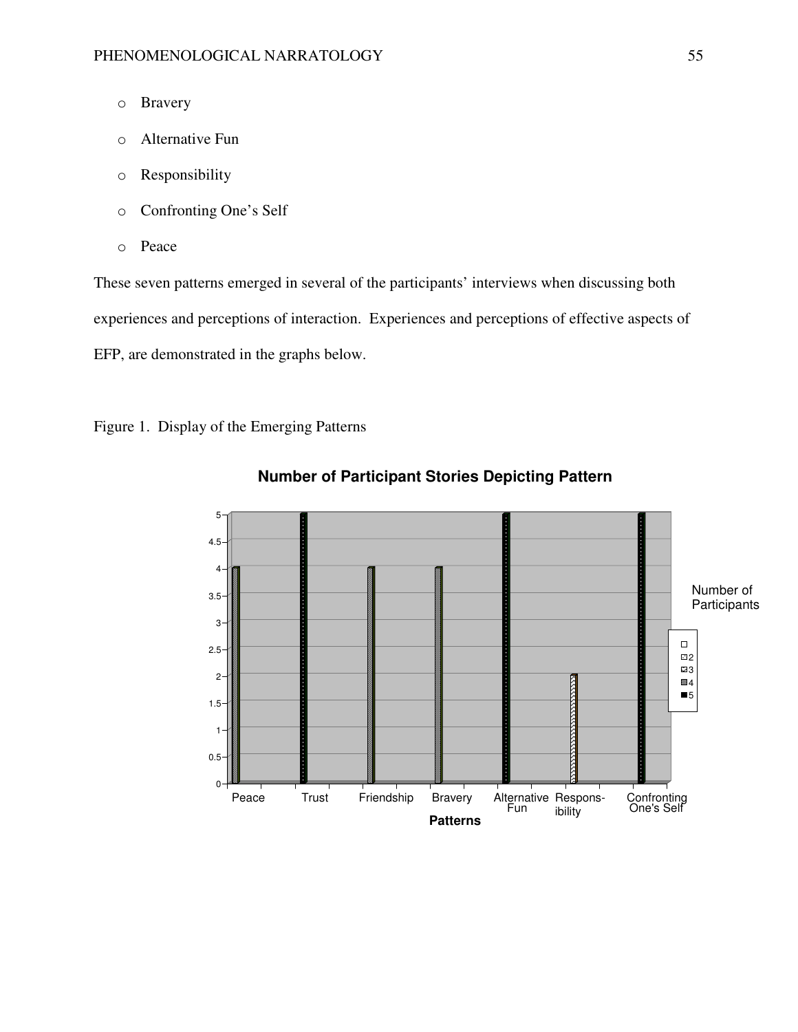- Bravery
- Alternative Fun
- Responsibility
- Confronting One's Self
- Peace

These seven patterns emerged in several of the participants' interviews when discussing both experiences and perceptions of interaction. Experiences and perceptions of effective aspects of EFP, are demonstrated in the graphs below.

Figure 1. Display of the Emerging Patterns

**Number of Participant Stories Depicting Pattern**

| Patterns | Number of Participants |
|---|---|
| Peace | 4 |
| Trust | 5 |
| Friendship | 4 |
| Bravery | 4 |
| Alternative Fun | 5 |
| Responsibility | 2 |
| Confronting One's Self | 5 |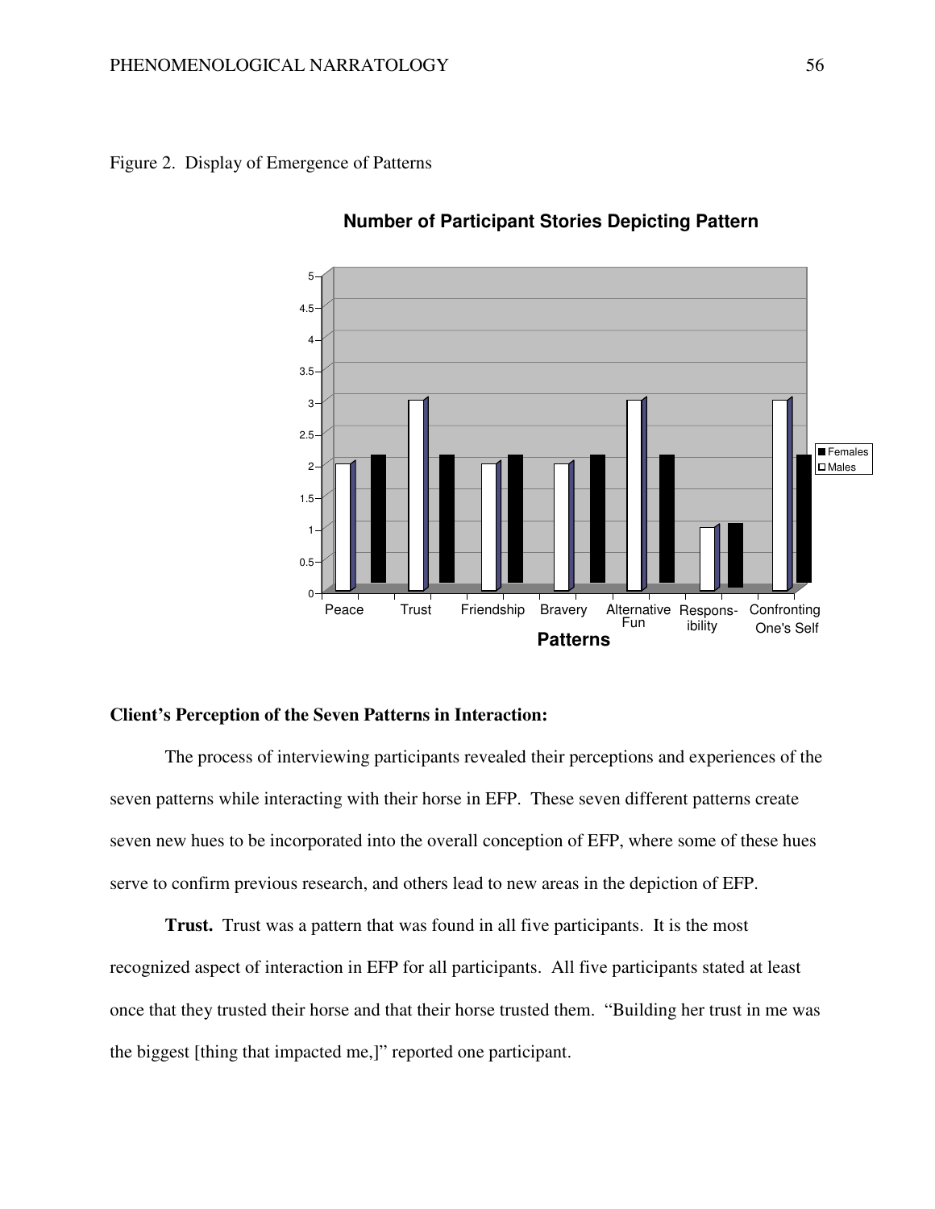Figure 2. Display of Emergence of Patterns

**Number of Participant Stories Depicting Pattern**

| Patterns | Males | Females |
|---|---|---|
| Peace | 2 | 2 |
| Trust | 3 | 2 |
| Friendship | 2 | 2 |
| Bravery | 2 | 2 |
| Alternative Fun | 3 | 2 |
| Respons-ibility | 1 | 1 |
| Confronting One's Self | 3 | 2 |

**Client's Perception of the Seven Patterns in Interaction:**

The process of interviewing participants revealed their perceptions and experiences of the seven patterns while interacting with their horse in EFP. These seven different patterns create seven new hues to be incorporated into the overall conception of EFP, where some of these hues serve to confirm previous research, and others lead to new areas in the depiction of EFP.

**Trust.** Trust was a pattern that was found in all five participants. It is the most recognized aspect of interaction in EFP for all participants. All five participants stated at least once that they trusted their horse and that their horse trusted them. "Building her trust in me was the biggest [thing that impacted me,]" reported one participant.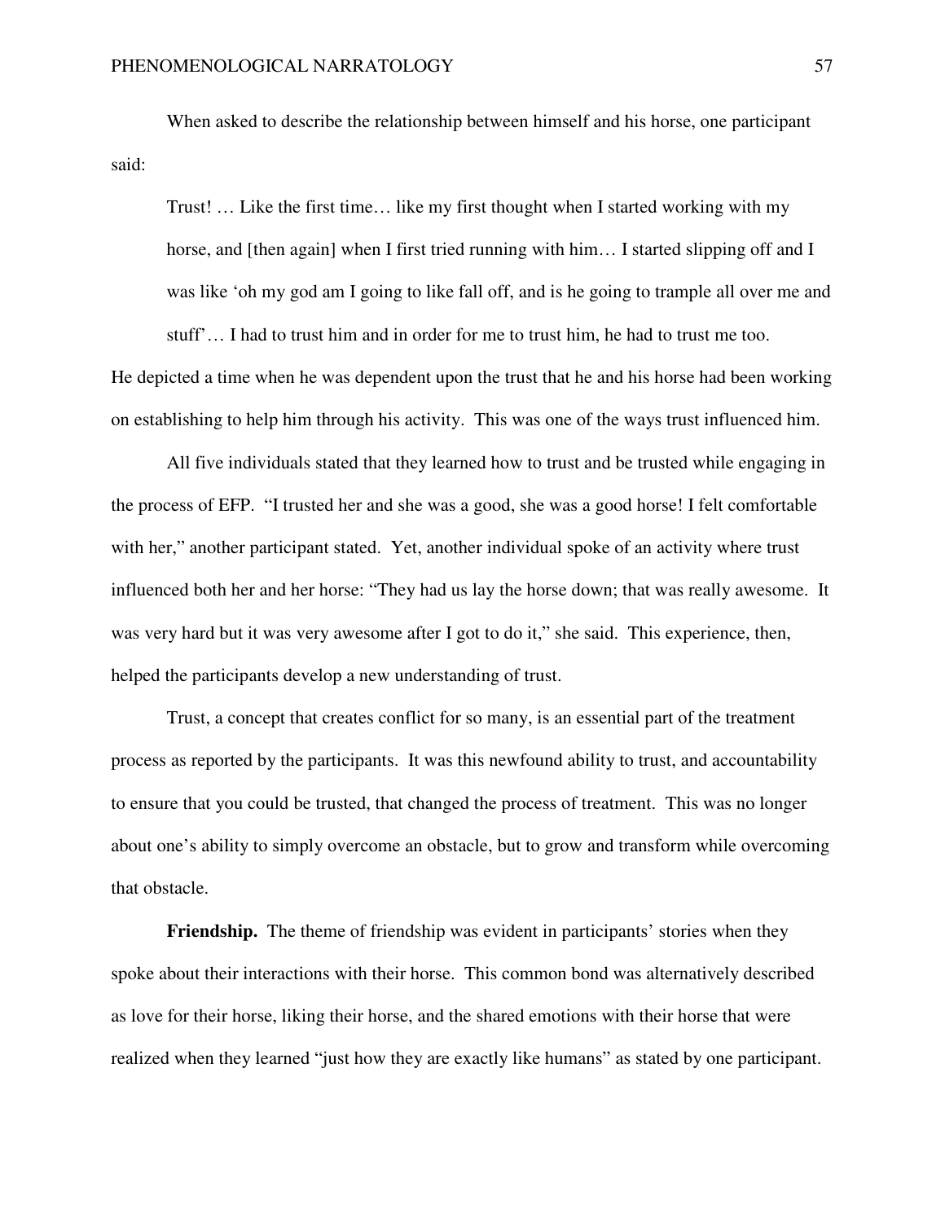When asked to describe the relationship between himself and his horse, one participant said:

> Trust! … Like the first time… like my first thought when I started working with my horse, and [then again] when I first tried running with him… I started slipping off and I was like 'oh my god am I going to like fall off, and is he going to trample all over me and stuff'… I had to trust him and in order for me to trust him, he had to trust me too.

He depicted a time when he was dependent upon the trust that he and his horse had been working on establishing to help him through his activity. This was one of the ways trust influenced him.

All five individuals stated that they learned how to trust and be trusted while engaging in the process of EFP. "I trusted her and she was a good, she was a good horse! I felt comfortable with her," another participant stated. Yet, another individual spoke of an activity where trust influenced both her and her horse: "They had us lay the horse down; that was really awesome. It was very hard but it was very awesome after I got to do it," she said. This experience, then, helped the participants develop a new understanding of trust.

Trust, a concept that creates conflict for so many, is an essential part of the treatment process as reported by the participants. It was this newfound ability to trust, and accountability to ensure that you could be trusted, that changed the process of treatment. This was no longer about one's ability to simply overcome an obstacle, but to grow and transform while overcoming that obstacle.

**Friendship.** The theme of friendship was evident in participants' stories when they spoke about their interactions with their horse. This common bond was alternatively described as love for their horse, liking their horse, and the shared emotions with their horse that were realized when they learned "just how they are exactly like humans" as stated by one participant.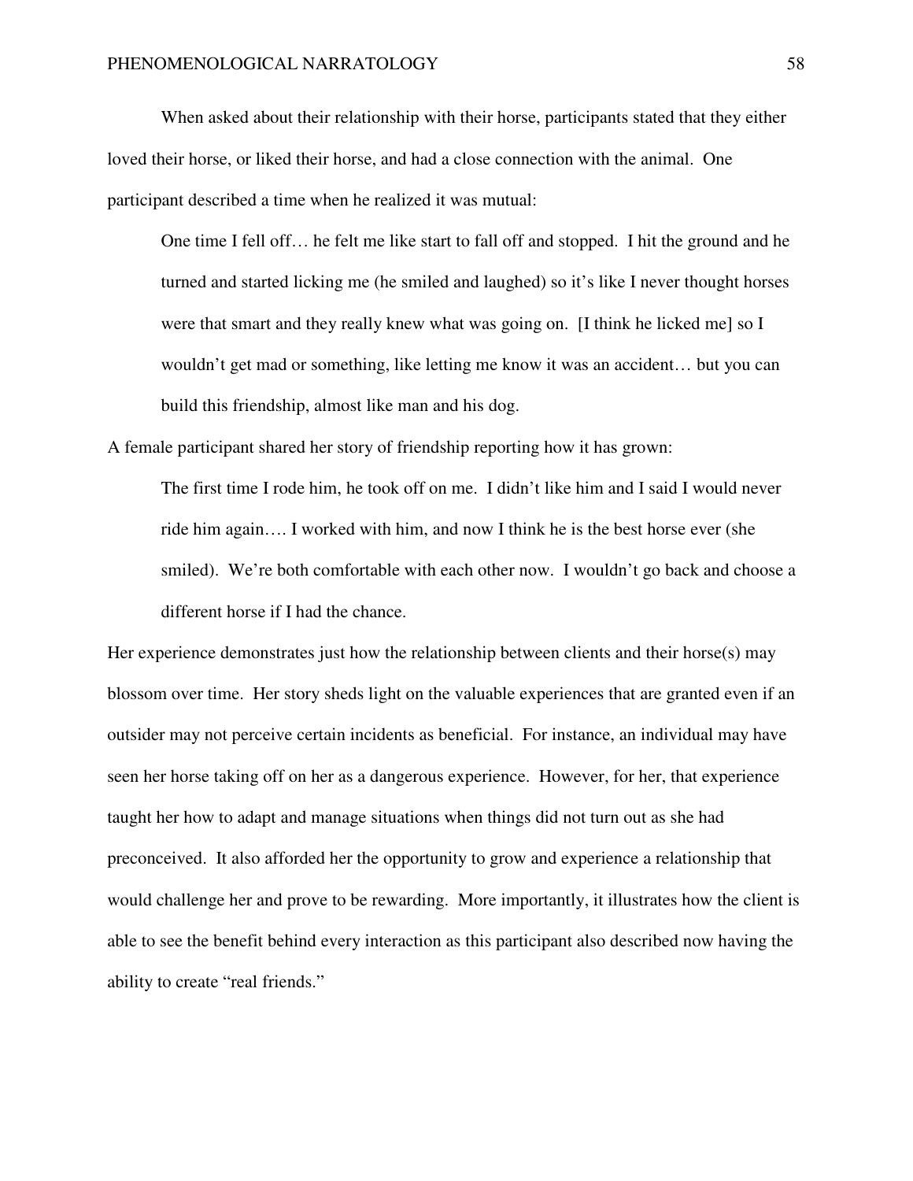When asked about their relationship with their horse, participants stated that they either loved their horse, or liked their horse, and had a close connection with the animal. One participant described a time when he realized it was mutual:

> One time I fell off… he felt me like start to fall off and stopped. I hit the ground and he turned and started licking me (he smiled and laughed) so it's like I never thought horses were that smart and they really knew what was going on. [I think he licked me] so I wouldn't get mad or something, like letting me know it was an accident… but you can build this friendship, almost like man and his dog.

A female participant shared her story of friendship reporting how it has grown:

> The first time I rode him, he took off on me. I didn't like him and I said I would never ride him again…. I worked with him, and now I think he is the best horse ever (she smiled). We're both comfortable with each other now. I wouldn't go back and choose a different horse if I had the chance.

Her experience demonstrates just how the relationship between clients and their horse(s) may blossom over time. Her story sheds light on the valuable experiences that are granted even if an outsider may not perceive certain incidents as beneficial. For instance, an individual may have seen her horse taking off on her as a dangerous experience. However, for her, that experience taught her how to adapt and manage situations when things did not turn out as she had preconceived. It also afforded her the opportunity to grow and experience a relationship that would challenge her and prove to be rewarding. More importantly, it illustrates how the client is able to see the benefit behind every interaction as this participant also described now having the ability to create "real friends."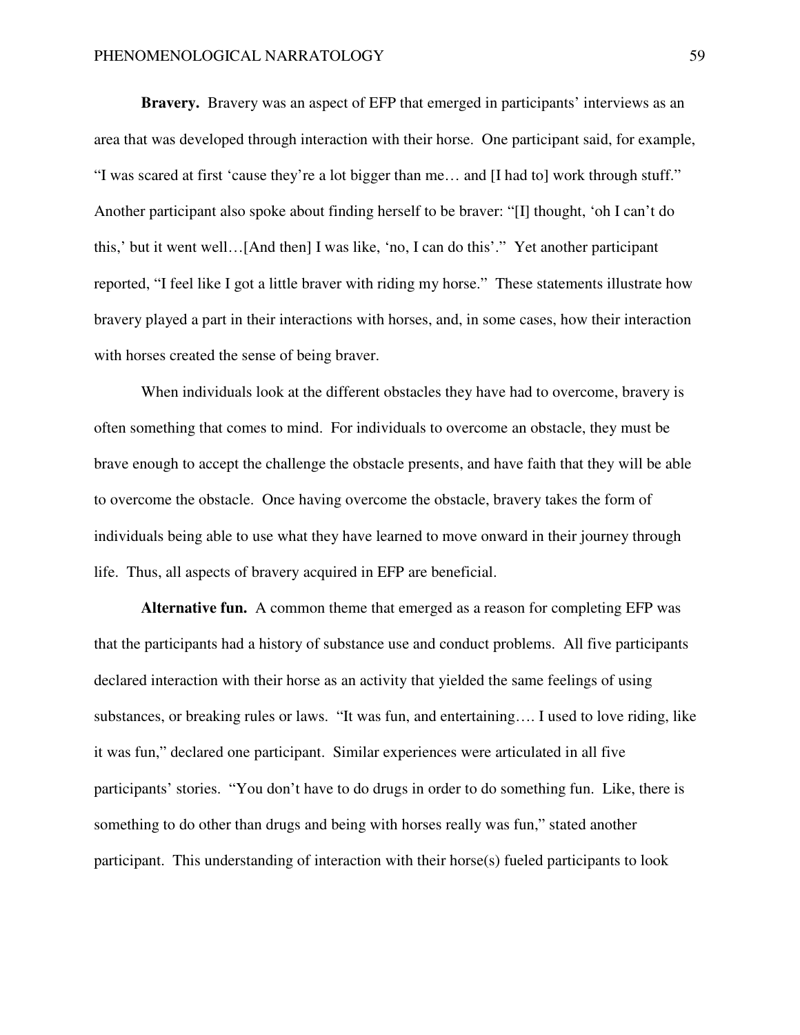**Bravery.** Bravery was an aspect of EFP that emerged in participants' interviews as an area that was developed through interaction with their horse. One participant said, for example, "I was scared at first 'cause they're a lot bigger than me… and [I had to] work through stuff." Another participant also spoke about finding herself to be braver: "[I] thought, 'oh I can't do this,' but it went well…[And then] I was like, 'no, I can do this'." Yet another participant reported, "I feel like I got a little braver with riding my horse." These statements illustrate how bravery played a part in their interactions with horses, and, in some cases, how their interaction with horses created the sense of being braver.

When individuals look at the different obstacles they have had to overcome, bravery is often something that comes to mind. For individuals to overcome an obstacle, they must be brave enough to accept the challenge the obstacle presents, and have faith that they will be able to overcome the obstacle. Once having overcome the obstacle, bravery takes the form of individuals being able to use what they have learned to move onward in their journey through life. Thus, all aspects of bravery acquired in EFP are beneficial.

**Alternative fun.** A common theme that emerged as a reason for completing EFP was that the participants had a history of substance use and conduct problems. All five participants declared interaction with their horse as an activity that yielded the same feelings of using substances, or breaking rules or laws. "It was fun, and entertaining…. I used to love riding, like it was fun," declared one participant. Similar experiences were articulated in all five participants' stories. "You don't have to do drugs in order to do something fun. Like, there is something to do other than drugs and being with horses really was fun," stated another participant. This understanding of interaction with their horse(s) fueled participants to look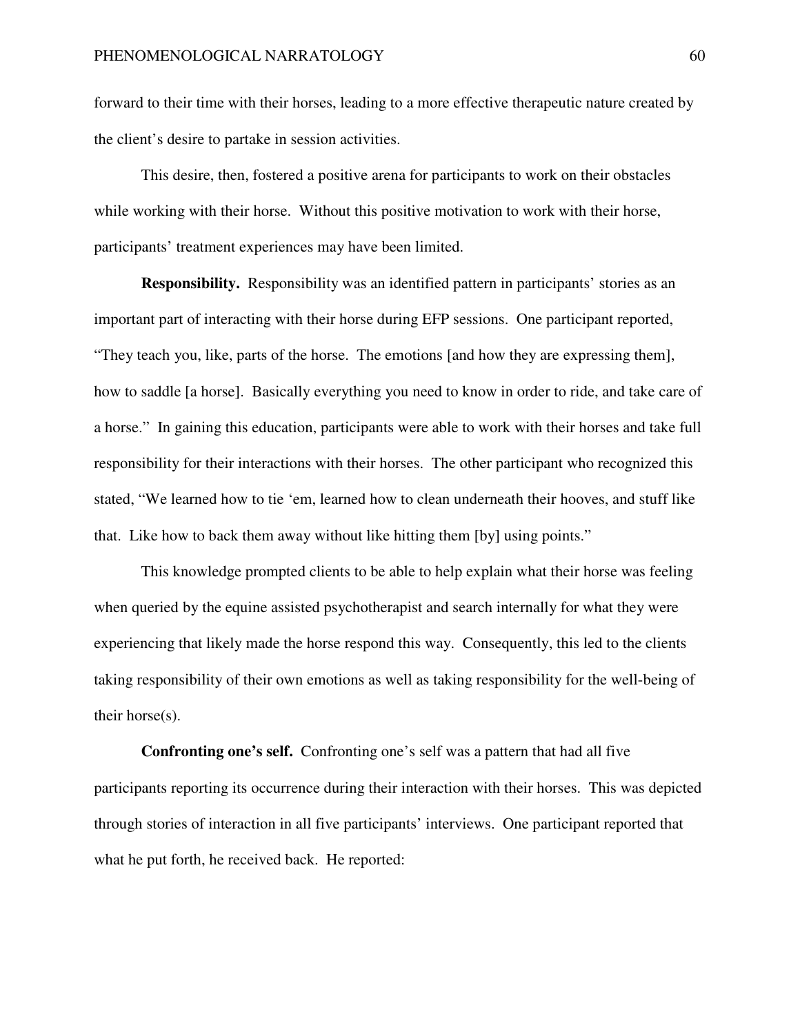forward to their time with their horses, leading to a more effective therapeutic nature created by the client's desire to partake in session activities.

This desire, then, fostered a positive arena for participants to work on their obstacles while working with their horse. Without this positive motivation to work with their horse, participants' treatment experiences may have been limited.

**Responsibility.** Responsibility was an identified pattern in participants' stories as an important part of interacting with their horse during EFP sessions. One participant reported, "They teach you, like, parts of the horse. The emotions [and how they are expressing them], how to saddle [a horse]. Basically everything you need to know in order to ride, and take care of a horse." In gaining this education, participants were able to work with their horses and take full responsibility for their interactions with their horses. The other participant who recognized this stated, "We learned how to tie 'em, learned how to clean underneath their hooves, and stuff like that. Like how to back them away without like hitting them [by] using points."

This knowledge prompted clients to be able to help explain what their horse was feeling when queried by the equine assisted psychotherapist and search internally for what they were experiencing that likely made the horse respond this way. Consequently, this led to the clients taking responsibility of their own emotions as well as taking responsibility for the well-being of their horse(s).

**Confronting one's self.** Confronting one's self was a pattern that had all five participants reporting its occurrence during their interaction with their horses. This was depicted through stories of interaction in all five participants' interviews. One participant reported that what he put forth, he received back. He reported: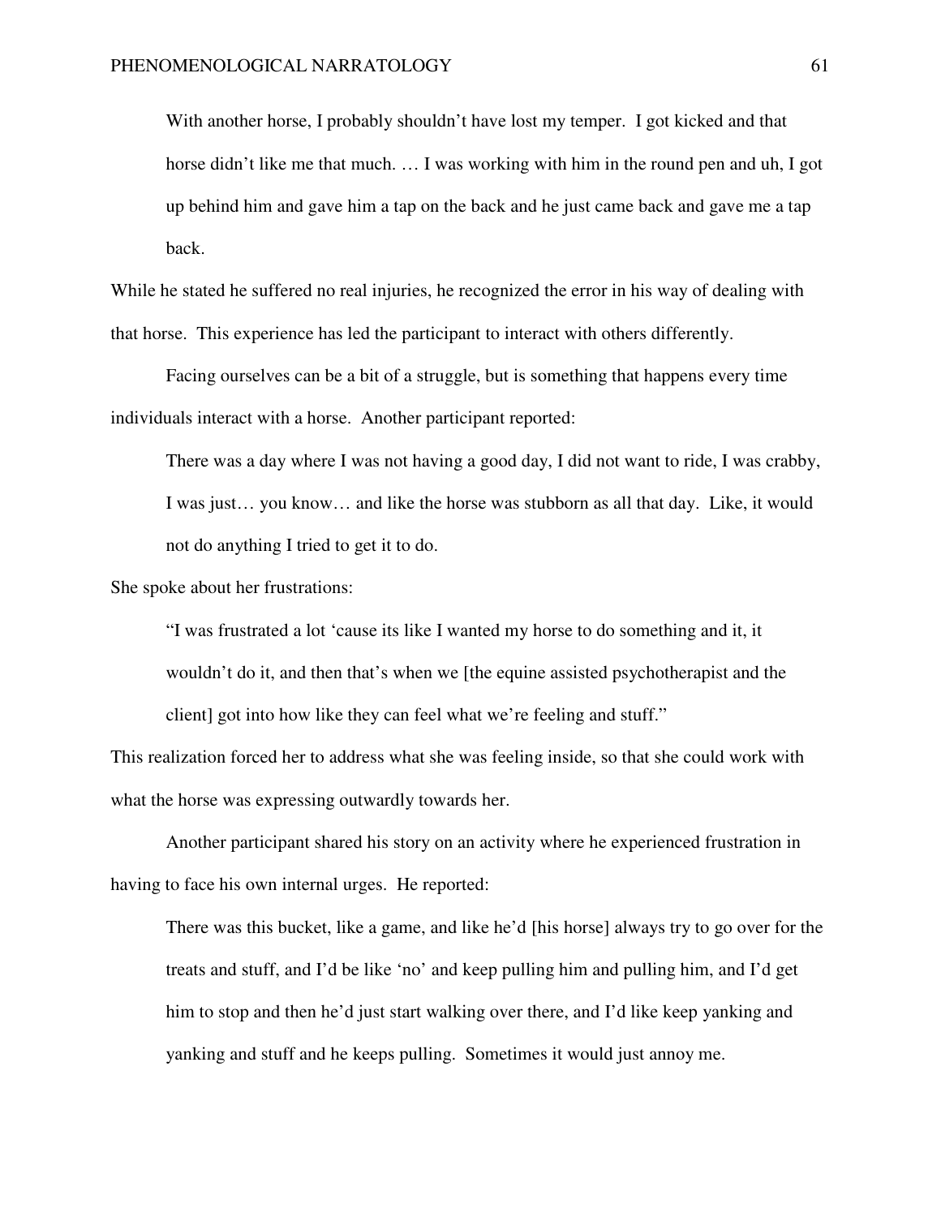> With another horse, I probably shouldn't have lost my temper. I got kicked and that horse didn't like me that much. … I was working with him in the round pen and uh, I got up behind him and gave him a tap on the back and he just came back and gave me a tap back.

While he stated he suffered no real injuries, he recognized the error in his way of dealing with that horse. This experience has led the participant to interact with others differently.

Facing ourselves can be a bit of a struggle, but is something that happens every time individuals interact with a horse. Another participant reported:

> There was a day where I was not having a good day, I did not want to ride, I was crabby, I was just… you know… and like the horse was stubborn as all that day. Like, it would not do anything I tried to get it to do.

She spoke about her frustrations:

> "I was frustrated a lot 'cause its like I wanted my horse to do something and it, it wouldn't do it, and then that's when we [the equine assisted psychotherapist and the client] got into how like they can feel what we're feeling and stuff."

This realization forced her to address what she was feeling inside, so that she could work with what the horse was expressing outwardly towards her.

Another participant shared his story on an activity where he experienced frustration in having to face his own internal urges. He reported:

> There was this bucket, like a game, and like he'd [his horse] always try to go over for the treats and stuff, and I'd be like 'no' and keep pulling him and pulling him, and I'd get him to stop and then he'd just start walking over there, and I'd like keep yanking and yanking and stuff and he keeps pulling. Sometimes it would just annoy me.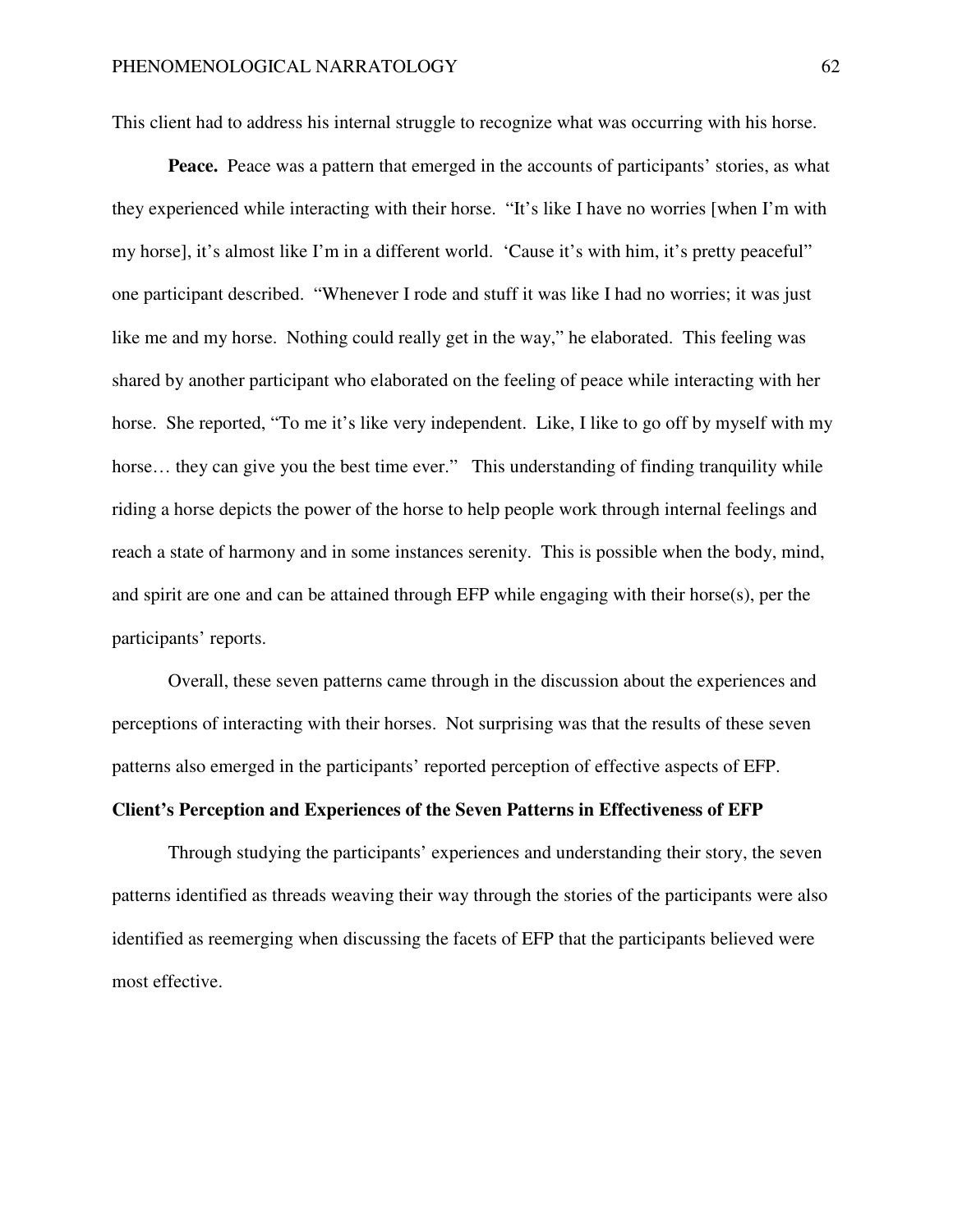This client had to address his internal struggle to recognize what was occurring with his horse.

**Peace.** Peace was a pattern that emerged in the accounts of participants' stories, as what they experienced while interacting with their horse. "It's like I have no worries [when I'm with my horse], it's almost like I'm in a different world. 'Cause it's with him, it's pretty peaceful" one participant described. "Whenever I rode and stuff it was like I had no worries; it was just like me and my horse. Nothing could really get in the way," he elaborated. This feeling was shared by another participant who elaborated on the feeling of peace while interacting with her horse. She reported, "To me it's like very independent. Like, I like to go off by myself with my horse… they can give you the best time ever." This understanding of finding tranquility while riding a horse depicts the power of the horse to help people work through internal feelings and reach a state of harmony and in some instances serenity. This is possible when the body, mind, and spirit are one and can be attained through EFP while engaging with their horse(s), per the participants' reports.

Overall, these seven patterns came through in the discussion about the experiences and perceptions of interacting with their horses. Not surprising was that the results of these seven patterns also emerged in the participants' reported perception of effective aspects of EFP.

## Client's Perception and Experiences of the Seven Patterns in Effectiveness of EFP

Through studying the participants' experiences and understanding their story, the seven patterns identified as threads weaving their way through the stories of the participants were also identified as reemerging when discussing the facets of EFP that the participants believed were most effective.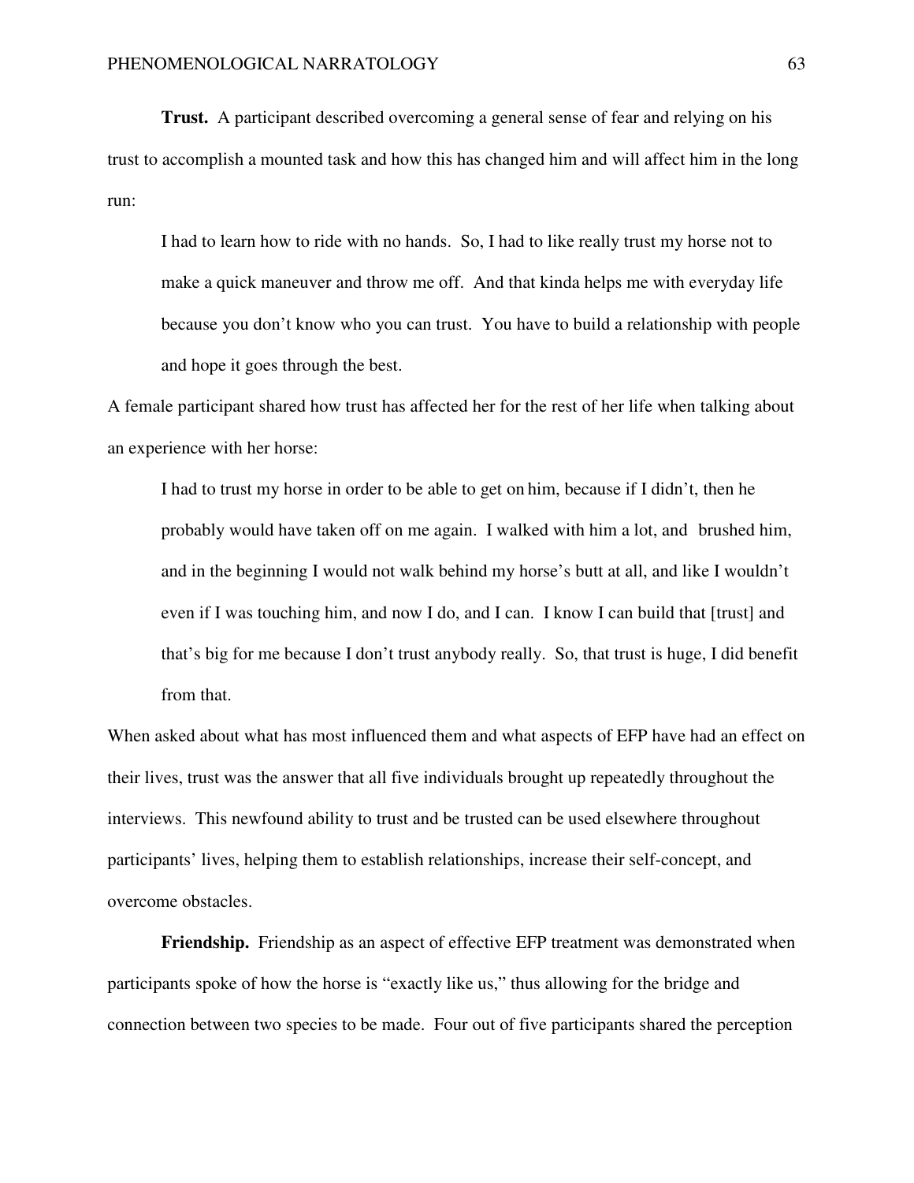**Trust.** A participant described overcoming a general sense of fear and relying on his trust to accomplish a mounted task and how this has changed him and will affect him in the long run:

> I had to learn how to ride with no hands. So, I had to like really trust my horse not to make a quick maneuver and throw me off. And that kinda helps me with everyday life because you don't know who you can trust. You have to build a relationship with people and hope it goes through the best.

A female participant shared how trust has affected her for the rest of her life when talking about an experience with her horse:

> I had to trust my horse in order to be able to get on him, because if I didn't, then he probably would have taken off on me again. I walked with him a lot, and brushed him, and in the beginning I would not walk behind my horse's butt at all, and like I wouldn't even if I was touching him, and now I do, and I can. I know I can build that [trust] and that's big for me because I don't trust anybody really. So, that trust is huge, I did benefit from that.

When asked about what has most influenced them and what aspects of EFP have had an effect on their lives, trust was the answer that all five individuals brought up repeatedly throughout the interviews. This newfound ability to trust and be trusted can be used elsewhere throughout participants' lives, helping them to establish relationships, increase their self-concept, and overcome obstacles.

**Friendship.** Friendship as an aspect of effective EFP treatment was demonstrated when participants spoke of how the horse is "exactly like us," thus allowing for the bridge and connection between two species to be made. Four out of five participants shared the perception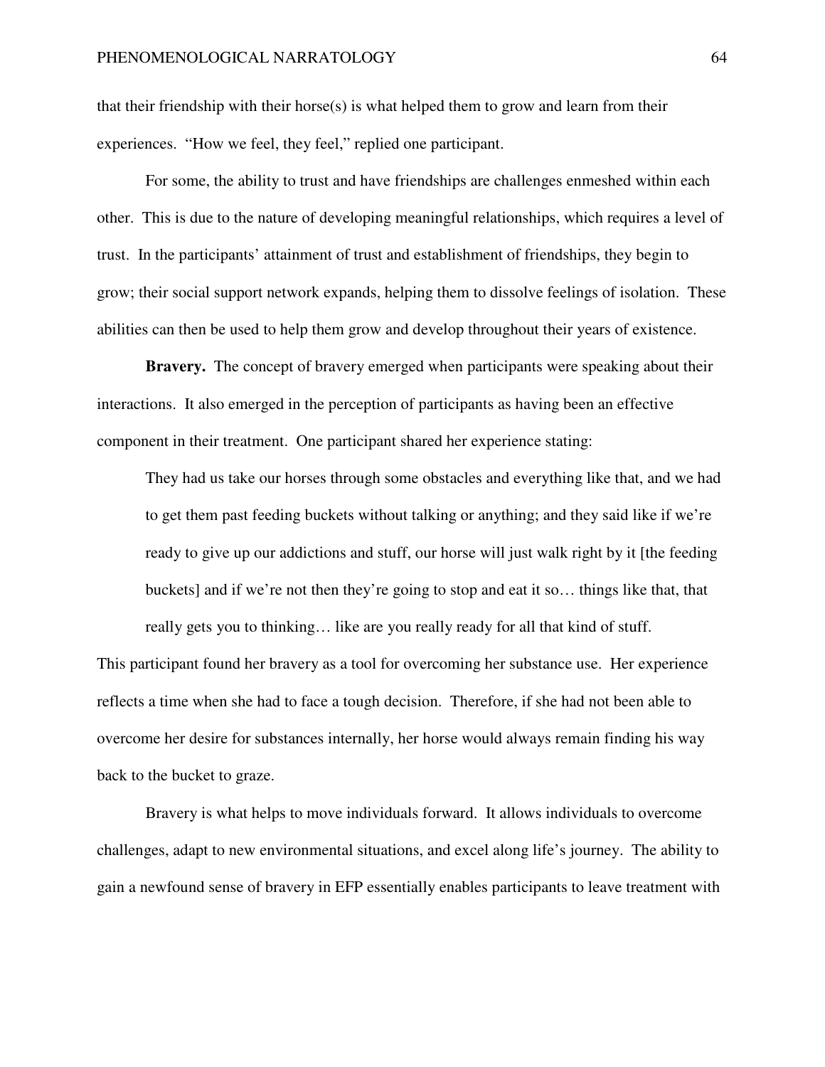that their friendship with their horse(s) is what helped them to grow and learn from their experiences. "How we feel, they feel," replied one participant.

For some, the ability to trust and have friendships are challenges enmeshed within each other. This is due to the nature of developing meaningful relationships, which requires a level of trust. In the participants' attainment of trust and establishment of friendships, they begin to grow; their social support network expands, helping them to dissolve feelings of isolation. These abilities can then be used to help them grow and develop throughout their years of existence.

**Bravery.** The concept of bravery emerged when participants were speaking about their interactions. It also emerged in the perception of participants as having been an effective component in their treatment. One participant shared her experience stating:

> They had us take our horses through some obstacles and everything like that, and we had to get them past feeding buckets without talking or anything; and they said like if we're ready to give up our addictions and stuff, our horse will just walk right by it [the feeding buckets] and if we're not then they're going to stop and eat it so… things like that, that really gets you to thinking… like are you really ready for all that kind of stuff.

This participant found her bravery as a tool for overcoming her substance use. Her experience reflects a time when she had to face a tough decision. Therefore, if she had not been able to overcome her desire for substances internally, her horse would always remain finding his way back to the bucket to graze.

Bravery is what helps to move individuals forward. It allows individuals to overcome challenges, adapt to new environmental situations, and excel along life's journey. The ability to gain a newfound sense of bravery in EFP essentially enables participants to leave treatment with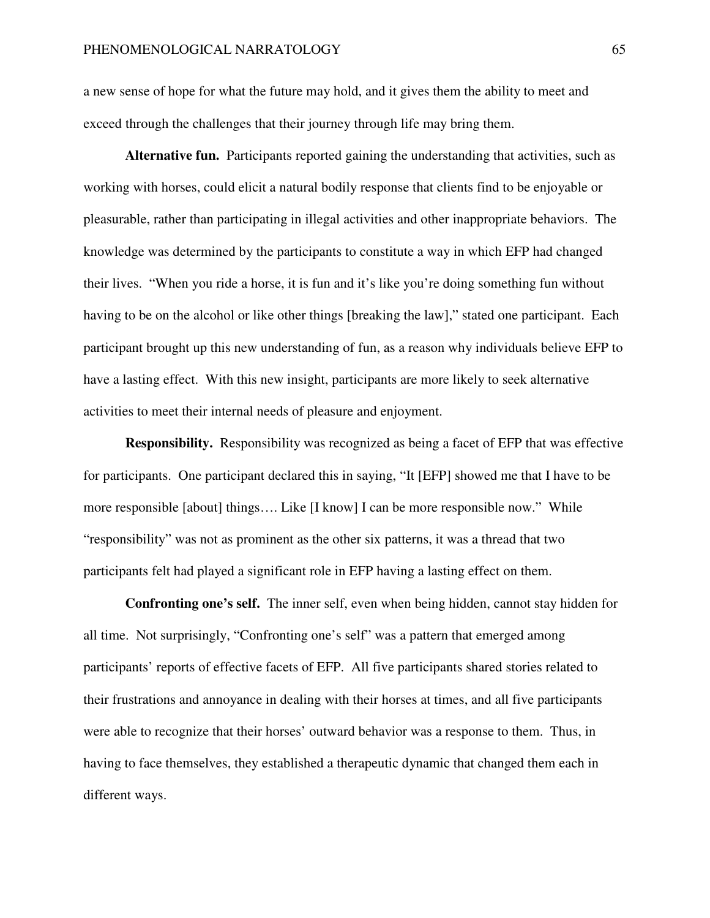a new sense of hope for what the future may hold, and it gives them the ability to meet and exceed through the challenges that their journey through life may bring them.

**Alternative fun.** Participants reported gaining the understanding that activities, such as working with horses, could elicit a natural bodily response that clients find to be enjoyable or pleasurable, rather than participating in illegal activities and other inappropriate behaviors. The knowledge was determined by the participants to constitute a way in which EFP had changed their lives. "When you ride a horse, it is fun and it's like you're doing something fun without having to be on the alcohol or like other things [breaking the law]," stated one participant. Each participant brought up this new understanding of fun, as a reason why individuals believe EFP to have a lasting effect. With this new insight, participants are more likely to seek alternative activities to meet their internal needs of pleasure and enjoyment.

**Responsibility.** Responsibility was recognized as being a facet of EFP that was effective for participants. One participant declared this in saying, "It [EFP] showed me that I have to be more responsible [about] things…. Like [I know] I can be more responsible now." While "responsibility" was not as prominent as the other six patterns, it was a thread that two participants felt had played a significant role in EFP having a lasting effect on them.

**Confronting one's self.** The inner self, even when being hidden, cannot stay hidden for all time. Not surprisingly, "Confronting one's self" was a pattern that emerged among participants' reports of effective facets of EFP. All five participants shared stories related to their frustrations and annoyance in dealing with their horses at times, and all five participants were able to recognize that their horses' outward behavior was a response to them. Thus, in having to face themselves, they established a therapeutic dynamic that changed them each in different ways.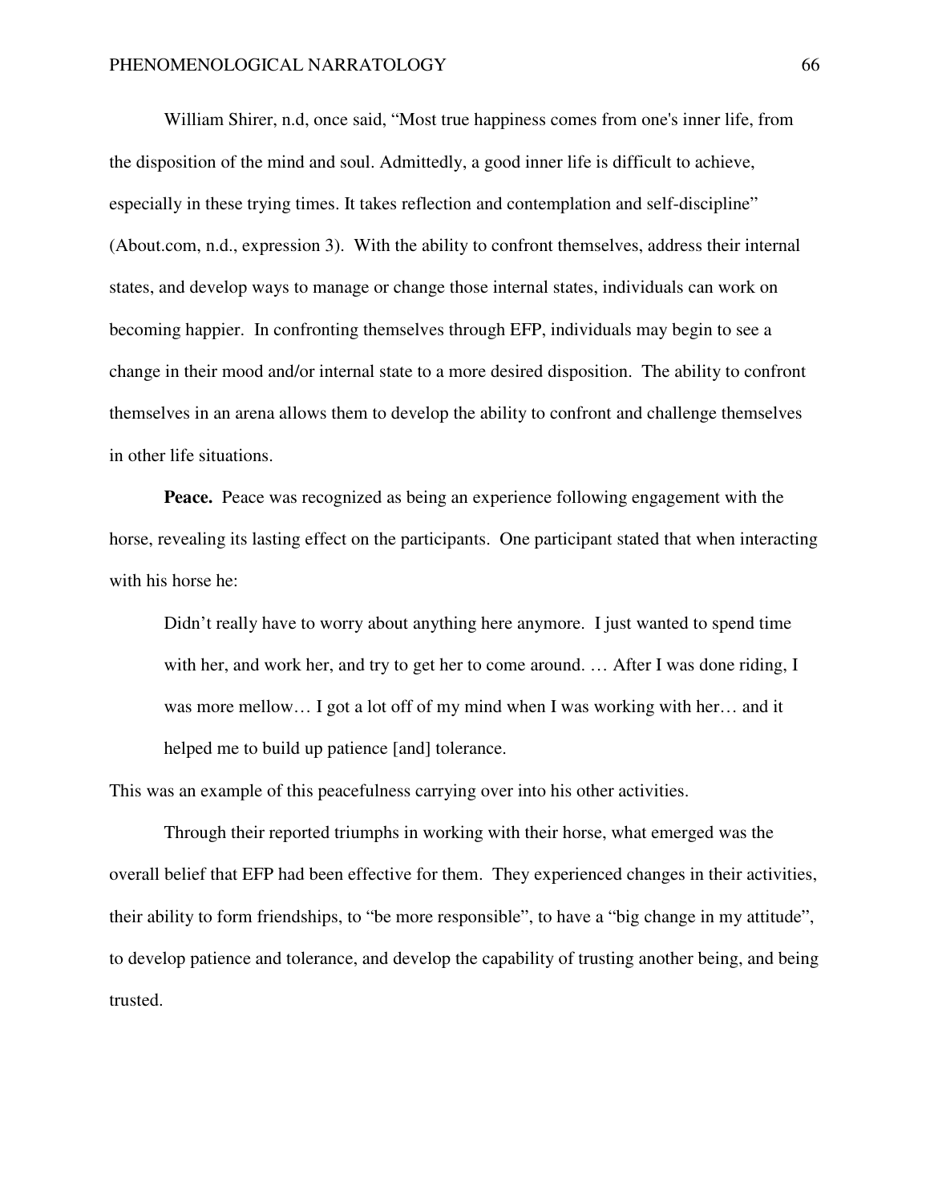William Shirer, n.d, once said, "Most true happiness comes from one's inner life, from the disposition of the mind and soul. Admittedly, a good inner life is difficult to achieve, especially in these trying times. It takes reflection and contemplation and self-discipline" (About.com, n.d., expression 3). With the ability to confront themselves, address their internal states, and develop ways to manage or change those internal states, individuals can work on becoming happier. In confronting themselves through EFP, individuals may begin to see a change in their mood and/or internal state to a more desired disposition. The ability to confront themselves in an arena allows them to develop the ability to confront and challenge themselves in other life situations.

**Peace.** Peace was recognized as being an experience following engagement with the horse, revealing its lasting effect on the participants. One participant stated that when interacting with his horse he:

> Didn't really have to worry about anything here anymore. I just wanted to spend time with her, and work her, and try to get her to come around. … After I was done riding, I was more mellow… I got a lot off of my mind when I was working with her… and it helped me to build up patience [and] tolerance.

This was an example of this peacefulness carrying over into his other activities.

Through their reported triumphs in working with their horse, what emerged was the overall belief that EFP had been effective for them. They experienced changes in their activities, their ability to form friendships, to "be more responsible", to have a "big change in my attitude", to develop patience and tolerance, and develop the capability of trusting another being, and being trusted.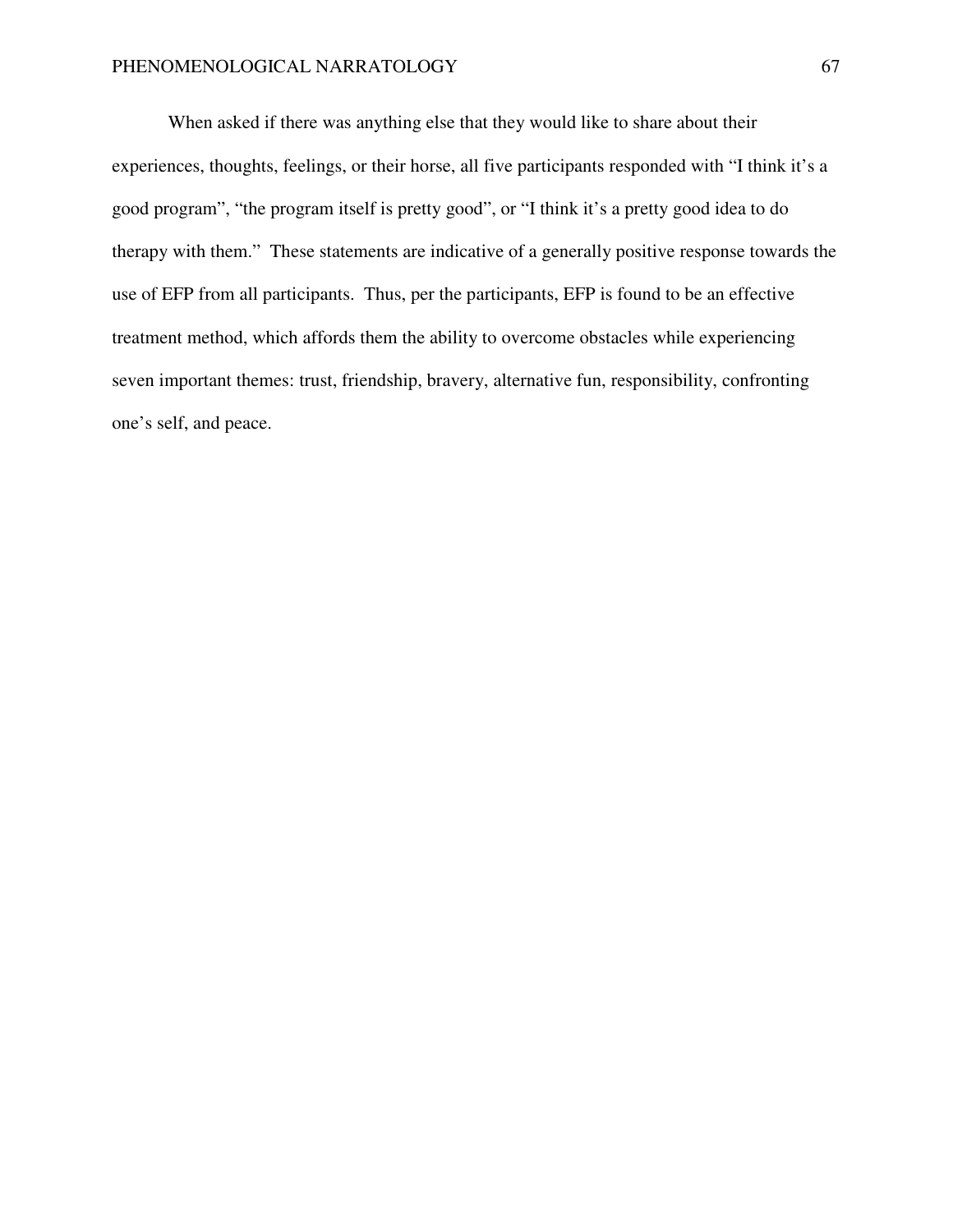When asked if there was anything else that they would like to share about their experiences, thoughts, feelings, or their horse, all five participants responded with "I think it's a good program", "the program itself is pretty good", or "I think it's a pretty good idea to do therapy with them." These statements are indicative of a generally positive response towards the use of EFP from all participants. Thus, per the participants, EFP is found to be an effective treatment method, which affords them the ability to overcome obstacles while experiencing seven important themes: trust, friendship, bravery, alternative fun, responsibility, confronting one's self, and peace.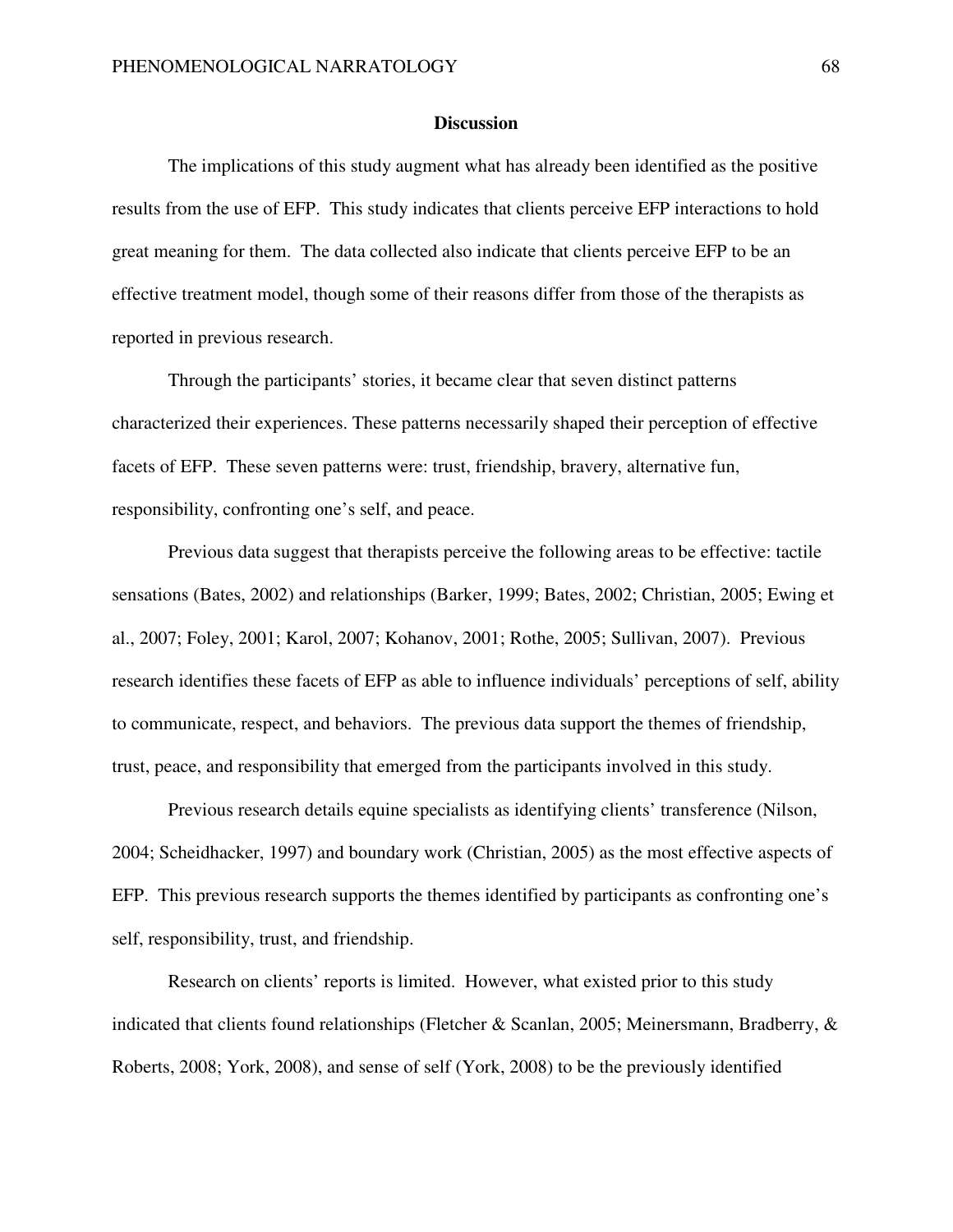## Discussion

The implications of this study augment what has already been identified as the positive results from the use of EFP. This study indicates that clients perceive EFP interactions to hold great meaning for them. The data collected also indicate that clients perceive EFP to be an effective treatment model, though some of their reasons differ from those of the therapists as reported in previous research.

Through the participants' stories, it became clear that seven distinct patterns characterized their experiences. These patterns necessarily shaped their perception of effective facets of EFP. These seven patterns were: trust, friendship, bravery, alternative fun, responsibility, confronting one's self, and peace.

Previous data suggest that therapists perceive the following areas to be effective: tactile sensations (Bates, 2002) and relationships (Barker, 1999; Bates, 2002; Christian, 2005; Ewing et al., 2007; Foley, 2001; Karol, 2007; Kohanov, 2001; Rothe, 2005; Sullivan, 2007). Previous research identifies these facets of EFP as able to influence individuals' perceptions of self, ability to communicate, respect, and behaviors. The previous data support the themes of friendship, trust, peace, and responsibility that emerged from the participants involved in this study.

Previous research details equine specialists as identifying clients' transference (Nilson, 2004; Scheidhacker, 1997) and boundary work (Christian, 2005) as the most effective aspects of EFP. This previous research supports the themes identified by participants as confronting one's self, responsibility, trust, and friendship.

Research on clients' reports is limited. However, what existed prior to this study indicated that clients found relationships (Fletcher & Scanlan, 2005; Meinersmann, Bradberry, & Roberts, 2008; York, 2008), and sense of self (York, 2008) to be the previously identified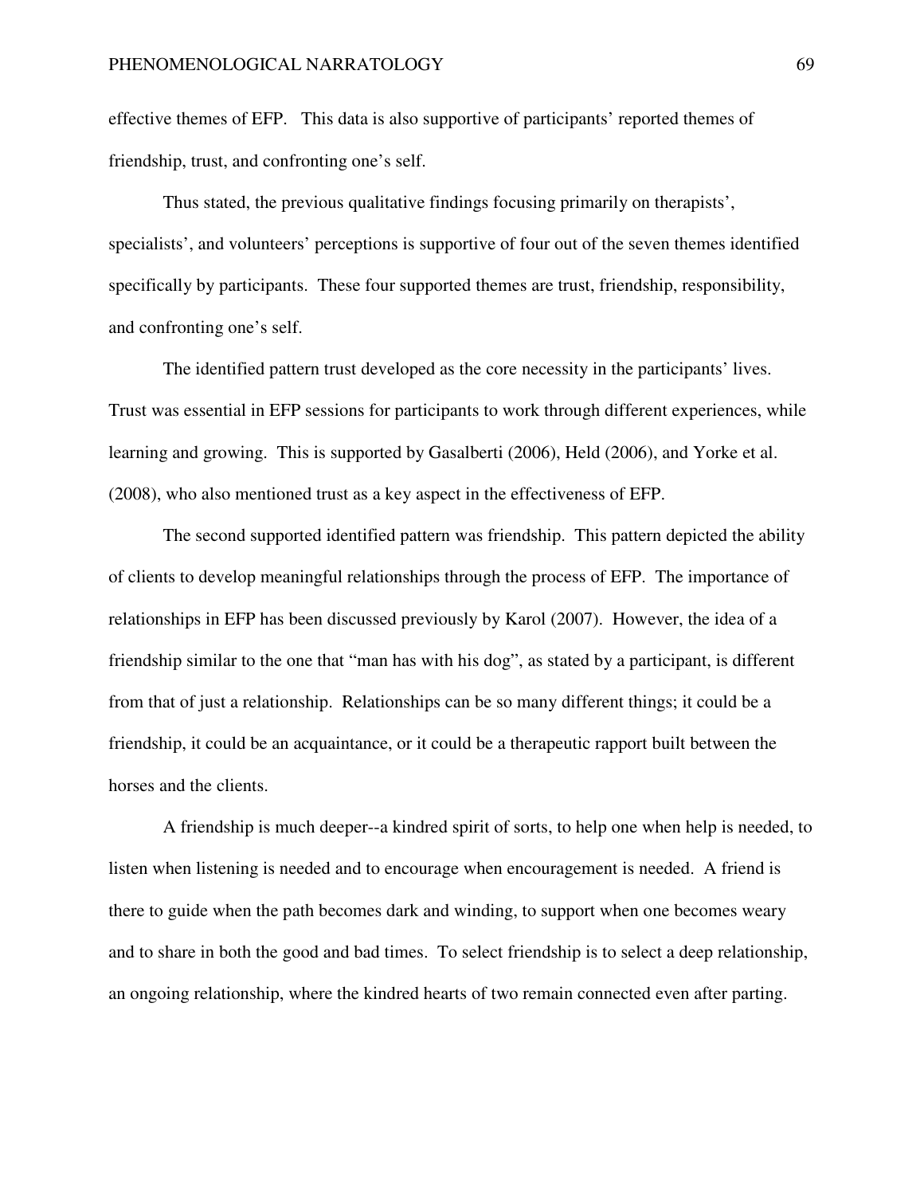effective themes of EFP. This data is also supportive of participants' reported themes of friendship, trust, and confronting one's self.

Thus stated, the previous qualitative findings focusing primarily on therapists', specialists', and volunteers' perceptions is supportive of four out of the seven themes identified specifically by participants. These four supported themes are trust, friendship, responsibility, and confronting one's self.

The identified pattern trust developed as the core necessity in the participants' lives. Trust was essential in EFP sessions for participants to work through different experiences, while learning and growing. This is supported by Gasalberti (2006), Held (2006), and Yorke et al. (2008), who also mentioned trust as a key aspect in the effectiveness of EFP.

The second supported identified pattern was friendship. This pattern depicted the ability of clients to develop meaningful relationships through the process of EFP. The importance of relationships in EFP has been discussed previously by Karol (2007). However, the idea of a friendship similar to the one that "man has with his dog", as stated by a participant, is different from that of just a relationship. Relationships can be so many different things; it could be a friendship, it could be an acquaintance, or it could be a therapeutic rapport built between the horses and the clients.

A friendship is much deeper--a kindred spirit of sorts, to help one when help is needed, to listen when listening is needed and to encourage when encouragement is needed. A friend is there to guide when the path becomes dark and winding, to support when one becomes weary and to share in both the good and bad times. To select friendship is to select a deep relationship, an ongoing relationship, where the kindred hearts of two remain connected even after parting.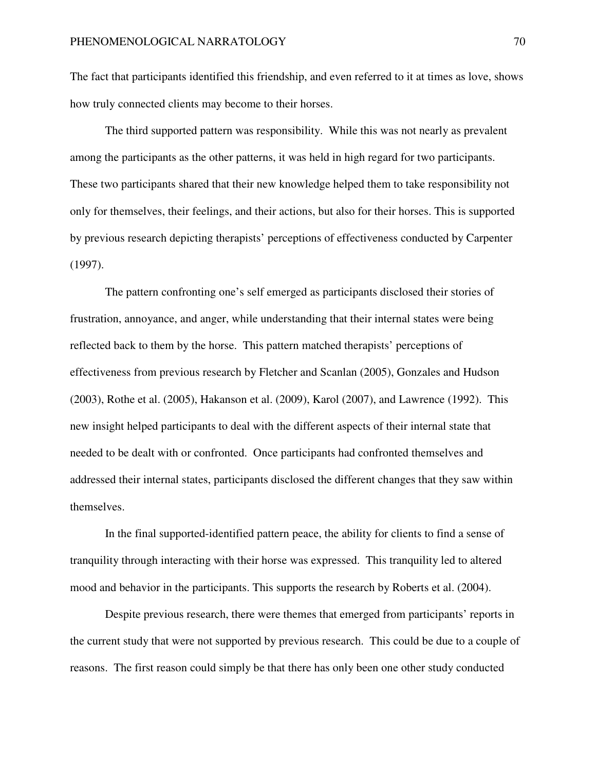The fact that participants identified this friendship, and even referred to it at times as love, shows how truly connected clients may become to their horses.

The third supported pattern was responsibility. While this was not nearly as prevalent among the participants as the other patterns, it was held in high regard for two participants. These two participants shared that their new knowledge helped them to take responsibility not only for themselves, their feelings, and their actions, but also for their horses. This is supported by previous research depicting therapists' perceptions of effectiveness conducted by Carpenter (1997).

The pattern confronting one's self emerged as participants disclosed their stories of frustration, annoyance, and anger, while understanding that their internal states were being reflected back to them by the horse. This pattern matched therapists' perceptions of effectiveness from previous research by Fletcher and Scanlan (2005), Gonzales and Hudson (2003), Rothe et al. (2005), Hakanson et al. (2009), Karol (2007), and Lawrence (1992). This new insight helped participants to deal with the different aspects of their internal state that needed to be dealt with or confronted. Once participants had confronted themselves and addressed their internal states, participants disclosed the different changes that they saw within themselves.

In the final supported-identified pattern peace, the ability for clients to find a sense of tranquility through interacting with their horse was expressed. This tranquility led to altered mood and behavior in the participants. This supports the research by Roberts et al. (2004).

Despite previous research, there were themes that emerged from participants' reports in the current study that were not supported by previous research. This could be due to a couple of reasons. The first reason could simply be that there has only been one other study conducted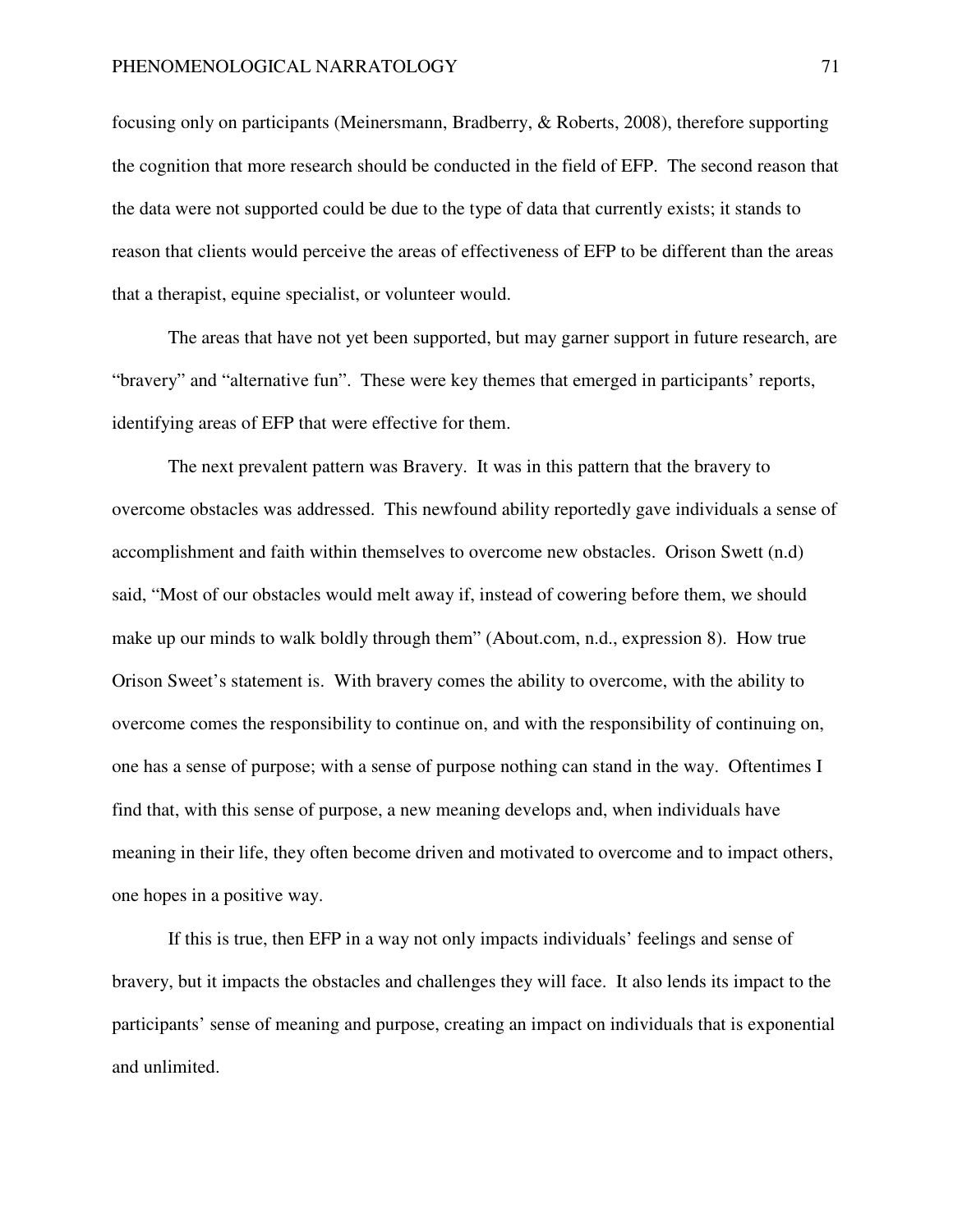focusing only on participants (Meinersmann, Bradberry, & Roberts, 2008), therefore supporting the cognition that more research should be conducted in the field of EFP. The second reason that the data were not supported could be due to the type of data that currently exists; it stands to reason that clients would perceive the areas of effectiveness of EFP to be different than the areas that a therapist, equine specialist, or volunteer would.

The areas that have not yet been supported, but may garner support in future research, are "bravery" and "alternative fun". These were key themes that emerged in participants' reports, identifying areas of EFP that were effective for them.

The next prevalent pattern was Bravery. It was in this pattern that the bravery to overcome obstacles was addressed. This newfound ability reportedly gave individuals a sense of accomplishment and faith within themselves to overcome new obstacles. Orison Swett (n.d) said, "Most of our obstacles would melt away if, instead of cowering before them, we should make up our minds to walk boldly through them" (About.com, n.d., expression 8). How true Orison Sweet's statement is. With bravery comes the ability to overcome, with the ability to overcome comes the responsibility to continue on, and with the responsibility of continuing on, one has a sense of purpose; with a sense of purpose nothing can stand in the way. Oftentimes I find that, with this sense of purpose, a new meaning develops and, when individuals have meaning in their life, they often become driven and motivated to overcome and to impact others, one hopes in a positive way.

If this is true, then EFP in a way not only impacts individuals' feelings and sense of bravery, but it impacts the obstacles and challenges they will face. It also lends its impact to the participants' sense of meaning and purpose, creating an impact on individuals that is exponential and unlimited.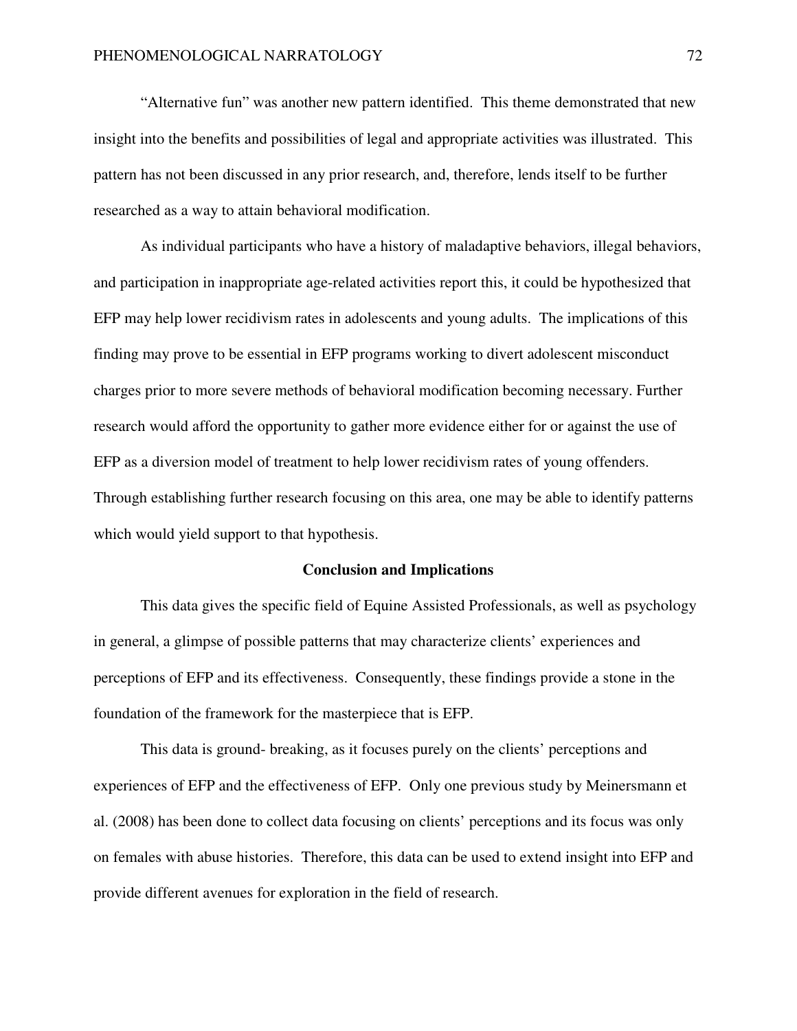"Alternative fun" was another new pattern identified. This theme demonstrated that new insight into the benefits and possibilities of legal and appropriate activities was illustrated. This pattern has not been discussed in any prior research, and, therefore, lends itself to be further researched as a way to attain behavioral modification.

As individual participants who have a history of maladaptive behaviors, illegal behaviors, and participation in inappropriate age-related activities report this, it could be hypothesized that EFP may help lower recidivism rates in adolescents and young adults. The implications of this finding may prove to be essential in EFP programs working to divert adolescent misconduct charges prior to more severe methods of behavioral modification becoming necessary. Further research would afford the opportunity to gather more evidence either for or against the use of EFP as a diversion model of treatment to help lower recidivism rates of young offenders. Through establishing further research focusing on this area, one may be able to identify patterns which would yield support to that hypothesis.

## Conclusion and Implications

This data gives the specific field of Equine Assisted Professionals, as well as psychology in general, a glimpse of possible patterns that may characterize clients' experiences and perceptions of EFP and its effectiveness. Consequently, these findings provide a stone in the foundation of the framework for the masterpiece that is EFP.

This data is ground- breaking, as it focuses purely on the clients' perceptions and experiences of EFP and the effectiveness of EFP. Only one previous study by Meinersmann et al. (2008) has been done to collect data focusing on clients' perceptions and its focus was only on females with abuse histories. Therefore, this data can be used to extend insight into EFP and provide different avenues for exploration in the field of research.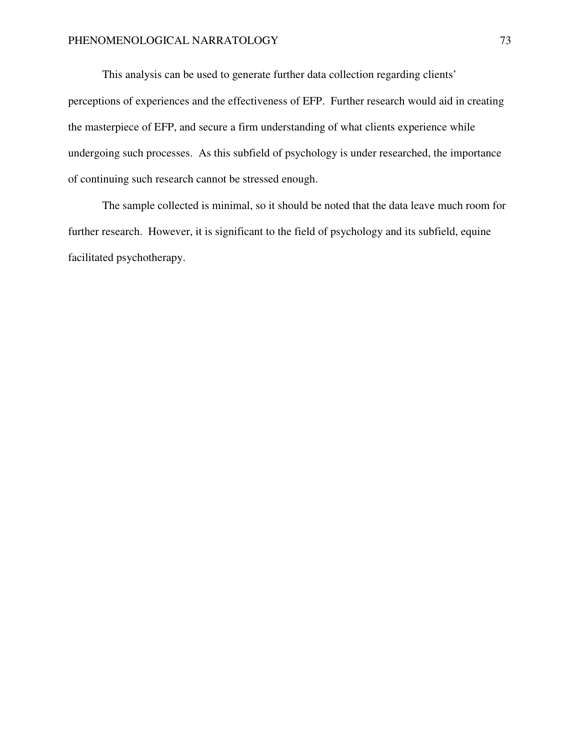This analysis can be used to generate further data collection regarding clients' perceptions of experiences and the effectiveness of EFP. Further research would aid in creating the masterpiece of EFP, and secure a firm understanding of what clients experience while undergoing such processes. As this subfield of psychology is under researched, the importance of continuing such research cannot be stressed enough.

The sample collected is minimal, so it should be noted that the data leave much room for further research. However, it is significant to the field of psychology and its subfield, equine facilitated psychotherapy.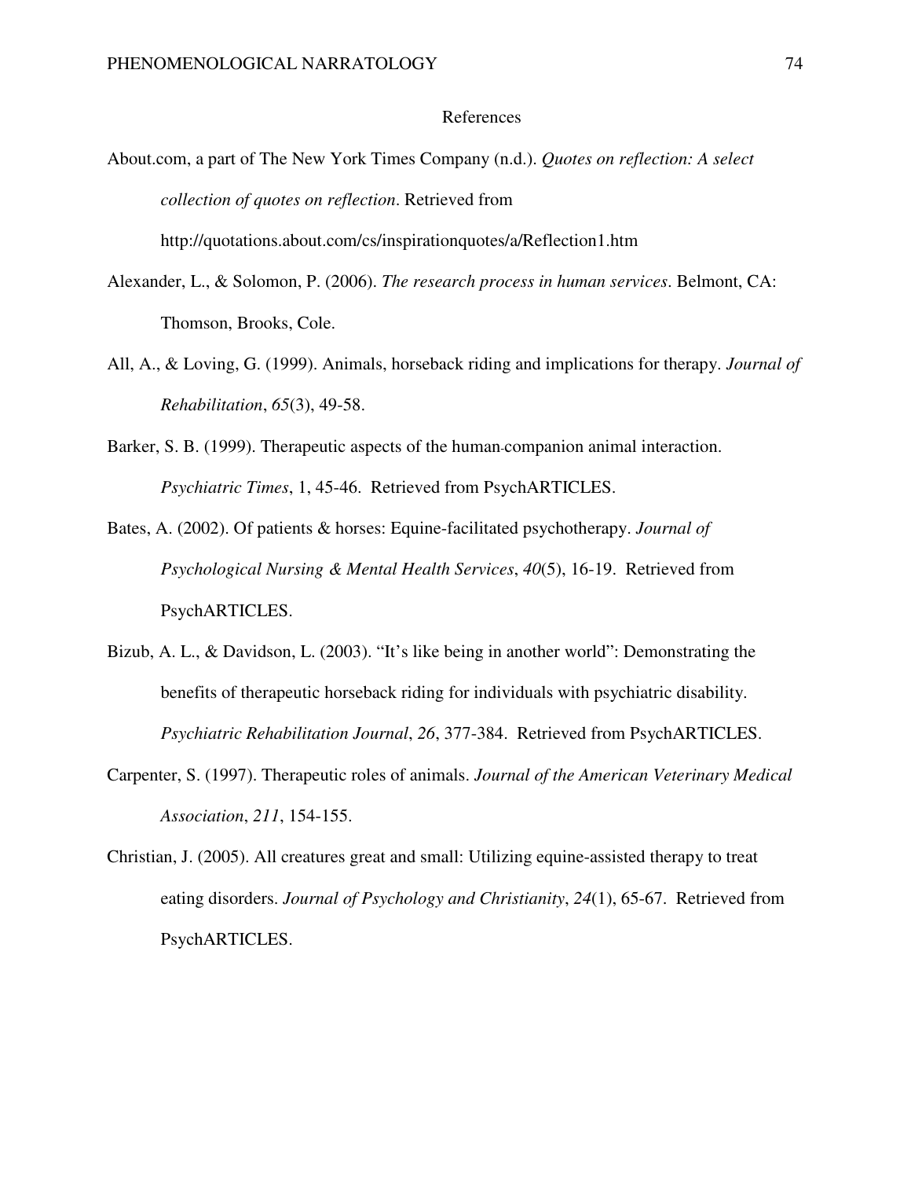# References

About.com, a part of The New York Times Company (n.d.). *Quotes on reflection: A select collection of quotes on reflection*. Retrieved from http://quotations.about.com/cs/inspirationquotes/a/Reflection1.htm

Alexander, L., & Solomon, P. (2006). *The research process in human services*. Belmont, CA: Thomson, Brooks, Cole.

All, A., & Loving, G. (1999). Animals, horseback riding and implications for therapy. *Journal of Rehabilitation*, *65*(3), 49-58.

Barker, S. B. (1999). Therapeutic aspects of the human-companion animal interaction. *Psychiatric Times*, 1, 45-46. Retrieved from PsychARTICLES.

Bates, A. (2002). Of patients & horses: Equine-facilitated psychotherapy. *Journal of Psychological Nursing & Mental Health Services*, *40*(5), 16-19. Retrieved from PsychARTICLES.

Bizub, A. L., & Davidson, L. (2003). "It's like being in another world": Demonstrating the benefits of therapeutic horseback riding for individuals with psychiatric disability. *Psychiatric Rehabilitation Journal*, *26*, 377-384. Retrieved from PsychARTICLES.

Carpenter, S. (1997). Therapeutic roles of animals. *Journal of the American Veterinary Medical Association*, *211*, 154-155.

Christian, J. (2005). All creatures great and small: Utilizing equine-assisted therapy to treat eating disorders. *Journal of Psychology and Christianity*, *24*(1), 65-67. Retrieved from PsychARTICLES.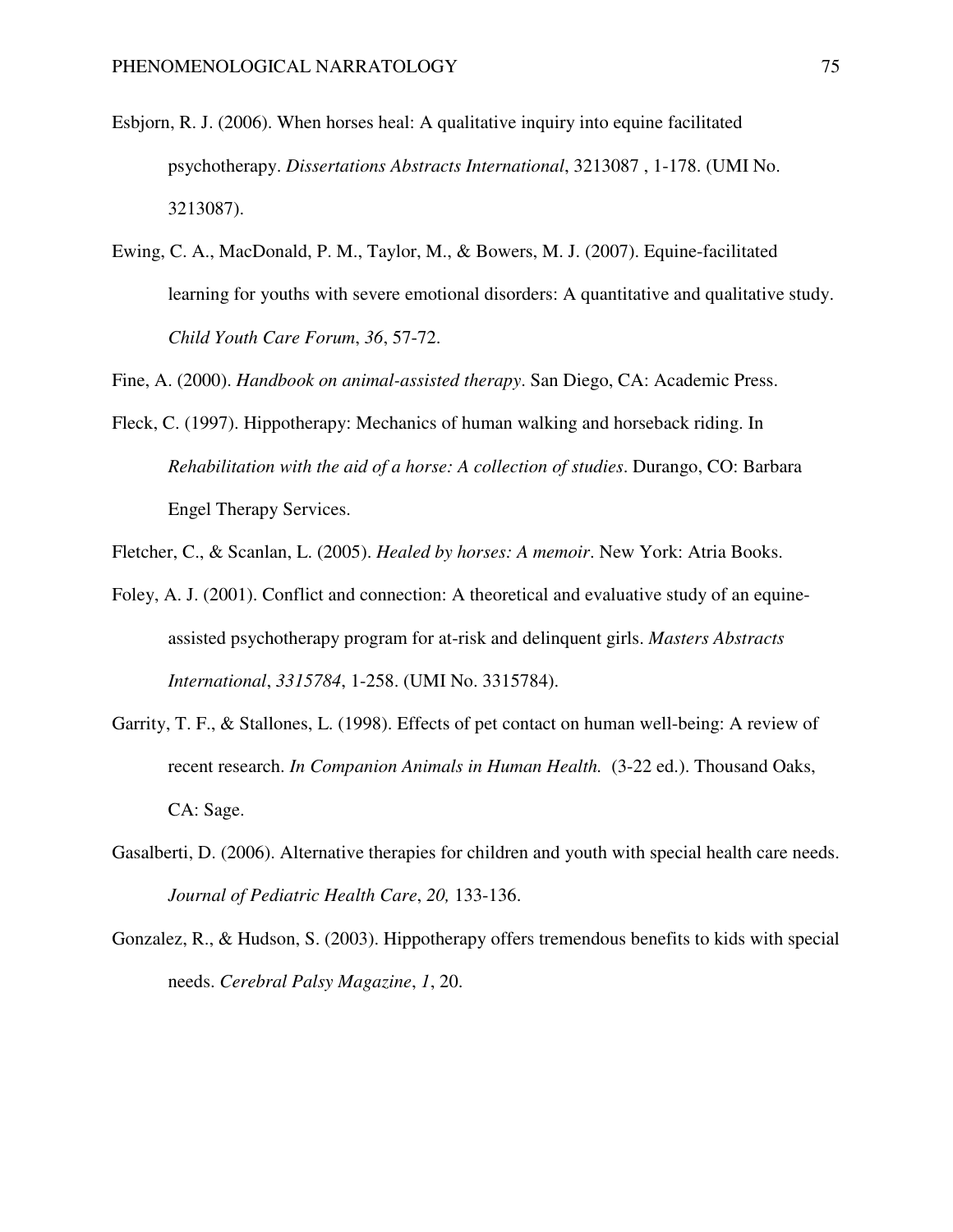Esbjorn, R. J. (2006). When horses heal: A qualitative inquiry into equine facilitated psychotherapy. *Dissertations Abstracts International*, 3213087 , 1-178. (UMI No. 3213087).

Ewing, C. A., MacDonald, P. M., Taylor, M., & Bowers, M. J. (2007). Equine-facilitated learning for youths with severe emotional disorders: A quantitative and qualitative study. *Child Youth Care Forum*, *36*, 57-72.

Fine, A. (2000). *Handbook on animal-assisted therapy*. San Diego, CA: Academic Press.

Fleck, C. (1997). Hippotherapy: Mechanics of human walking and horseback riding. In *Rehabilitation with the aid of a horse: A collection of studies*. Durango, CO: Barbara Engel Therapy Services.

Fletcher, C., & Scanlan, L. (2005). *Healed by horses: A memoir*. New York: Atria Books.

Foley, A. J. (2001). Conflict and connection: A theoretical and evaluative study of an equine-assisted psychotherapy program for at-risk and delinquent girls. *Masters Abstracts International*, *3315784*, 1-258. (UMI No. 3315784).

Garrity, T. F., & Stallones, L. (1998). Effects of pet contact on human well-being: A review of recent research. *In Companion Animals in Human Health.* (3-22 ed.). Thousand Oaks, CA: Sage.

Gasalberti, D. (2006). Alternative therapies for children and youth with special health care needs. *Journal of Pediatric Health Care*, *20,* 133-136.

Gonzalez, R., & Hudson, S. (2003). Hippotherapy offers tremendous benefits to kids with special needs. *Cerebral Palsy Magazine*, *1*, 20.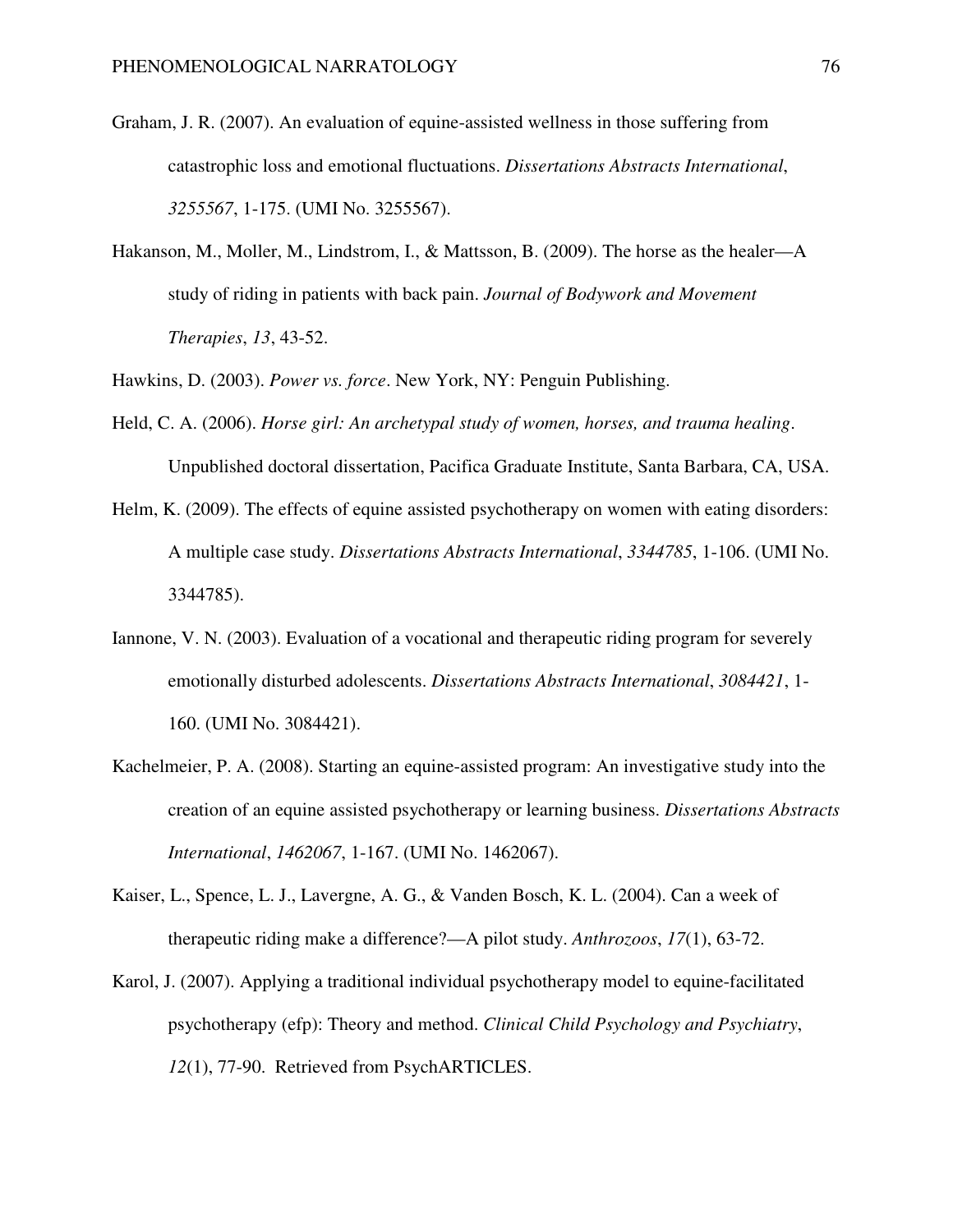Graham, J. R. (2007). An evaluation of equine-assisted wellness in those suffering from catastrophic loss and emotional fluctuations. *Dissertations Abstracts International*, *3255567*, 1-175. (UMI No. 3255567).

Hakanson, M., Moller, M., Lindstrom, I., & Mattsson, B. (2009). The horse as the healer—A study of riding in patients with back pain. *Journal of Bodywork and Movement Therapies*, *13*, 43-52.

Hawkins, D. (2003). *Power vs. force*. New York, NY: Penguin Publishing.

Held, C. A. (2006). *Horse girl: An archetypal study of women, horses, and trauma healing*. Unpublished doctoral dissertation, Pacifica Graduate Institute, Santa Barbara, CA, USA.

Helm, K. (2009). The effects of equine assisted psychotherapy on women with eating disorders: A multiple case study. *Dissertations Abstracts International*, *3344785*, 1-106. (UMI No. 3344785).

Iannone, V. N. (2003). Evaluation of a vocational and therapeutic riding program for severely emotionally disturbed adolescents. *Dissertations Abstracts International*, *3084421*, 1-160. (UMI No. 3084421).

Kachelmeier, P. A. (2008). Starting an equine-assisted program: An investigative study into the creation of an equine assisted psychotherapy or learning business. *Dissertations Abstracts International*, *1462067*, 1-167. (UMI No. 1462067).

Kaiser, L., Spence, L. J., Lavergne, A. G., & Vanden Bosch, K. L. (2004). Can a week of therapeutic riding make a difference?—A pilot study. *Anthrozoos*, *17*(1), 63-72.

Karol, J. (2007). Applying a traditional individual psychotherapy model to equine-facilitated psychotherapy (efp): Theory and method. *Clinical Child Psychology and Psychiatry*, *12*(1), 77-90. Retrieved from PsychARTICLES.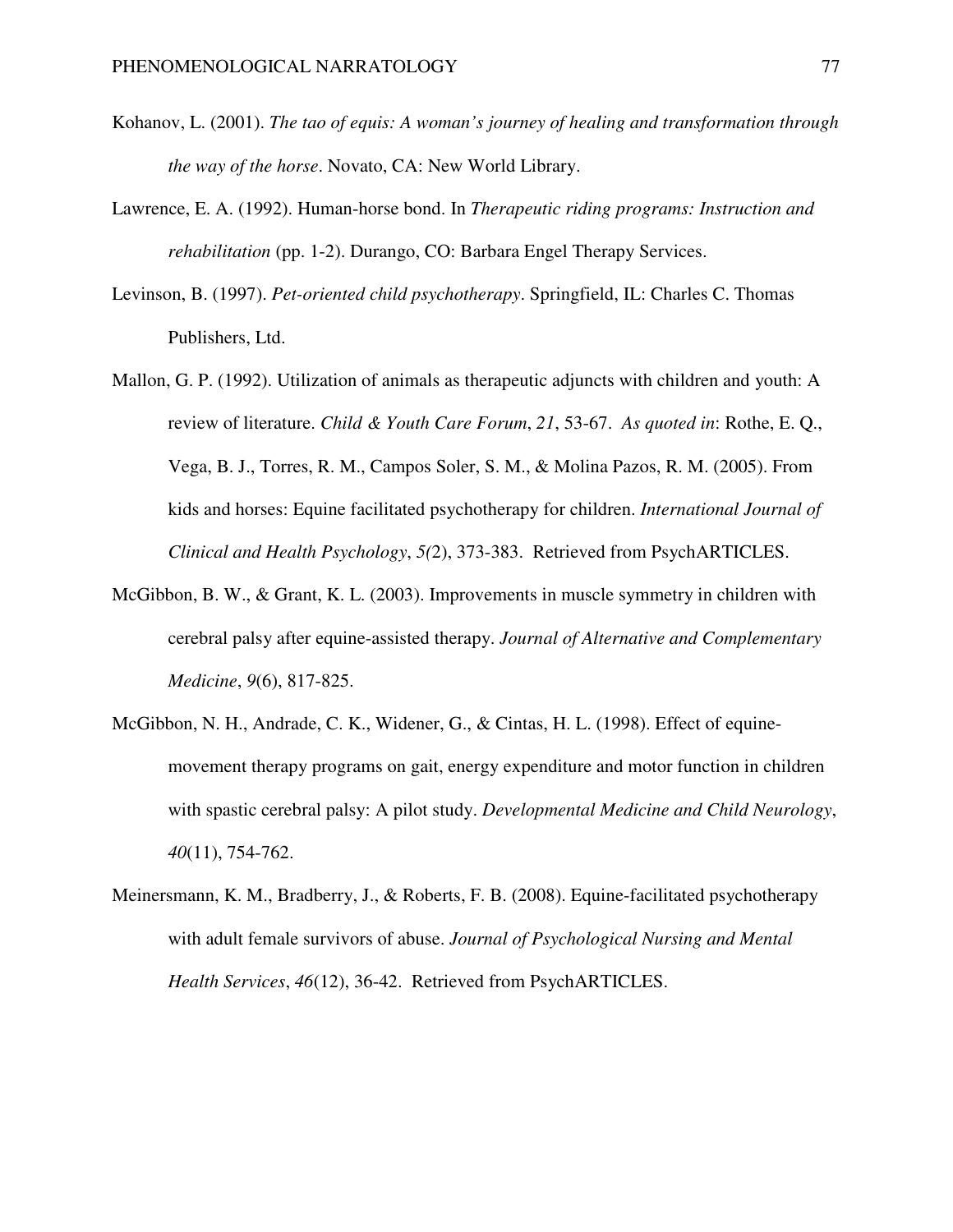Kohanov, L. (2001). *The tao of equis: A woman's journey of healing and transformation through the way of the horse*. Novato, CA: New World Library.

Lawrence, E. A. (1992). Human-horse bond. In *Therapeutic riding programs: Instruction and rehabilitation* (pp. 1-2). Durango, CO: Barbara Engel Therapy Services.

Levinson, B. (1997). *Pet-oriented child psychotherapy*. Springfield, IL: Charles C. Thomas Publishers, Ltd.

Mallon, G. P. (1992). Utilization of animals as therapeutic adjuncts with children and youth: A review of literature. *Child & Youth Care Forum*, *21*, 53-67. *As quoted in*: Rothe, E. Q., Vega, B. J., Torres, R. M., Campos Soler, S. M., & Molina Pazos, R. M. (2005). From kids and horses: Equine facilitated psychotherapy for children. *International Journal of Clinical and Health Psychology*, *5(*2), 373-383. Retrieved from PsychARTICLES.

McGibbon, B. W., & Grant, K. L. (2003). Improvements in muscle symmetry in children with cerebral palsy after equine-assisted therapy. *Journal of Alternative and Complementary Medicine*, *9*(6), 817-825.

McGibbon, N. H., Andrade, C. K., Widener, G., & Cintas, H. L. (1998). Effect of equine-movement therapy programs on gait, energy expenditure and motor function in children with spastic cerebral palsy: A pilot study. *Developmental Medicine and Child Neurology*, *40*(11), 754-762.

Meinersmann, K. M., Bradberry, J., & Roberts, F. B. (2008). Equine-facilitated psychotherapy with adult female survivors of abuse. *Journal of Psychological Nursing and Mental Health Services*, *46*(12), 36-42. Retrieved from PsychARTICLES.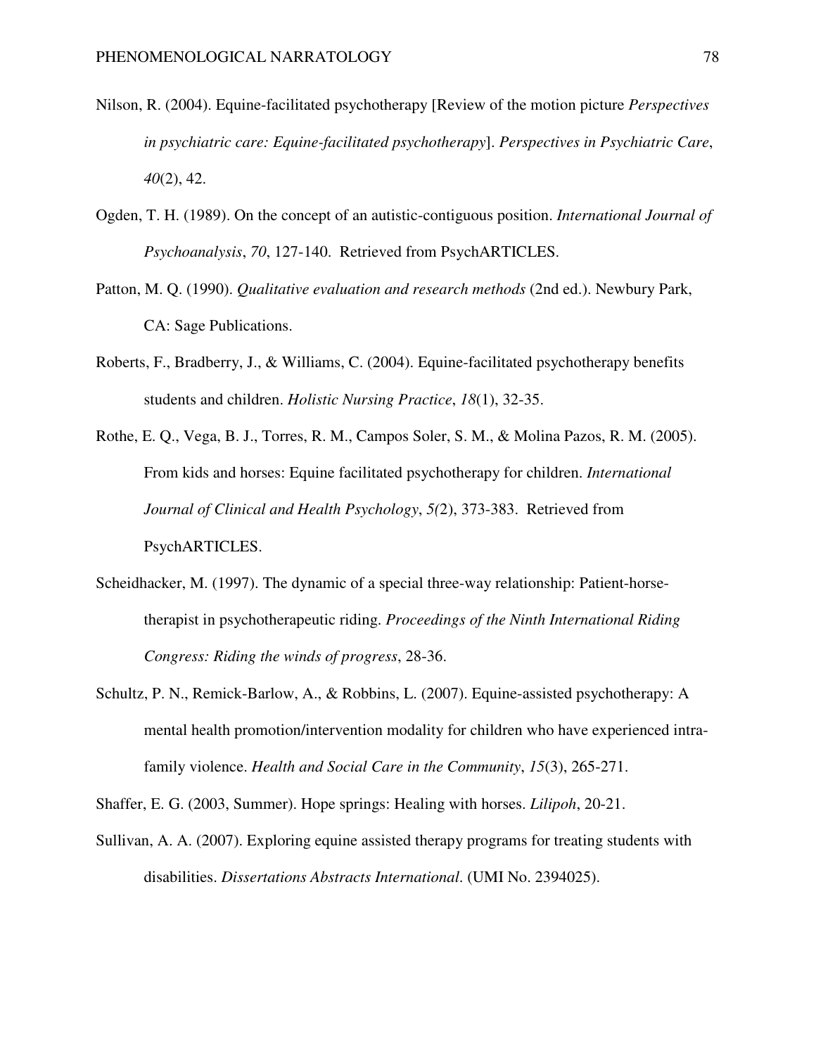Nilson, R. (2004). Equine-facilitated psychotherapy [Review of the motion picture *Perspectives in psychiatric care: Equine-facilitated psychotherapy*]. *Perspectives in Psychiatric Care*, *40*(2), 42.

Ogden, T. H. (1989). On the concept of an autistic-contiguous position. *International Journal of Psychoanalysis*, *70*, 127-140. Retrieved from PsychARTICLES.

Patton, M. Q. (1990). *Qualitative evaluation and research methods* (2nd ed.). Newbury Park, CA: Sage Publications.

Roberts, F., Bradberry, J., & Williams, C. (2004). Equine-facilitated psychotherapy benefits students and children. *Holistic Nursing Practice*, *18*(1), 32-35.

Rothe, E. Q., Vega, B. J., Torres, R. M., Campos Soler, S. M., & Molina Pazos, R. M. (2005). From kids and horses: Equine facilitated psychotherapy for children. *International Journal of Clinical and Health Psychology*, *5(*2), 373-383. Retrieved from PsychARTICLES.

Scheidhacker, M. (1997). The dynamic of a special three-way relationship: Patient-horse-therapist in psychotherapeutic riding. *Proceedings of the Ninth International Riding Congress: Riding the winds of progress*, 28-36.

Schultz, P. N., Remick-Barlow, A., & Robbins, L. (2007). Equine-assisted psychotherapy: A mental health promotion/intervention modality for children who have experienced intra-family violence. *Health and Social Care in the Community*, *15*(3), 265-271.

Shaffer, E. G. (2003, Summer). Hope springs: Healing with horses. *Lilipoh*, 20-21.

Sullivan, A. A. (2007). Exploring equine assisted therapy programs for treating students with disabilities. *Dissertations Abstracts International*. (UMI No. 2394025).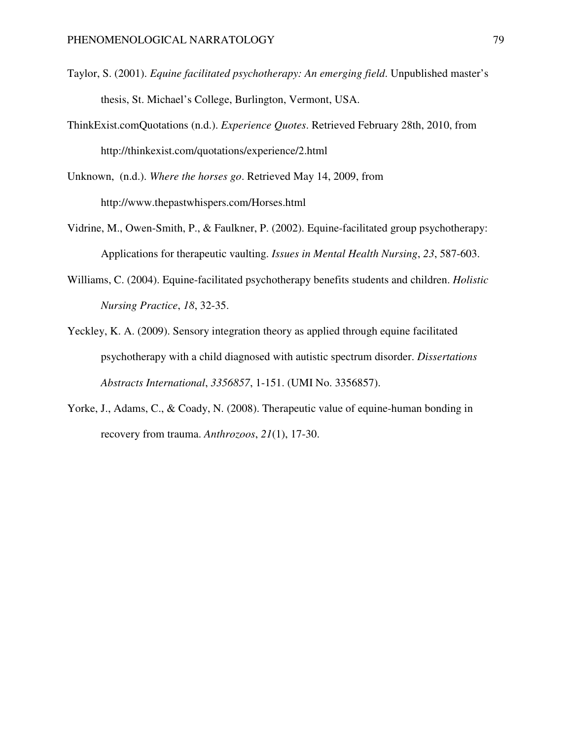Taylor, S. (2001). *Equine facilitated psychotherapy: An emerging field*. Unpublished master's thesis, St. Michael's College, Burlington, Vermont, USA.

ThinkExist.comQuotations (n.d.). *Experience Quotes*. Retrieved February 28th, 2010, from http://thinkexist.com/quotations/experience/2.html

Unknown, (n.d.). *Where the horses go*. Retrieved May 14, 2009, from http://www.thepastwhispers.com/Horses.html

Vidrine, M., Owen-Smith, P., & Faulkner, P. (2002). Equine-facilitated group psychotherapy: Applications for therapeutic vaulting. *Issues in Mental Health Nursing*, *23*, 587-603.

Williams, C. (2004). Equine-facilitated psychotherapy benefits students and children. *Holistic Nursing Practice*, *18*, 32-35.

Yeckley, K. A. (2009). Sensory integration theory as applied through equine facilitated psychotherapy with a child diagnosed with autistic spectrum disorder. *Dissertations Abstracts International*, *3356857*, 1-151. (UMI No. 3356857).

Yorke, J., Adams, C., & Coady, N. (2008). Therapeutic value of equine-human bonding in recovery from trauma. *Anthrozoos*, *21*(1), 17-30.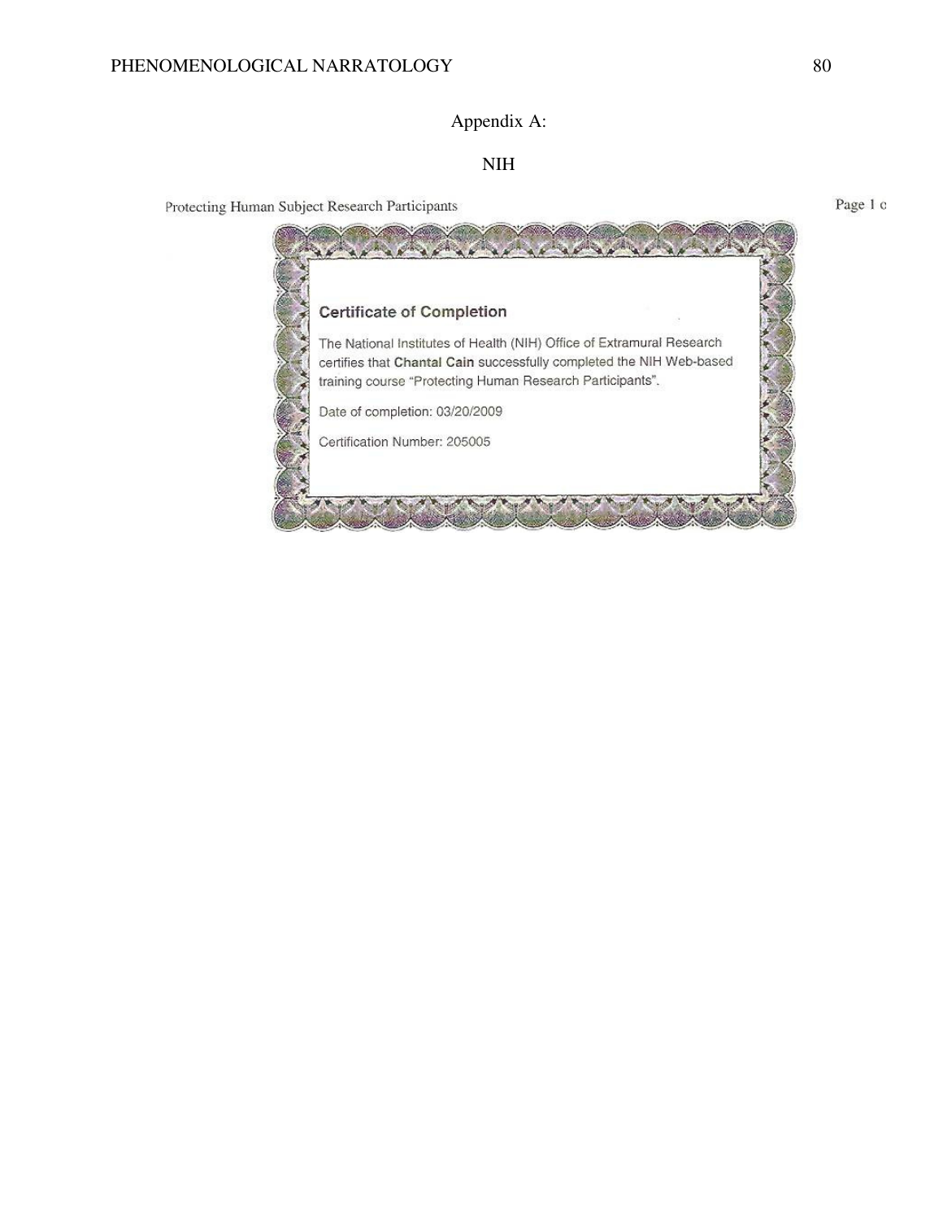Appendix A:

NIH

Protecting Human Subject Research Participants

Page 1 c

**Certificate of Completion**

The National Institutes of Health (NIH) Office of Extramural Research certifies that **Chantal Cain** successfully completed the NIH Web-based training course "Protecting Human Research Participants".

Date of completion: 03/20/2009

Certification Number: 205005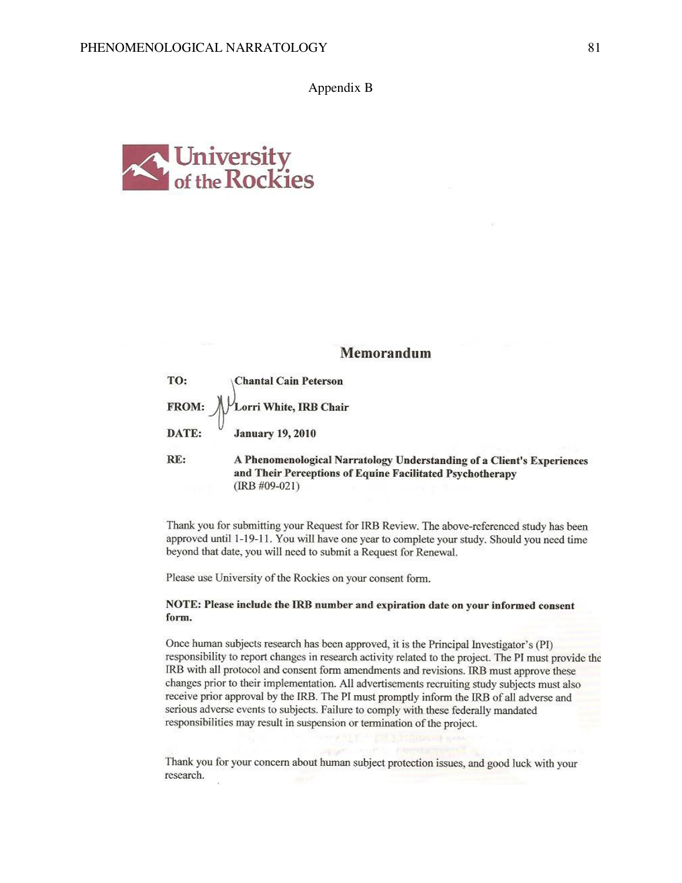# Appendix B

University of the Rockies

## Memorandum

**TO:** **Chantal Cain Peterson**

**FROM:** **Lorri White, IRB Chair**

**DATE:** **January 19, 2010**

**RE:** **A Phenomenological Narratology Understanding of a Client's Experiences and Their Perceptions of Equine Facilitated Psychotherapy**
(IRB #09-021)

Thank you for submitting your Request for IRB Review. The above-referenced study has been approved until 1-19-11. You will have one year to complete your study. Should you need time beyond that date, you will need to submit a Request for Renewal.

Please use University of the Rockies on your consent form.

**NOTE: Please include the IRB number and expiration date on your informed consent form.**

Once human subjects research has been approved, it is the Principal Investigator's (PI) responsibility to report changes in research activity related to the project. The PI must provide the IRB with all protocol and consent form amendments and revisions. IRB must approve these changes prior to their implementation. All advertisements recruiting study subjects must also receive prior approval by the IRB. The PI must promptly inform the IRB of all adverse and serious adverse events to subjects. Failure to comply with these federally mandated responsibilities may result in suspension or termination of the project.

Thank you for your concern about human subject protection issues, and good luck with your research.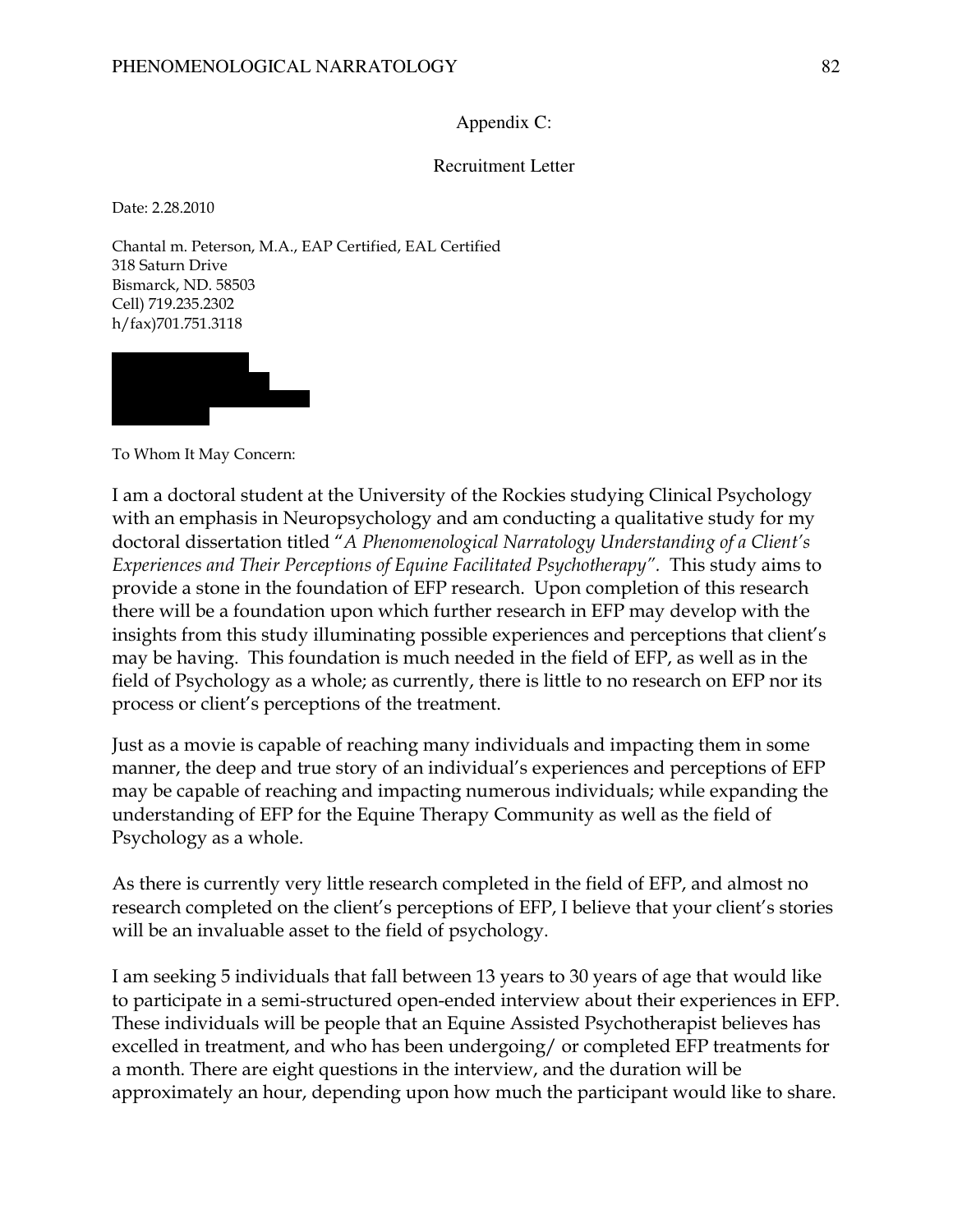Appendix C:

Recruitment Letter

Date: 2.28.2010

Chantal m. Peterson, M.A., EAP Certified, EAL Certified
318 Saturn Drive
Bismarck, ND. 58503
Cell) 719.235.2302
h/fax)701.751.3118

To Whom It May Concern:

I am a doctoral student at the University of the Rockies studying Clinical Psychology with an emphasis in Neuropsychology and am conducting a qualitative study for my doctoral dissertation titled "*A Phenomenological Narratology Understanding of a Client's Experiences and Their Perceptions of Equine Facilitated Psychotherapy*". This study aims to provide a stone in the foundation of EFP research. Upon completion of this research there will be a foundation upon which further research in EFP may develop with the insights from this study illuminating possible experiences and perceptions that client's may be having. This foundation is much needed in the field of EFP, as well as in the field of Psychology as a whole; as currently, there is little to no research on EFP nor its process or client's perceptions of the treatment.

Just as a movie is capable of reaching many individuals and impacting them in some manner, the deep and true story of an individual's experiences and perceptions of EFP may be capable of reaching and impacting numerous individuals; while expanding the understanding of EFP for the Equine Therapy Community as well as the field of Psychology as a whole.

As there is currently very little research completed in the field of EFP, and almost no research completed on the client's perceptions of EFP, I believe that your client's stories will be an invaluable asset to the field of psychology.

I am seeking 5 individuals that fall between 13 years to 30 years of age that would like to participate in a semi-structured open-ended interview about their experiences in EFP. These individuals will be people that an Equine Assisted Psychotherapist believes has excelled in treatment, and who has been undergoing/ or completed EFP treatments for a month. There are eight questions in the interview, and the duration will be approximately an hour, depending upon how much the participant would like to share.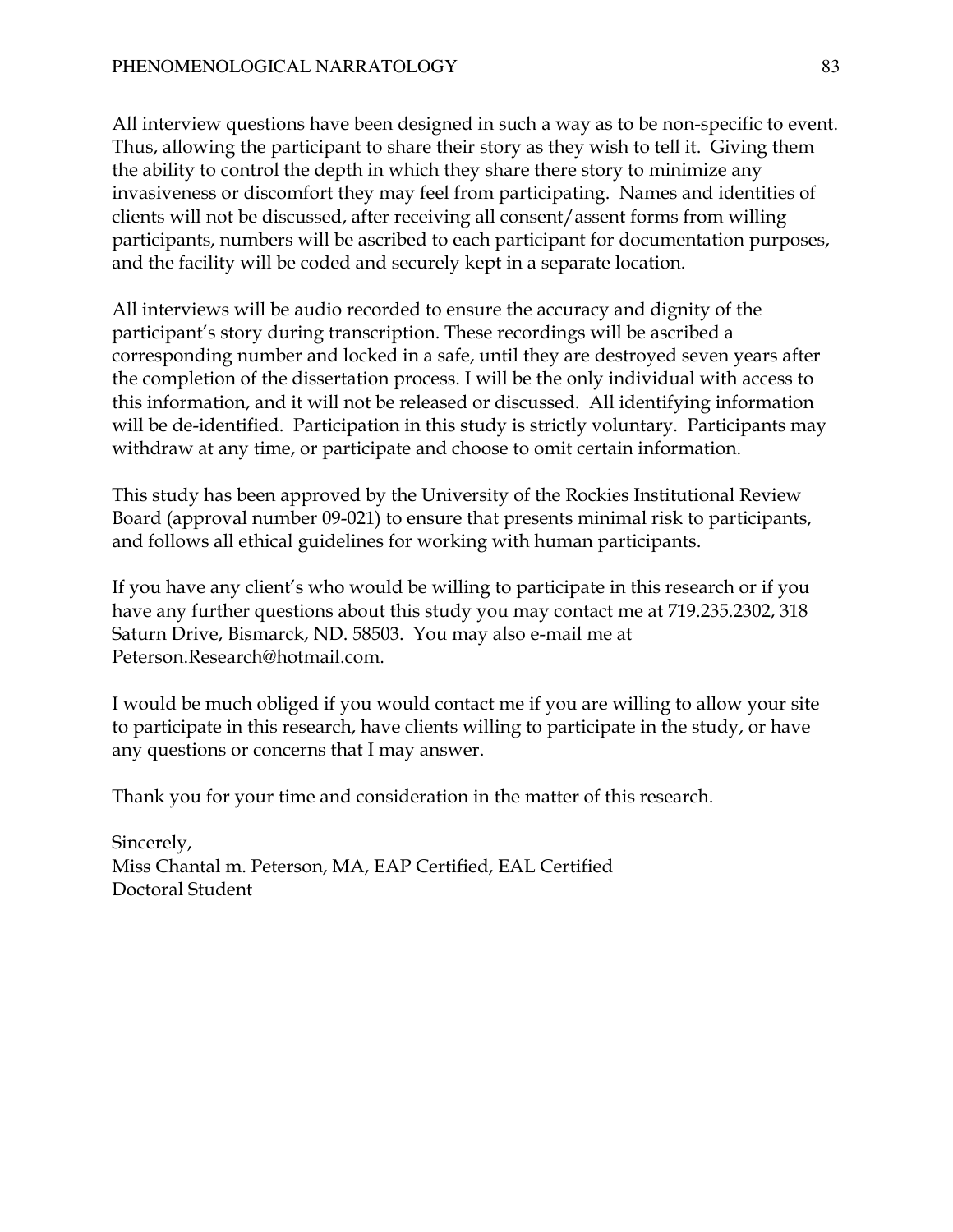All interview questions have been designed in such a way as to be non-specific to event. Thus, allowing the participant to share their story as they wish to tell it. Giving them the ability to control the depth in which they share there story to minimize any invasiveness or discomfort they may feel from participating. Names and identities of clients will not be discussed, after receiving all consent/assent forms from willing participants, numbers will be ascribed to each participant for documentation purposes, and the facility will be coded and securely kept in a separate location.

All interviews will be audio recorded to ensure the accuracy and dignity of the participant's story during transcription. These recordings will be ascribed a corresponding number and locked in a safe, until they are destroyed seven years after the completion of the dissertation process. I will be the only individual with access to this information, and it will not be released or discussed. All identifying information will be de-identified. Participation in this study is strictly voluntary. Participants may withdraw at any time, or participate and choose to omit certain information.

This study has been approved by the University of the Rockies Institutional Review Board (approval number 09-021) to ensure that presents minimal risk to participants, and follows all ethical guidelines for working with human participants.

If you have any client's who would be willing to participate in this research or if you have any further questions about this study you may contact me at 719.235.2302, 318 Saturn Drive, Bismarck, ND. 58503. You may also e-mail me at Peterson.Research@hotmail.com.

I would be much obliged if you would contact me if you are willing to allow your site to participate in this research, have clients willing to participate in the study, or have any questions or concerns that I may answer.

Thank you for your time and consideration in the matter of this research.

Sincerely,
Miss Chantal m. Peterson, MA, EAP Certified, EAL Certified
Doctoral Student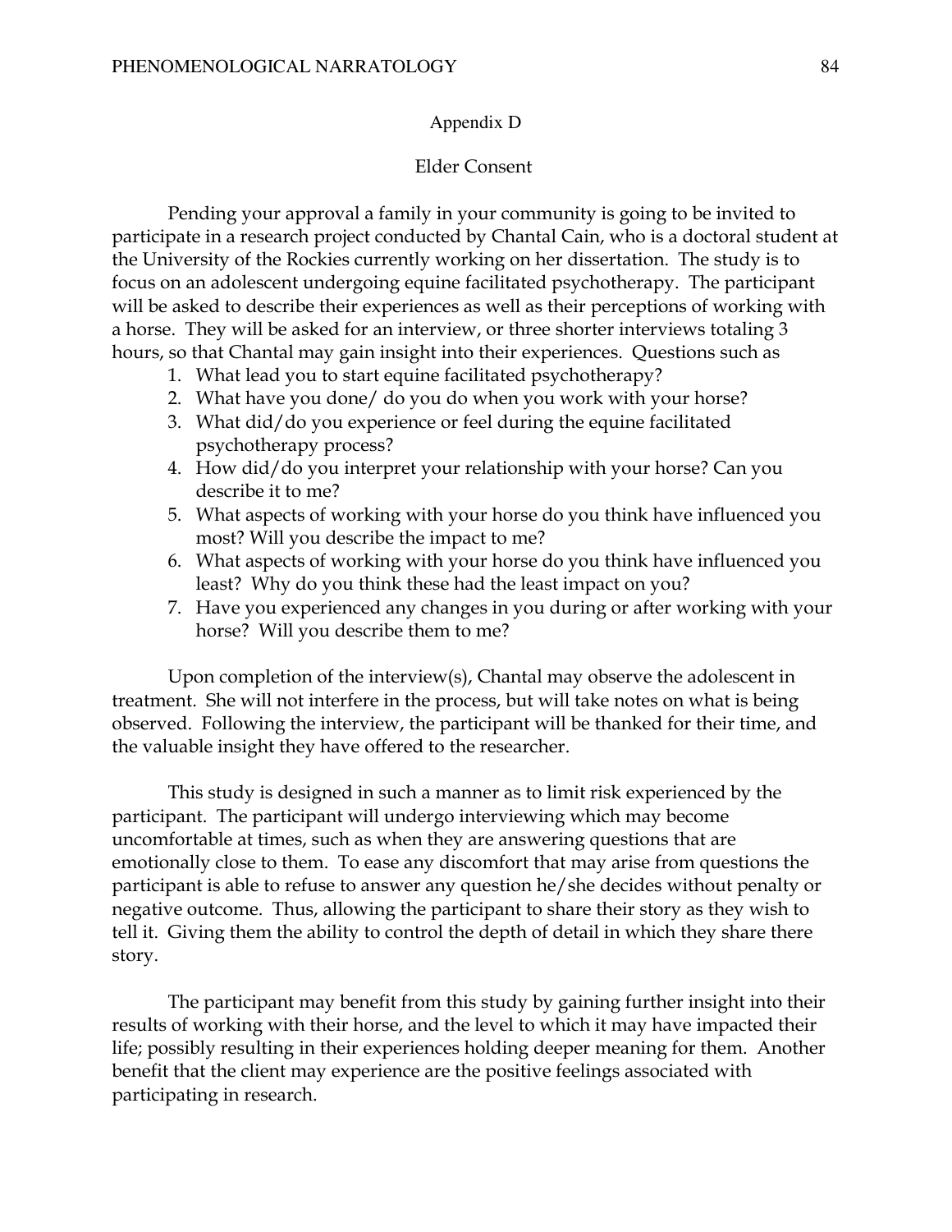## Appendix D

### Elder Consent

Pending your approval a family in your community is going to be invited to participate in a research project conducted by Chantal Cain, who is a doctoral student at the University of the Rockies currently working on her dissertation. The study is to focus on an adolescent undergoing equine facilitated psychotherapy. The participant will be asked to describe their experiences as well as their perceptions of working with a horse. They will be asked for an interview, or three shorter interviews totaling 3 hours, so that Chantal may gain insight into their experiences. Questions such as

1. What lead you to start equine facilitated psychotherapy?
2. What have you done/ do you do when you work with your horse?
3. What did/do you experience or feel during the equine facilitated psychotherapy process?
4. How did/do you interpret your relationship with your horse? Can you describe it to me?
5. What aspects of working with your horse do you think have influenced you most? Will you describe the impact to me?
6. What aspects of working with your horse do you think have influenced you least? Why do you think these had the least impact on you?
7. Have you experienced any changes in you during or after working with your horse? Will you describe them to me?

Upon completion of the interview(s), Chantal may observe the adolescent in treatment. She will not interfere in the process, but will take notes on what is being observed. Following the interview, the participant will be thanked for their time, and the valuable insight they have offered to the researcher.

This study is designed in such a manner as to limit risk experienced by the participant. The participant will undergo interviewing which may become uncomfortable at times, such as when they are answering questions that are emotionally close to them. To ease any discomfort that may arise from questions the participant is able to refuse to answer any question he/she decides without penalty or negative outcome. Thus, allowing the participant to share their story as they wish to tell it. Giving them the ability to control the depth of detail in which they share there story.

The participant may benefit from this study by gaining further insight into their results of working with their horse, and the level to which it may have impacted their life; possibly resulting in their experiences holding deeper meaning for them. Another benefit that the client may experience are the positive feelings associated with participating in research.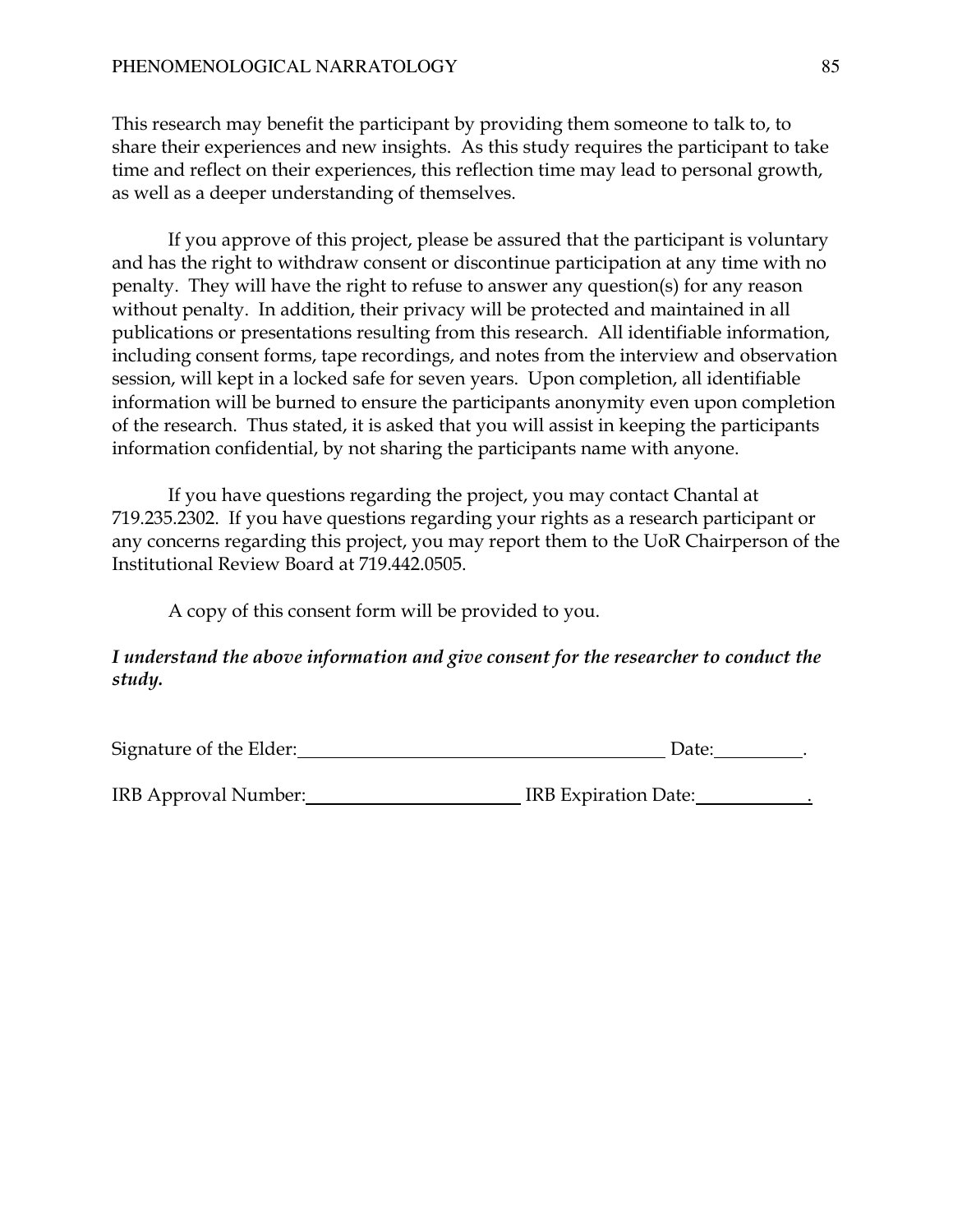This research may benefit the participant by providing them someone to talk to, to share their experiences and new insights. As this study requires the participant to take time and reflect on their experiences, this reflection time may lead to personal growth, as well as a deeper understanding of themselves.

If you approve of this project, please be assured that the participant is voluntary and has the right to withdraw consent or discontinue participation at any time with no penalty. They will have the right to refuse to answer any question(s) for any reason without penalty. In addition, their privacy will be protected and maintained in all publications or presentations resulting from this research. All identifiable information, including consent forms, tape recordings, and notes from the interview and observation session, will kept in a locked safe for seven years. Upon completion, all identifiable information will be burned to ensure the participants anonymity even upon completion of the research. Thus stated, it is asked that you will assist in keeping the participants information confidential, by not sharing the participants name with anyone.

If you have questions regarding the project, you may contact Chantal at 719.235.2302. If you have questions regarding your rights as a research participant or any concerns regarding this project, you may report them to the UoR Chairperson of the Institutional Review Board at 719.442.0505.

A copy of this consent form will be provided to you.

***I understand the above information and give consent for the researcher to conduct the study.***

Signature of the Elder:________________________________________ Date:__________.

IRB Approval Number:________________________ IRB Expiration Date:____________.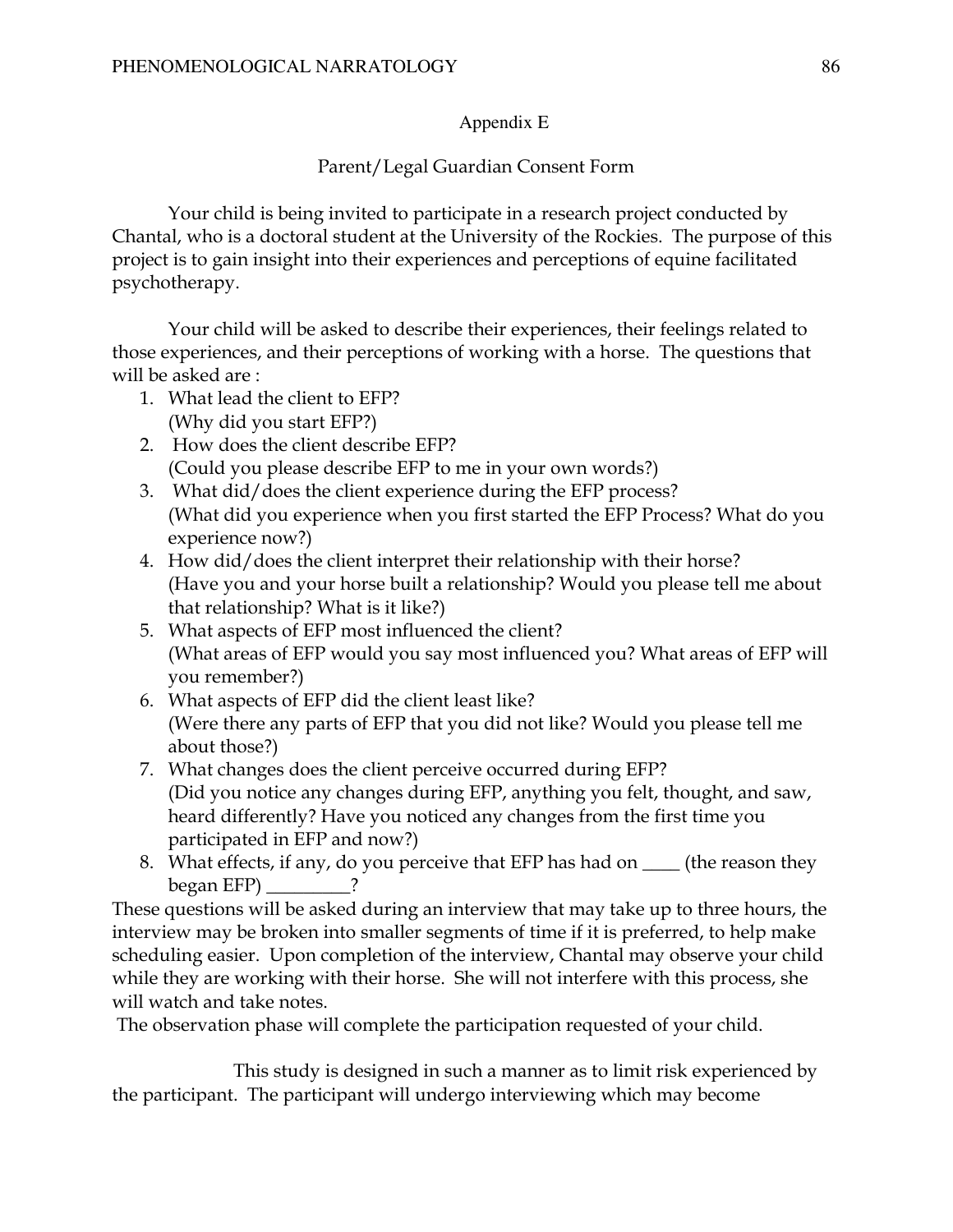Appendix E

Parent/Legal Guardian Consent Form

Your child is being invited to participate in a research project conducted by Chantal, who is a doctoral student at the University of the Rockies. The purpose of this project is to gain insight into their experiences and perceptions of equine facilitated psychotherapy.

Your child will be asked to describe their experiences, their feelings related to those experiences, and their perceptions of working with a horse. The questions that will be asked are :

1. What lead the client to EFP?
   (Why did you start EFP?)
2. How does the client describe EFP?
   (Could you please describe EFP to me in your own words?)
3. What did/does the client experience during the EFP process?
   (What did you experience when you first started the EFP Process? What do you experience now?)
4. How did/does the client interpret their relationship with their horse?
   (Have you and your horse built a relationship? Would you please tell me about that relationship? What is it like?)
5. What aspects of EFP most influenced the client?
   (What areas of EFP would you say most influenced you? What areas of EFP will you remember?)
6. What aspects of EFP did the client least like?
   (Were there any parts of EFP that you did not like? Would you please tell me about those?)
7. What changes does the client perceive occurred during EFP?
   (Did you notice any changes during EFP, anything you felt, thought, and saw, heard differently? Have you noticed any changes from the first time you participated in EFP and now?)
8. What effects, if any, do you perceive that EFP has had on ____ (the reason they began EFP) _________?

These questions will be asked during an interview that may take up to three hours, the interview may be broken into smaller segments of time if it is preferred, to help make scheduling easier. Upon completion of the interview, Chantal may observe your child while they are working with their horse. She will not interfere with this process, she will watch and take notes.

The observation phase will complete the participation requested of your child.

This study is designed in such a manner as to limit risk experienced by the participant. The participant will undergo interviewing which may become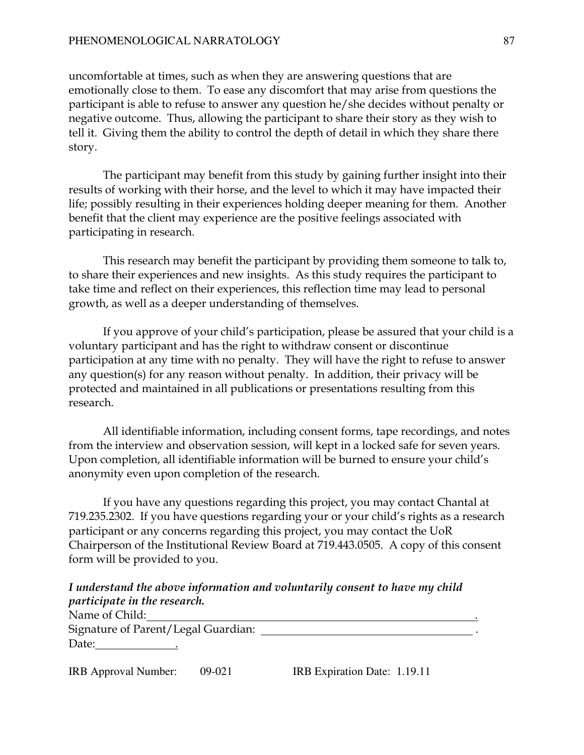uncomfortable at times, such as when they are answering questions that are emotionally close to them. To ease any discomfort that may arise from questions the participant is able to refuse to answer any question he/she decides without penalty or negative outcome. Thus, allowing the participant to share their story as they wish to tell it. Giving them the ability to control the depth of detail in which they share there story.

The participant may benefit from this study by gaining further insight into their results of working with their horse, and the level to which it may have impacted their life; possibly resulting in their experiences holding deeper meaning for them. Another benefit that the client may experience are the positive feelings associated with participating in research.

This research may benefit the participant by providing them someone to talk to, to share their experiences and new insights. As this study requires the participant to take time and reflect on their experiences, this reflection time may lead to personal growth, as well as a deeper understanding of themselves.

If you approve of your child's participation, please be assured that your child is a voluntary participant and has the right to withdraw consent or discontinue participation at any time with no penalty. They will have the right to refuse to answer any question(s) for any reason without penalty. In addition, their privacy will be protected and maintained in all publications or presentations resulting from this research.

All identifiable information, including consent forms, tape recordings, and notes from the interview and observation session, will kept in a locked safe for seven years. Upon completion, all identifiable information will be burned to ensure your child's anonymity even upon completion of the research.

If you have any questions regarding this project, you may contact Chantal at 719.235.2302. If you have questions regarding your or your child's rights as a research participant or any concerns regarding this project, you may contact the UoR Chairperson of the Institutional Review Board at 719.443.0505. A copy of this consent form will be provided to you.

***I understand the above information and voluntarily consent to have my child participate in the research.***

Name of Child:\_\_\_\_\_\_\_\_\_\_\_\_\_\_\_\_\_\_\_\_\_\_\_\_\_\_\_\_\_\_\_\_\_\_\_\_\_\_\_\_\_\_\_\_\_\_\_\_\_\_\_\_.

Signature of Parent/Legal Guardian: \_\_\_\_\_\_\_\_\_\_\_\_\_\_\_\_\_\_\_\_\_\_\_\_\_\_\_\_\_\_\_\_\_\_ .

Date:\_\_\_\_\_\_\_\_\_\_\_\_\_\_.

IRB Approval Number: 09-021 IRB Expiration Date: 1.19.11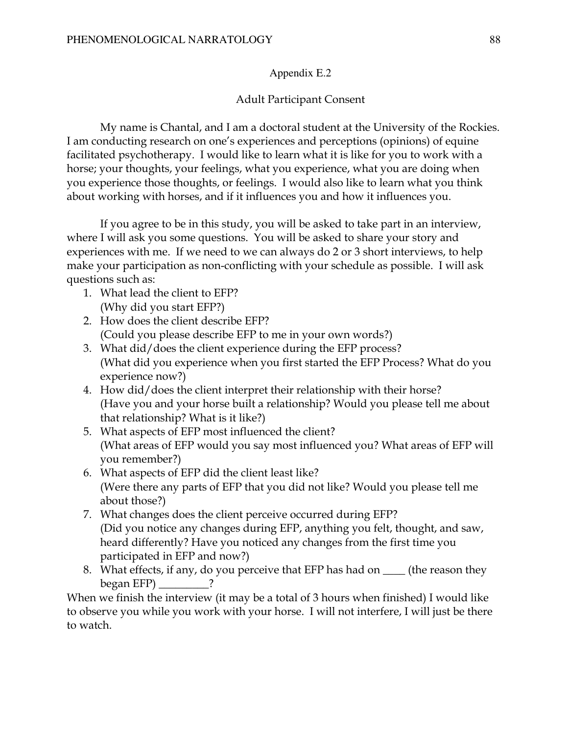Appendix E.2

Adult Participant Consent

My name is Chantal, and I am a doctoral student at the University of the Rockies. I am conducting research on one's experiences and perceptions (opinions) of equine facilitated psychotherapy. I would like to learn what it is like for you to work with a horse; your thoughts, your feelings, what you experience, what you are doing when you experience those thoughts, or feelings. I would also like to learn what you think about working with horses, and if it influences you and how it influences you.

If you agree to be in this study, you will be asked to take part in an interview, where I will ask you some questions. You will be asked to share your story and experiences with me. If we need to we can always do 2 or 3 short interviews, to help make your participation as non-conflicting with your schedule as possible. I will ask questions such as:

1. What lead the client to EFP?
   (Why did you start EFP?)
2. How does the client describe EFP?
   (Could you please describe EFP to me in your own words?)
3. What did/does the client experience during the EFP process?
   (What did you experience when you first started the EFP Process? What do you experience now?)
4. How did/does the client interpret their relationship with their horse?
   (Have you and your horse built a relationship? Would you please tell me about that relationship? What is it like?)
5. What aspects of EFP most influenced the client?
   (What areas of EFP would you say most influenced you? What areas of EFP will you remember?)
6. What aspects of EFP did the client least like?
   (Were there any parts of EFP that you did not like? Would you please tell me about those?)
7. What changes does the client perceive occurred during EFP?
   (Did you notice any changes during EFP, anything you felt, thought, and saw, heard differently? Have you noticed any changes from the first time you participated in EFP and now?)
8. What effects, if any, do you perceive that EFP has had on ____ (the reason they began EFP) _________?

When we finish the interview (it may be a total of 3 hours when finished) I would like to observe you while you work with your horse. I will not interfere, I will just be there to watch.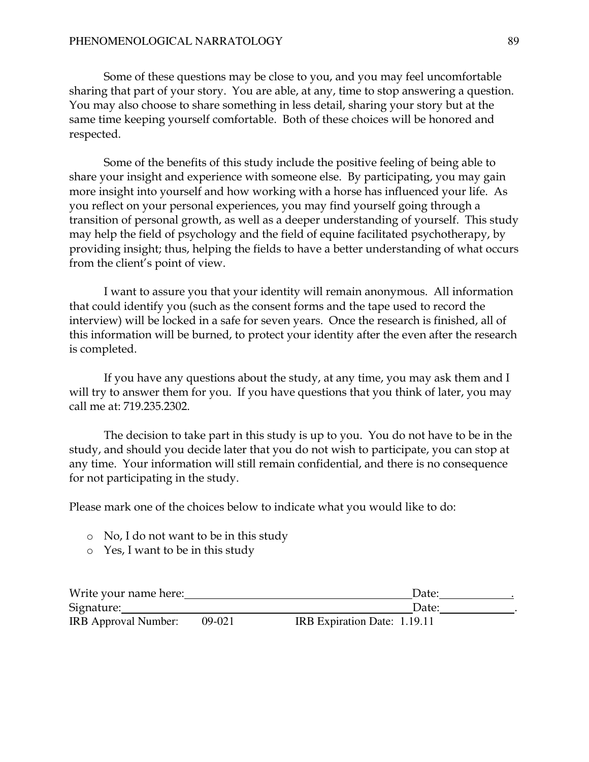Some of these questions may be close to you, and you may feel uncomfortable sharing that part of your story. You are able, at any, time to stop answering a question. You may also choose to share something in less detail, sharing your story but at the same time keeping yourself comfortable. Both of these choices will be honored and respected.

Some of the benefits of this study include the positive feeling of being able to share your insight and experience with someone else. By participating, you may gain more insight into yourself and how working with a horse has influenced your life. As you reflect on your personal experiences, you may find yourself going through a transition of personal growth, as well as a deeper understanding of yourself. This study may help the field of psychology and the field of equine facilitated psychotherapy, by providing insight; thus, helping the fields to have a better understanding of what occurs from the client's point of view.

I want to assure you that your identity will remain anonymous. All information that could identify you (such as the consent forms and the tape used to record the interview) will be locked in a safe for seven years. Once the research is finished, all of this information will be burned, to protect your identity after the even after the research is completed.

If you have any questions about the study, at any time, you may ask them and I will try to answer them for you. If you have questions that you think of later, you may call me at: 719.235.2302.

The decision to take part in this study is up to you. You do not have to be in the study, and should you decide later that you do not wish to participate, you can stop at any time. Your information will still remain confidential, and there is no consequence for not participating in the study.

Please mark one of the choices below to indicate what you would like to do:

- No, I do not want to be in this study
- Yes, I want to be in this study

Write your name here:________________________________ Date:__________.
Signature:______________________________________ Date:__________.
IRB Approval Number: 09-021 IRB Expiration Date: 1.19.11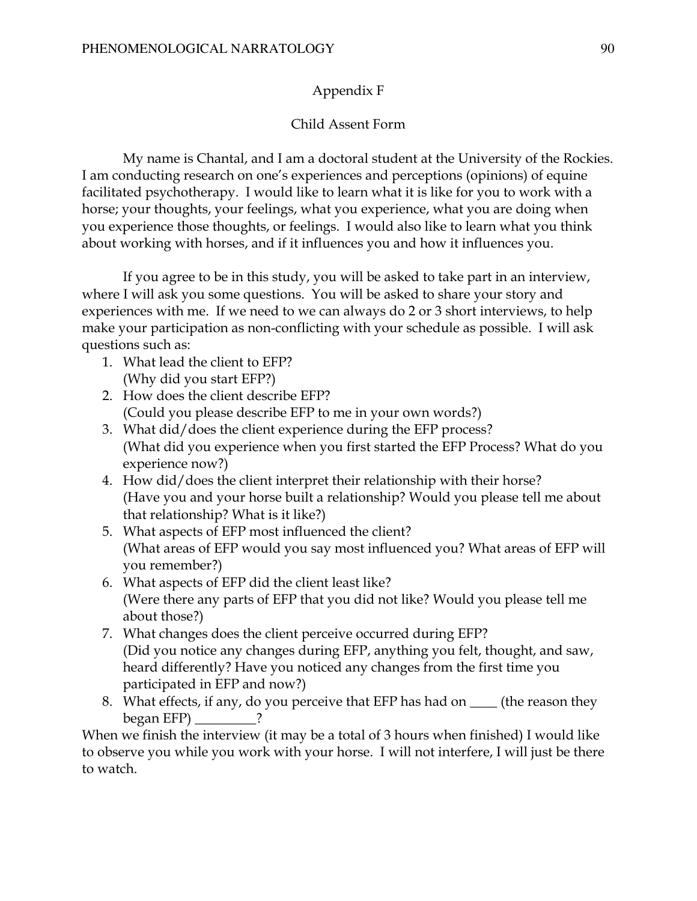## Appendix F

## Child Assent Form

My name is Chantal, and I am a doctoral student at the University of the Rockies. I am conducting research on one's experiences and perceptions (opinions) of equine facilitated psychotherapy. I would like to learn what it is like for you to work with a horse; your thoughts, your feelings, what you experience, what you are doing when you experience those thoughts, or feelings. I would also like to learn what you think about working with horses, and if it influences you and how it influences you.

If you agree to be in this study, you will be asked to take part in an interview, where I will ask you some questions. You will be asked to share your story and experiences with me. If we need to we can always do 2 or 3 short interviews, to help make your participation as non-conflicting with your schedule as possible. I will ask questions such as:

1. What lead the client to EFP?
   (Why did you start EFP?)
2. How does the client describe EFP?
   (Could you please describe EFP to me in your own words?)
3. What did/does the client experience during the EFP process?
   (What did you experience when you first started the EFP Process? What do you experience now?)
4. How did/does the client interpret their relationship with their horse?
   (Have you and your horse built a relationship? Would you please tell me about that relationship? What is it like?)
5. What aspects of EFP most influenced the client?
   (What areas of EFP would you say most influenced you? What areas of EFP will you remember?)
6. What aspects of EFP did the client least like?
   (Were there any parts of EFP that you did not like? Would you please tell me about those?)
7. What changes does the client perceive occurred during EFP?
   (Did you notice any changes during EFP, anything you felt, thought, and saw, heard differently? Have you noticed any changes from the first time you participated in EFP and now?)
8. What effects, if any, do you perceive that EFP has had on ____ (the reason they began EFP) _________?

When we finish the interview (it may be a total of 3 hours when finished) I would like to observe you while you work with your horse. I will not interfere, I will just be there to watch.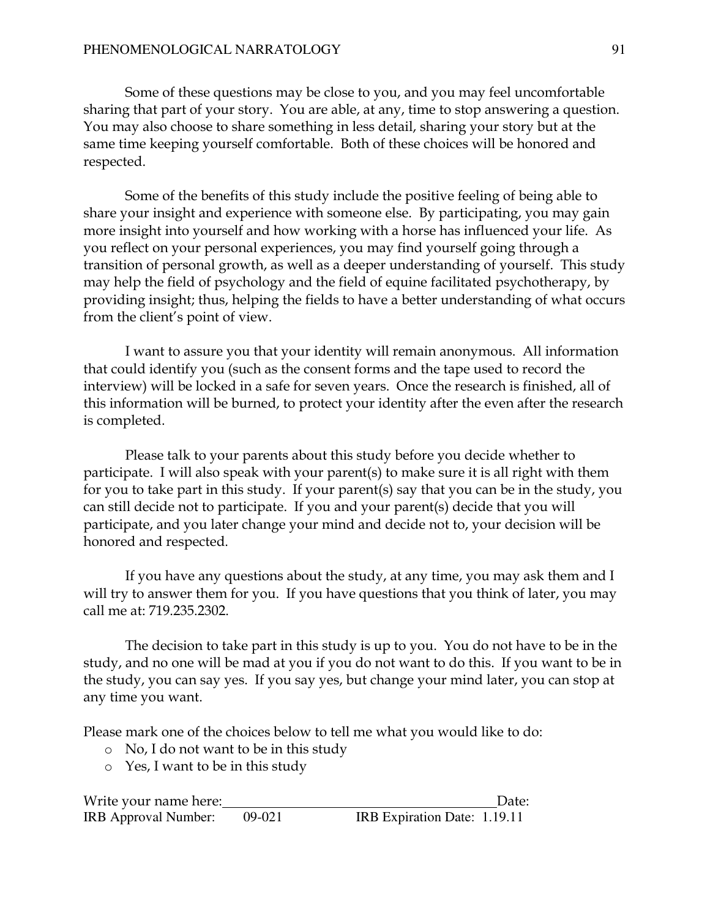Some of these questions may be close to you, and you may feel uncomfortable sharing that part of your story. You are able, at any, time to stop answering a question. You may also choose to share something in less detail, sharing your story but at the same time keeping yourself comfortable. Both of these choices will be honored and respected.

Some of the benefits of this study include the positive feeling of being able to share your insight and experience with someone else. By participating, you may gain more insight into yourself and how working with a horse has influenced your life. As you reflect on your personal experiences, you may find yourself going through a transition of personal growth, as well as a deeper understanding of yourself. This study may help the field of psychology and the field of equine facilitated psychotherapy, by providing insight; thus, helping the fields to have a better understanding of what occurs from the client's point of view.

I want to assure you that your identity will remain anonymous. All information that could identify you (such as the consent forms and the tape used to record the interview) will be locked in a safe for seven years. Once the research is finished, all of this information will be burned, to protect your identity after the even after the research is completed.

Please talk to your parents about this study before you decide whether to participate. I will also speak with your parent(s) to make sure it is all right with them for you to take part in this study. If your parent(s) say that you can be in the study, you can still decide not to participate. If you and your parent(s) decide that you will participate, and you later change your mind and decide not to, your decision will be honored and respected.

If you have any questions about the study, at any time, you may ask them and I will try to answer them for you. If you have questions that you think of later, you may call me at: 719.235.2302.

The decision to take part in this study is up to you. You do not have to be in the study, and no one will be mad at you if you do not want to do this. If you want to be in the study, you can say yes. If you say yes, but change your mind later, you can stop at any time you want.

Please mark one of the choices below to tell me what you would like to do:

- No, I do not want to be in this study
- Yes, I want to be in this study

Write your name here:\_\_\_\_\_\_\_\_\_\_\_\_\_\_\_\_\_\_\_\_\_\_\_\_\_\_\_\_\_\_\_\_\_\_\_\_\_\_\_\_Date:

IRB Approval Number: 09-021 IRB Expiration Date: 1.19.11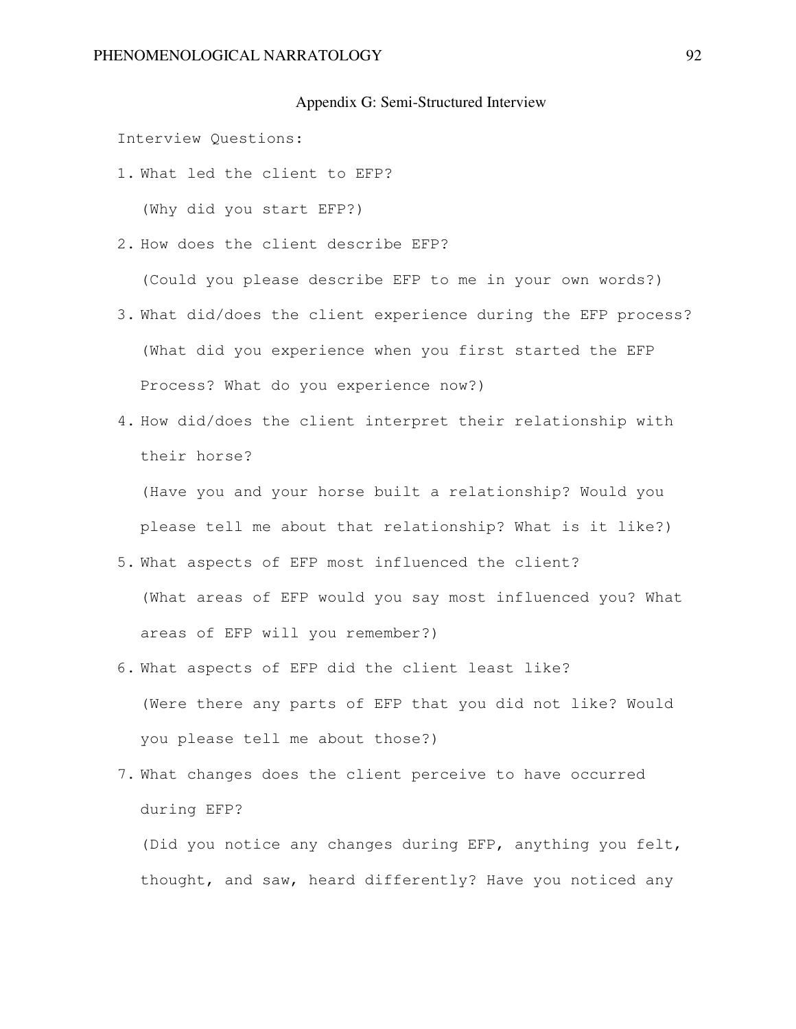## Appendix G: Semi-Structured Interview

Interview Questions:

1. What led the client to EFP?

   (Why did you start EFP?)

2. How does the client describe EFP?

   (Could you please describe EFP to me in your own words?)

3. What did/does the client experience during the EFP process?

   (What did you experience when you first started the EFP Process? What do you experience now?)

4. How did/does the client interpret their relationship with their horse?

   (Have you and your horse built a relationship? Would you please tell me about that relationship? What is it like?)

5. What aspects of EFP most influenced the client?

   (What areas of EFP would you say most influenced you? What areas of EFP will you remember?)

6. What aspects of EFP did the client least like?

   (Were there any parts of EFP that you did not like? Would you please tell me about those?)

7. What changes does the client perceive to have occurred during EFP?

   (Did you notice any changes during EFP, anything you felt, thought, and saw, heard differently? Have you noticed any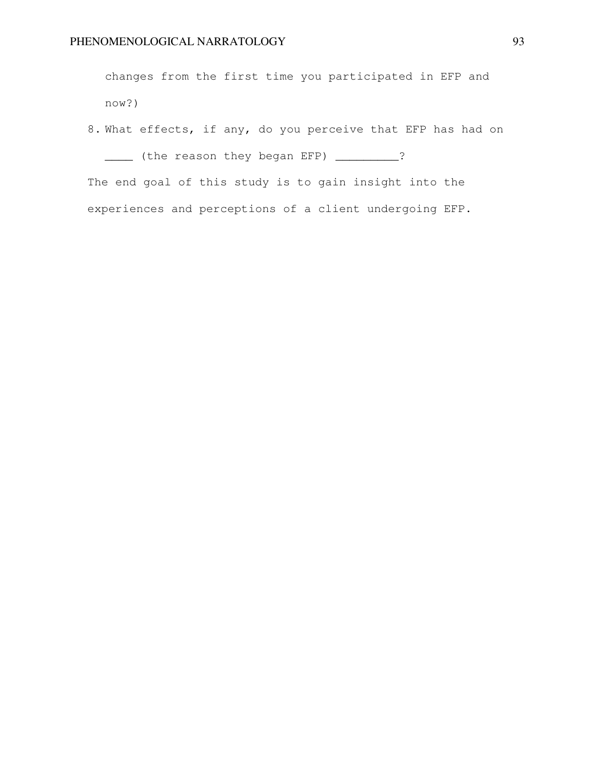changes from the first time you participated in EFP and now?)

8. What effects, if any, do you perceive that EFP has had on ____ (the reason they began EFP) _________?

The end goal of this study is to gain insight into the experiences and perceptions of a client undergoing EFP.